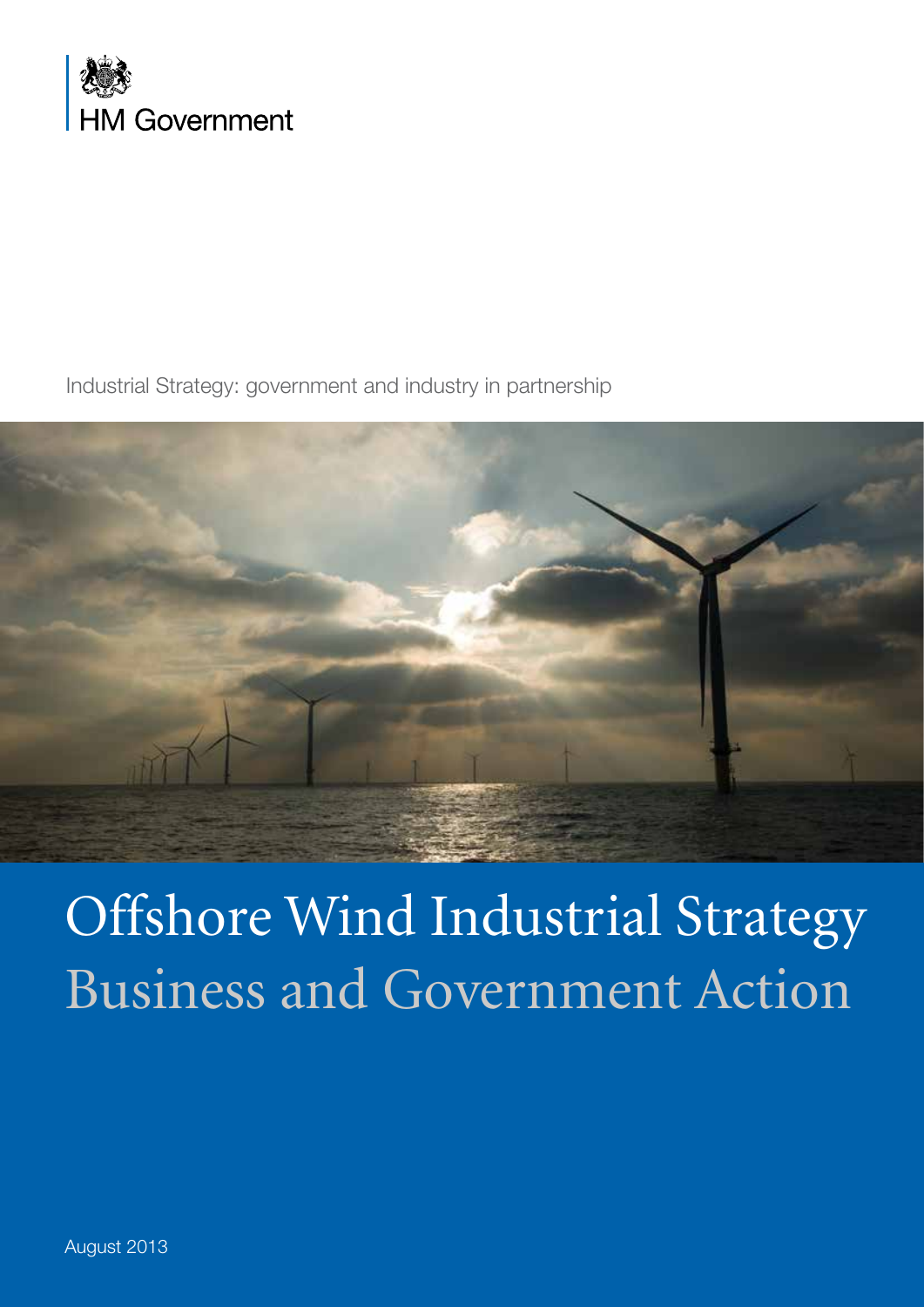HM Government

Industrial Strategy: government and industry in partnership

# Offshore Wind Industrial Strategy
## Business and Government Action

August 2013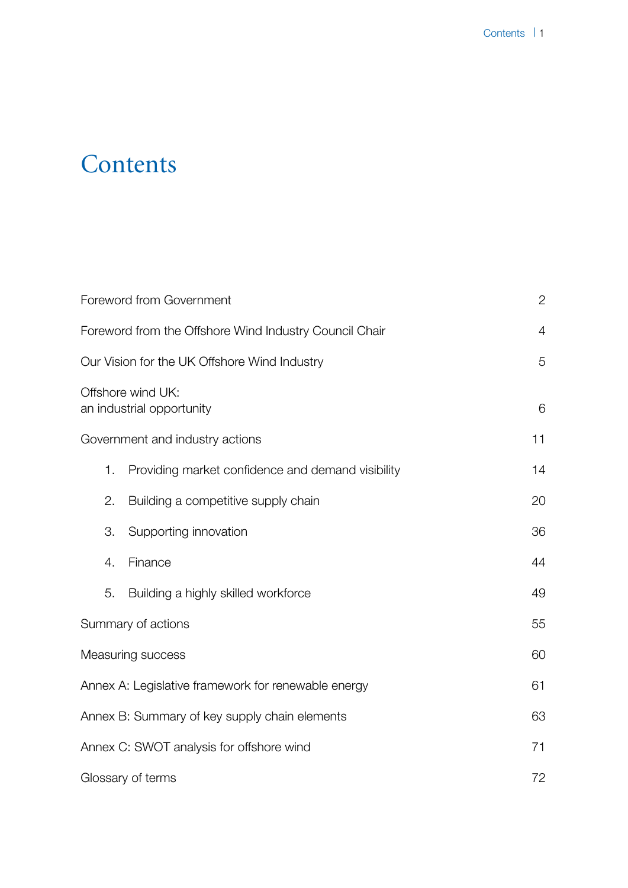# Contents

| | |
|---|---|
| Foreword from Government | 2 |
| Foreword from the Offshore Wind Industry Council Chair | 4 |
| Our Vision for the UK Offshore Wind Industry | 5 |
| Offshore wind UK: an industrial opportunity | 6 |
| Government and industry actions | 11 |
| 1. Providing market confidence and demand visibility | 14 |
| 2. Building a competitive supply chain | 20 |
| 3. Supporting innovation | 36 |
| 4. Finance | 44 |
| 5. Building a highly skilled workforce | 49 |
| Summary of actions | 55 |
| Measuring success | 60 |
| Annex A: Legislative framework for renewable energy | 61 |
| Annex B: Summary of key supply chain elements | 63 |
| Annex C: SWOT analysis for offshore wind | 71 |
| Glossary of terms | 72 |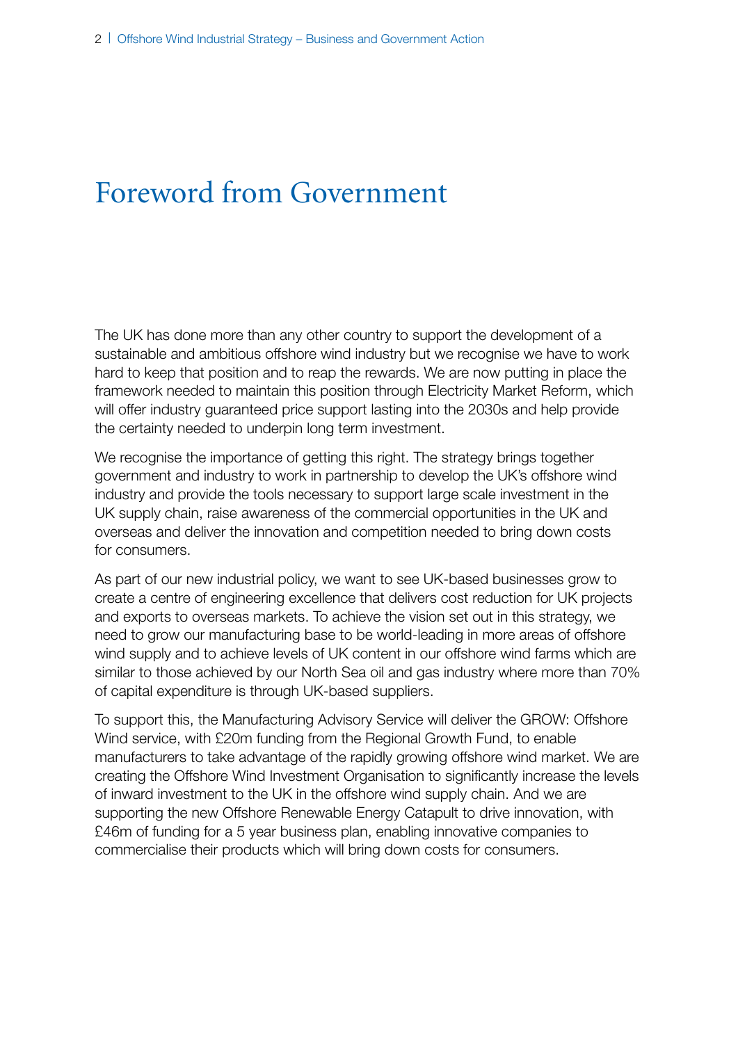# Foreword from Government

The UK has done more than any other country to support the development of a sustainable and ambitious offshore wind industry but we recognise we have to work hard to keep that position and to reap the rewards. We are now putting in place the framework needed to maintain this position through Electricity Market Reform, which will offer industry guaranteed price support lasting into the 2030s and help provide the certainty needed to underpin long term investment.

We recognise the importance of getting this right. The strategy brings together government and industry to work in partnership to develop the UK's offshore wind industry and provide the tools necessary to support large scale investment in the UK supply chain, raise awareness of the commercial opportunities in the UK and overseas and deliver the innovation and competition needed to bring down costs for consumers.

As part of our new industrial policy, we want to see UK-based businesses grow to create a centre of engineering excellence that delivers cost reduction for UK projects and exports to overseas markets. To achieve the vision set out in this strategy, we need to grow our manufacturing base to be world-leading in more areas of offshore wind supply and to achieve levels of UK content in our offshore wind farms which are similar to those achieved by our North Sea oil and gas industry where more than 70% of capital expenditure is through UK-based suppliers.

To support this, the Manufacturing Advisory Service will deliver the GROW: Offshore Wind service, with £20m funding from the Regional Growth Fund, to enable manufacturers to take advantage of the rapidly growing offshore wind market. We are creating the Offshore Wind Investment Organisation to significantly increase the levels of inward investment to the UK in the offshore wind supply chain. And we are supporting the new Offshore Renewable Energy Catapult to drive innovation, with £46m of funding for a 5 year business plan, enabling innovative companies to commercialise their products which will bring down costs for consumers.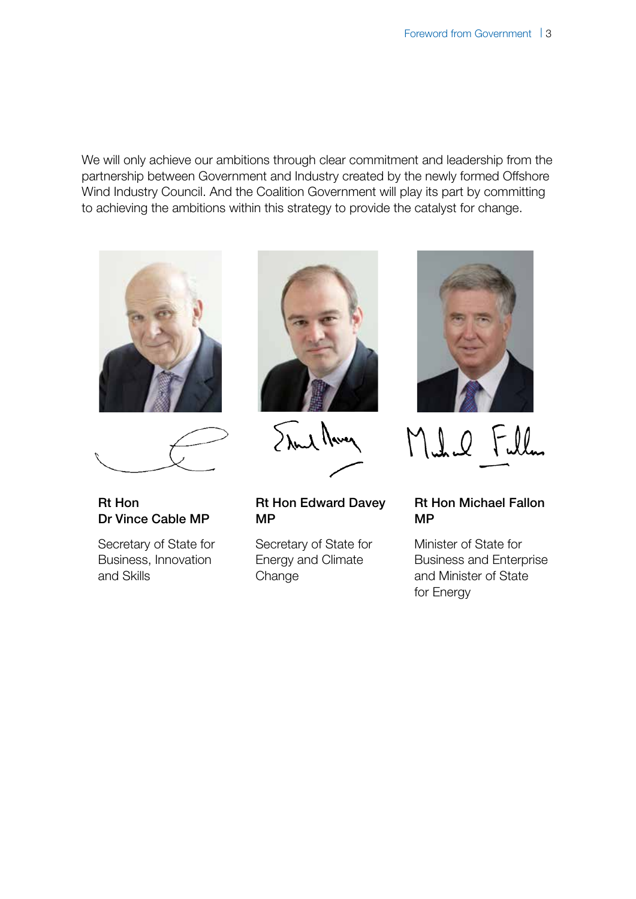We will only achieve our ambitions through clear commitment and leadership from the partnership between Government and Industry created by the newly formed Offshore Wind Industry Council. And the Coalition Government will play its part by committing to achieving the ambitions within this strategy to provide the catalyst for change.

**Rt Hon Dr Vince Cable MP**

Secretary of State for Business, Innovation and Skills

**Rt Hon Edward Davey MP**

Secretary of State for Energy and Climate Change

**Rt Hon Michael Fallon MP**

Minister of State for Business and Enterprise and Minister of State for Energy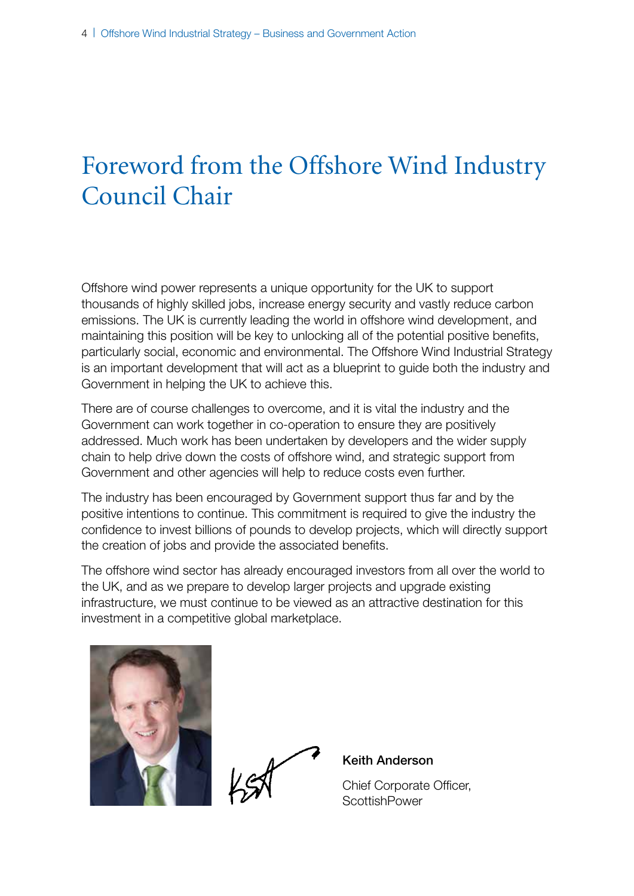# Foreword from the Offshore Wind Industry Council Chair

Offshore wind power represents a unique opportunity for the UK to support thousands of highly skilled jobs, increase energy security and vastly reduce carbon emissions. The UK is currently leading the world in offshore wind development, and maintaining this position will be key to unlocking all of the potential positive benefits, particularly social, economic and environmental. The Offshore Wind Industrial Strategy is an important development that will act as a blueprint to guide both the industry and Government in helping the UK to achieve this.

There are of course challenges to overcome, and it is vital the industry and the Government can work together in co-operation to ensure they are positively addressed. Much work has been undertaken by developers and the wider supply chain to help drive down the costs of offshore wind, and strategic support from Government and other agencies will help to reduce costs even further.

The industry has been encouraged by Government support thus far and by the positive intentions to continue. This commitment is required to give the industry the confidence to invest billions of pounds to develop projects, which will directly support the creation of jobs and provide the associated benefits.

The offshore wind sector has already encouraged investors from all over the world to the UK, and as we prepare to develop larger projects and upgrade existing infrastructure, we must continue to be viewed as an attractive destination for this investment in a competitive global marketplace.

**Keith Anderson**

Chief Corporate Officer,
ScottishPower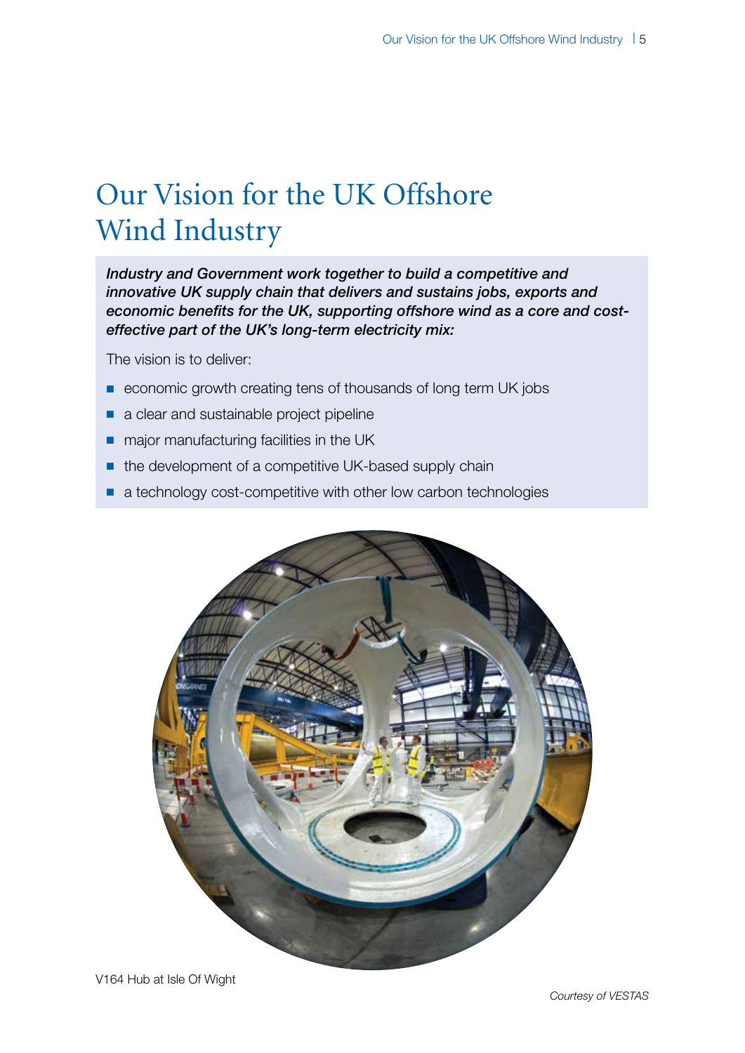# Our Vision for the UK Offshore Wind Industry

***Industry and Government work together to build a competitive and innovative UK supply chain that delivers and sustains jobs, exports and economic benefits for the UK, supporting offshore wind as a core and cost-effective part of the UK's long-term electricity mix:***

The vision is to deliver:

- economic growth creating tens of thousands of long term UK jobs
- a clear and sustainable project pipeline
- major manufacturing facilities in the UK
- the development of a competitive UK-based supply chain
- a technology cost-competitive with other low carbon technologies

V164 Hub at Isle Of Wight

*Courtesy of VESTAS*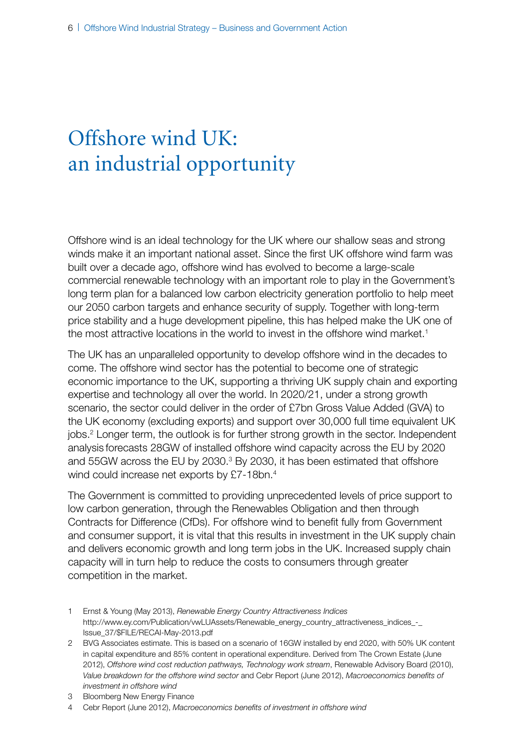# Offshore wind UK: an industrial opportunity

Offshore wind is an ideal technology for the UK where our shallow seas and strong winds make it an important national asset. Since the first UK offshore wind farm was built over a decade ago, offshore wind has evolved to become a large-scale commercial renewable technology with an important role to play in the Government's long term plan for a balanced low carbon electricity generation portfolio to help meet our 2050 carbon targets and enhance security of supply. Together with long-term price stability and a huge development pipeline, this has helped make the UK one of the most attractive locations in the world to invest in the offshore wind market.[1]

The UK has an unparalleled opportunity to develop offshore wind in the decades to come. The offshore wind sector has the potential to become one of strategic economic importance to the UK, supporting a thriving UK supply chain and exporting expertise and technology all over the world. In 2020/21, under a strong growth scenario, the sector could deliver in the order of £7bn Gross Value Added (GVA) to the UK economy (excluding exports) and support over 30,000 full time equivalent UK jobs.[2] Longer term, the outlook is for further strong growth in the sector. Independent analysis forecasts 28GW of installed offshore wind capacity across the EU by 2020 and 55GW across the EU by 2030.[3] By 2030, it has been estimated that offshore wind could increase net exports by £7-18bn.[4]

The Government is committed to providing unprecedented levels of price support to low carbon generation, through the Renewables Obligation and then through Contracts for Difference (CfDs). For offshore wind to benefit fully from Government and consumer support, it is vital that this results in investment in the UK supply chain and delivers economic growth and long term jobs in the UK. Increased supply chain capacity will in turn help to reduce the costs to consumers through greater competition in the market.

1 Ernst & Young (May 2013), *Renewable Energy Country Attractiveness Indices* http://www.ey.com/Publication/vwLUAssets/Renewable_energy_country_attractiveness_indices_-_Issue_37/$FILE/RECAI-May-2013.pdf

2 BVG Associates estimate. This is based on a scenario of 16GW installed by end 2020, with 50% UK content in capital expenditure and 85% content in operational expenditure. Derived from The Crown Estate (June 2012), *Offshore wind cost reduction pathways, Technology work stream*, Renewable Advisory Board (2010), *Value breakdown for the offshore wind sector* and Cebr Report (June 2012), *Macroeconomics benefits of investment in offshore wind*

3 Bloomberg New Energy Finance

4 Cebr Report (June 2012), *Macroeconomics benefits of investment in offshore wind*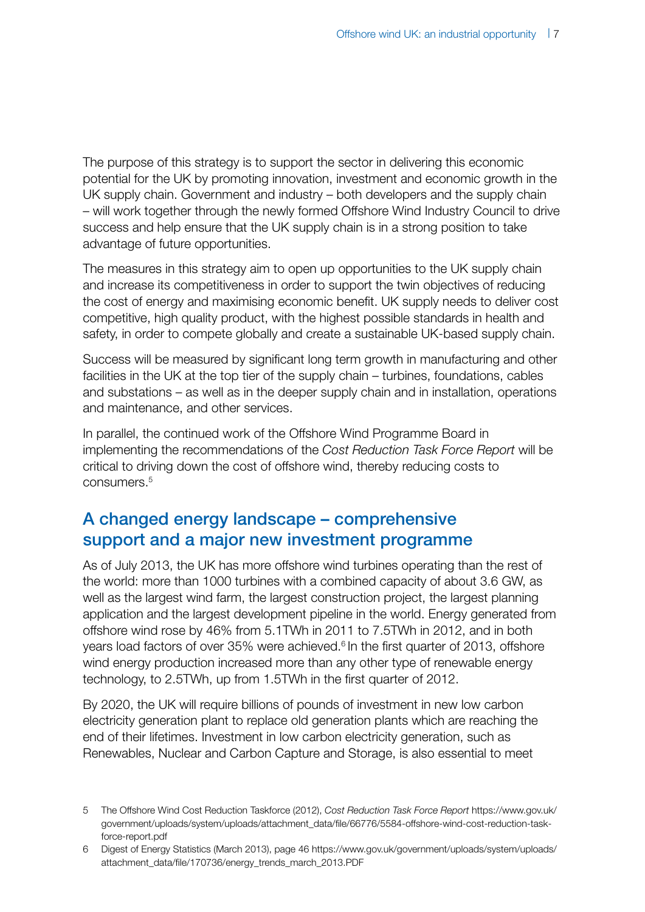The purpose of this strategy is to support the sector in delivering this economic potential for the UK by promoting innovation, investment and economic growth in the UK supply chain. Government and industry – both developers and the supply chain – will work together through the newly formed Offshore Wind Industry Council to drive success and help ensure that the UK supply chain is in a strong position to take advantage of future opportunities.

The measures in this strategy aim to open up opportunities to the UK supply chain and increase its competitiveness in order to support the twin objectives of reducing the cost of energy and maximising economic benefit. UK supply needs to deliver cost competitive, high quality product, with the highest possible standards in health and safety, in order to compete globally and create a sustainable UK-based supply chain.

Success will be measured by significant long term growth in manufacturing and other facilities in the UK at the top tier of the supply chain – turbines, foundations, cables and substations – as well as in the deeper supply chain and in installation, operations and maintenance, and other services.

In parallel, the continued work of the Offshore Wind Programme Board in implementing the recommendations of the *Cost Reduction Task Force Report* will be critical to driving down the cost of offshore wind, thereby reducing costs to consumers.[5]

## A changed energy landscape – comprehensive support and a major new investment programme

As of July 2013, the UK has more offshore wind turbines operating than the rest of the world: more than 1000 turbines with a combined capacity of about 3.6 GW, as well as the largest wind farm, the largest construction project, the largest planning application and the largest development pipeline in the world. Energy generated from offshore wind rose by 46% from 5.1TWh in 2011 to 7.5TWh in 2012, and in both years load factors of over 35% were achieved.[6] In the first quarter of 2013, offshore wind energy production increased more than any other type of renewable energy technology, to 2.5TWh, up from 1.5TWh in the first quarter of 2012.

By 2020, the UK will require billions of pounds of investment in new low carbon electricity generation plant to replace old generation plants which are reaching the end of their lifetimes. Investment in low carbon electricity generation, such as Renewables, Nuclear and Carbon Capture and Storage, is also essential to meet

---

5 The Offshore Wind Cost Reduction Taskforce (2012), *Cost Reduction Task Force Report* https://www.gov.uk/government/uploads/system/uploads/attachment_data/file/66776/5584-offshore-wind-cost-reduction-task-force-report.pdf

6 Digest of Energy Statistics (March 2013), page 46 https://www.gov.uk/government/uploads/system/uploads/attachment_data/file/170736/energy_trends_march_2013.PDF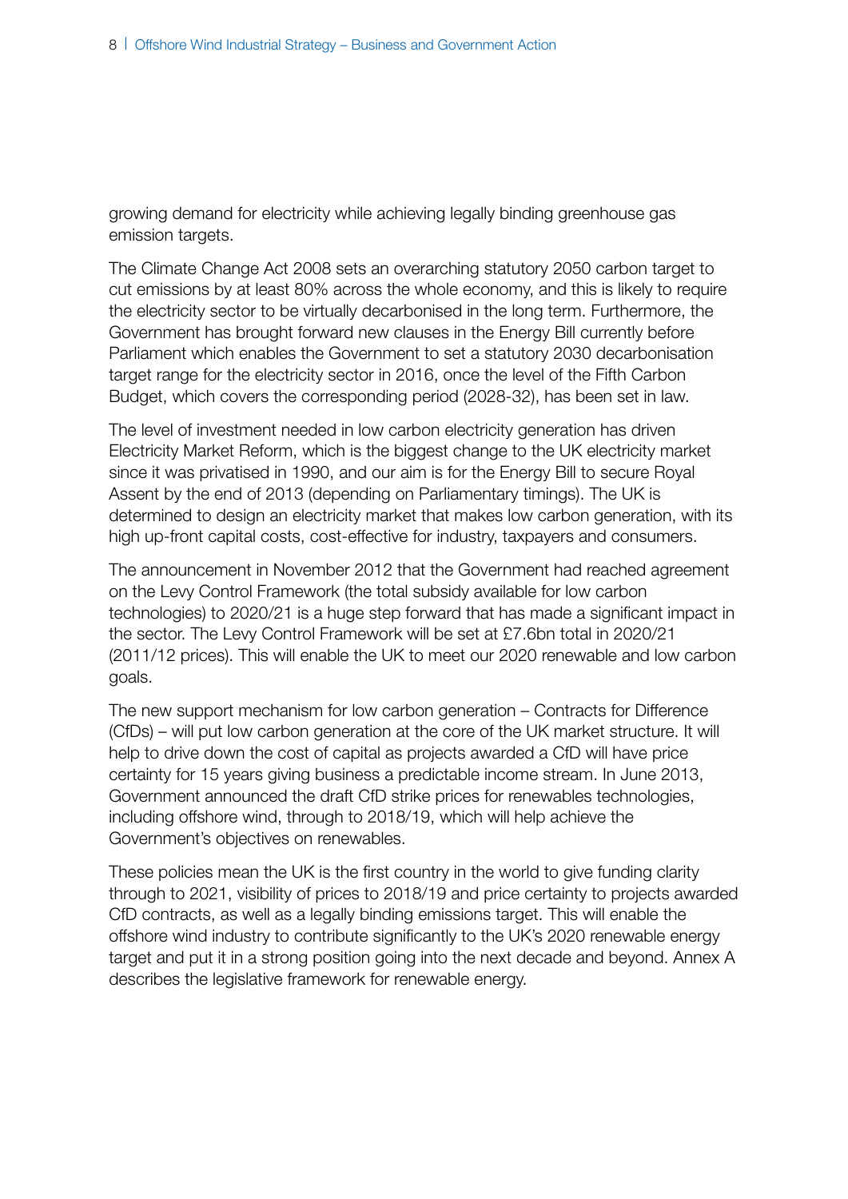growing demand for electricity while achieving legally binding greenhouse gas emission targets.

The Climate Change Act 2008 sets an overarching statutory 2050 carbon target to cut emissions by at least 80% across the whole economy, and this is likely to require the electricity sector to be virtually decarbonised in the long term. Furthermore, the Government has brought forward new clauses in the Energy Bill currently before Parliament which enables the Government to set a statutory 2030 decarbonisation target range for the electricity sector in 2016, once the level of the Fifth Carbon Budget, which covers the corresponding period (2028-32), has been set in law.

The level of investment needed in low carbon electricity generation has driven Electricity Market Reform, which is the biggest change to the UK electricity market since it was privatised in 1990, and our aim is for the Energy Bill to secure Royal Assent by the end of 2013 (depending on Parliamentary timings). The UK is determined to design an electricity market that makes low carbon generation, with its high up-front capital costs, cost-effective for industry, taxpayers and consumers.

The announcement in November 2012 that the Government had reached agreement on the Levy Control Framework (the total subsidy available for low carbon technologies) to 2020/21 is a huge step forward that has made a significant impact in the sector. The Levy Control Framework will be set at £7.6bn total in 2020/21 (2011/12 prices). This will enable the UK to meet our 2020 renewable and low carbon goals.

The new support mechanism for low carbon generation – Contracts for Difference (CfDs) – will put low carbon generation at the core of the UK market structure. It will help to drive down the cost of capital as projects awarded a CfD will have price certainty for 15 years giving business a predictable income stream. In June 2013, Government announced the draft CfD strike prices for renewables technologies, including offshore wind, through to 2018/19, which will help achieve the Government's objectives on renewables.

These policies mean the UK is the first country in the world to give funding clarity through to 2021, visibility of prices to 2018/19 and price certainty to projects awarded CfD contracts, as well as a legally binding emissions target. This will enable the offshore wind industry to contribute significantly to the UK's 2020 renewable energy target and put it in a strong position going into the next decade and beyond. Annex A describes the legislative framework for renewable energy.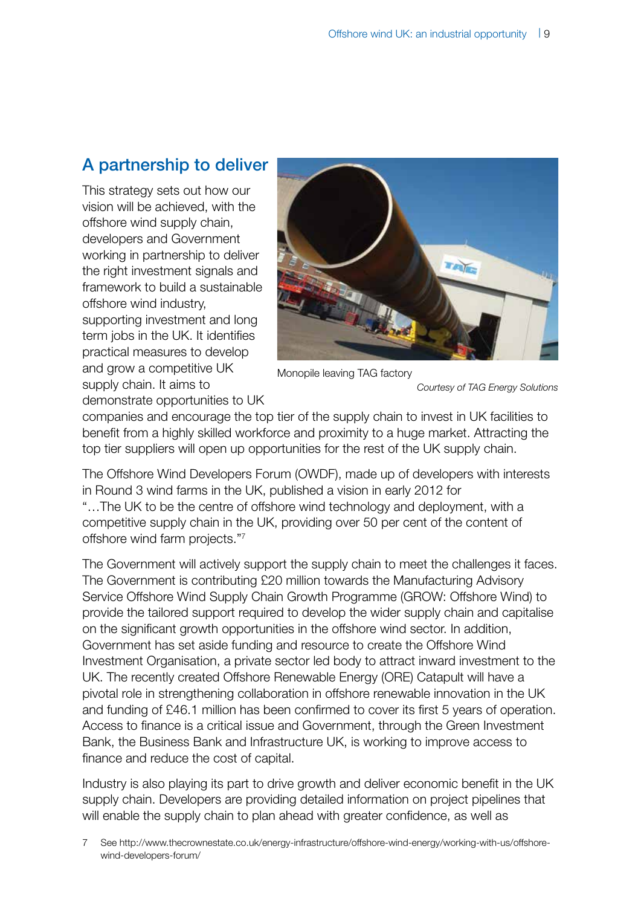## A partnership to deliver

This strategy sets out how our vision will be achieved, with the offshore wind supply chain, developers and Government working in partnership to deliver the right investment signals and framework to build a sustainable offshore wind industry, supporting investment and long term jobs in the UK. It identifies practical measures to develop and grow a competitive UK supply chain. It aims to demonstrate opportunities to UK companies and encourage the top tier of the supply chain to invest in UK facilities to benefit from a highly skilled workforce and proximity to a huge market. Attracting the top tier suppliers will open up opportunities for the rest of the UK supply chain.

Monopile leaving TAG factory

*Courtesy of TAG Energy Solutions*

The Offshore Wind Developers Forum (OWDF), made up of developers with interests in Round 3 wind farms in the UK, published a vision in early 2012 for "…The UK to be the centre of offshore wind technology and deployment, with a competitive supply chain in the UK, providing over 50 per cent of the content of offshore wind farm projects."[7]

The Government will actively support the supply chain to meet the challenges it faces. The Government is contributing £20 million towards the Manufacturing Advisory Service Offshore Wind Supply Chain Growth Programme (GROW: Offshore Wind) to provide the tailored support required to develop the wider supply chain and capitalise on the significant growth opportunities in the offshore wind sector. In addition, Government has set aside funding and resource to create the Offshore Wind Investment Organisation, a private sector led body to attract inward investment to the UK. The recently created Offshore Renewable Energy (ORE) Catapult will have a pivotal role in strengthening collaboration in offshore renewable innovation in the UK and funding of £46.1 million has been confirmed to cover its first 5 years of operation. Access to finance is a critical issue and Government, through the Green Investment Bank, the Business Bank and Infrastructure UK, is working to improve access to finance and reduce the cost of capital.

Industry is also playing its part to drive growth and deliver economic benefit in the UK supply chain. Developers are providing detailed information on project pipelines that will enable the supply chain to plan ahead with greater confidence, as well as

7 See http://www.thecrownestate.co.uk/energy-infrastructure/offshore-wind-energy/working-with-us/offshore-wind-developers-forum/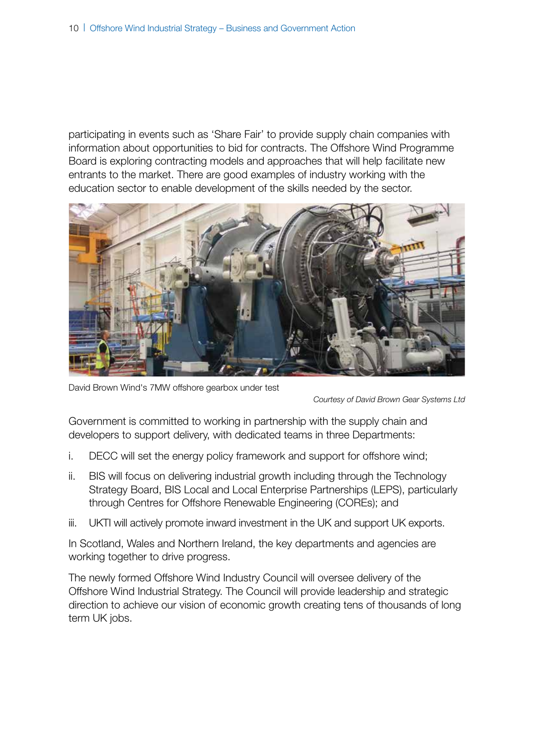participating in events such as 'Share Fair' to provide supply chain companies with information about opportunities to bid for contracts. The Offshore Wind Programme Board is exploring contracting models and approaches that will help facilitate new entrants to the market. There are good examples of industry working with the education sector to enable development of the skills needed by the sector.

David Brown Wind's 7MW offshore gearbox under test

*Courtesy of David Brown Gear Systems Ltd*

Government is committed to working in partnership with the supply chain and developers to support delivery, with dedicated teams in three Departments:

i. DECC will set the energy policy framework and support for offshore wind;

ii. BIS will focus on delivering industrial growth including through the Technology Strategy Board, BIS Local and Local Enterprise Partnerships (LEPS), particularly through Centres for Offshore Renewable Engineering (COREs); and

iii. UKTI will actively promote inward investment in the UK and support UK exports.

In Scotland, Wales and Northern Ireland, the key departments and agencies are working together to drive progress.

The newly formed Offshore Wind Industry Council will oversee delivery of the Offshore Wind Industrial Strategy. The Council will provide leadership and strategic direction to achieve our vision of economic growth creating tens of thousands of long term UK jobs.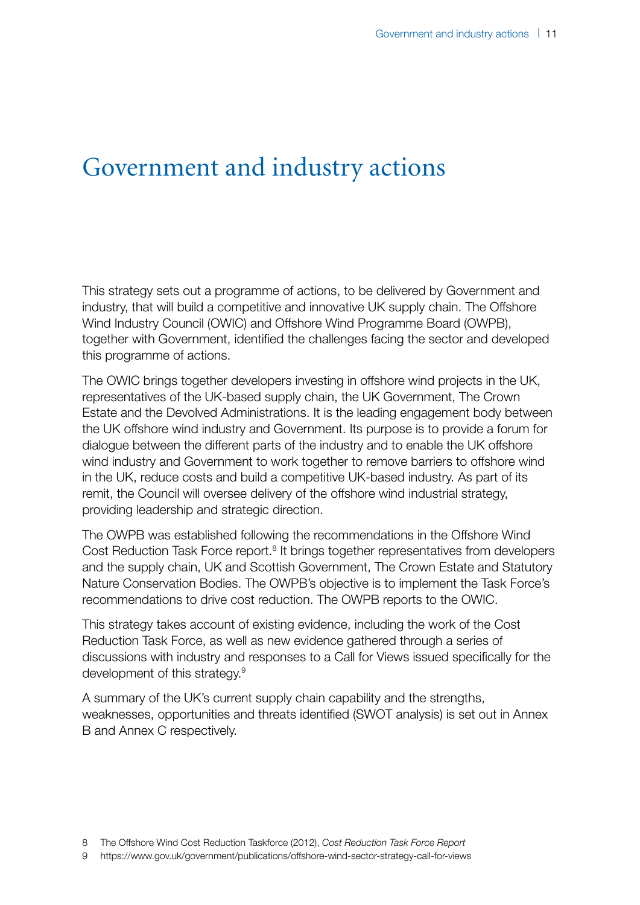# Government and industry actions

This strategy sets out a programme of actions, to be delivered by Government and industry, that will build a competitive and innovative UK supply chain. The Offshore Wind Industry Council (OWIC) and Offshore Wind Programme Board (OWPB), together with Government, identified the challenges facing the sector and developed this programme of actions.

The OWIC brings together developers investing in offshore wind projects in the UK, representatives of the UK-based supply chain, the UK Government, The Crown Estate and the Devolved Administrations. It is the leading engagement body between the UK offshore wind industry and Government. Its purpose is to provide a forum for dialogue between the different parts of the industry and to enable the UK offshore wind industry and Government to work together to remove barriers to offshore wind in the UK, reduce costs and build a competitive UK-based industry. As part of its remit, the Council will oversee delivery of the offshore wind industrial strategy, providing leadership and strategic direction.

The OWPB was established following the recommendations in the Offshore Wind Cost Reduction Task Force report.[8] It brings together representatives from developers and the supply chain, UK and Scottish Government, The Crown Estate and Statutory Nature Conservation Bodies. The OWPB's objective is to implement the Task Force's recommendations to drive cost reduction. The OWPB reports to the OWIC.

This strategy takes account of existing evidence, including the work of the Cost Reduction Task Force, as well as new evidence gathered through a series of discussions with industry and responses to a Call for Views issued specifically for the development of this strategy.[9]

A summary of the UK's current supply chain capability and the strengths, weaknesses, opportunities and threats identified (SWOT analysis) is set out in Annex B and Annex C respectively.

8 The Offshore Wind Cost Reduction Taskforce (2012), *Cost Reduction Task Force Report*

9 https://www.gov.uk/government/publications/offshore-wind-sector-strategy-call-for-views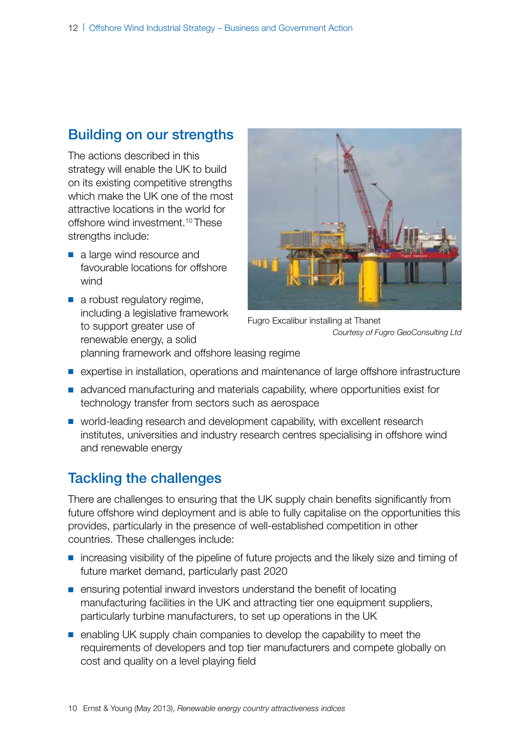## Building on our strengths

The actions described in this strategy will enable the UK to build on its existing competitive strengths which make the UK one of the most attractive locations in the world for offshore wind investment.[10] These strengths include:

- a large wind resource and favourable locations for offshore wind
- a robust regulatory regime, including a legislative framework to support greater use of renewable energy, a solid planning framework and offshore leasing regime
- expertise in installation, operations and maintenance of large offshore infrastructure
- advanced manufacturing and materials capability, where opportunities exist for technology transfer from sectors such as aerospace
- world-leading research and development capability, with excellent research institutes, universities and industry research centres specialising in offshore wind and renewable energy

Fugro Excalibur installing at Thanet
*Courtesy of Fugro GeoConsulting Ltd*

## Tackling the challenges

There are challenges to ensuring that the UK supply chain benefits significantly from future offshore wind deployment and is able to fully capitalise on the opportunities this provides, particularly in the presence of well-established competition in other countries. These challenges include:

- increasing visibility of the pipeline of future projects and the likely size and timing of future market demand, particularly past 2020
- ensuring potential inward investors understand the benefit of locating manufacturing facilities in the UK and attracting tier one equipment suppliers, particularly turbine manufacturers, to set up operations in the UK
- enabling UK supply chain companies to develop the capability to meet the requirements of developers and top tier manufacturers and compete globally on cost and quality on a level playing field

10 Ernst & Young (May 2013), *Renewable energy country attractiveness indices*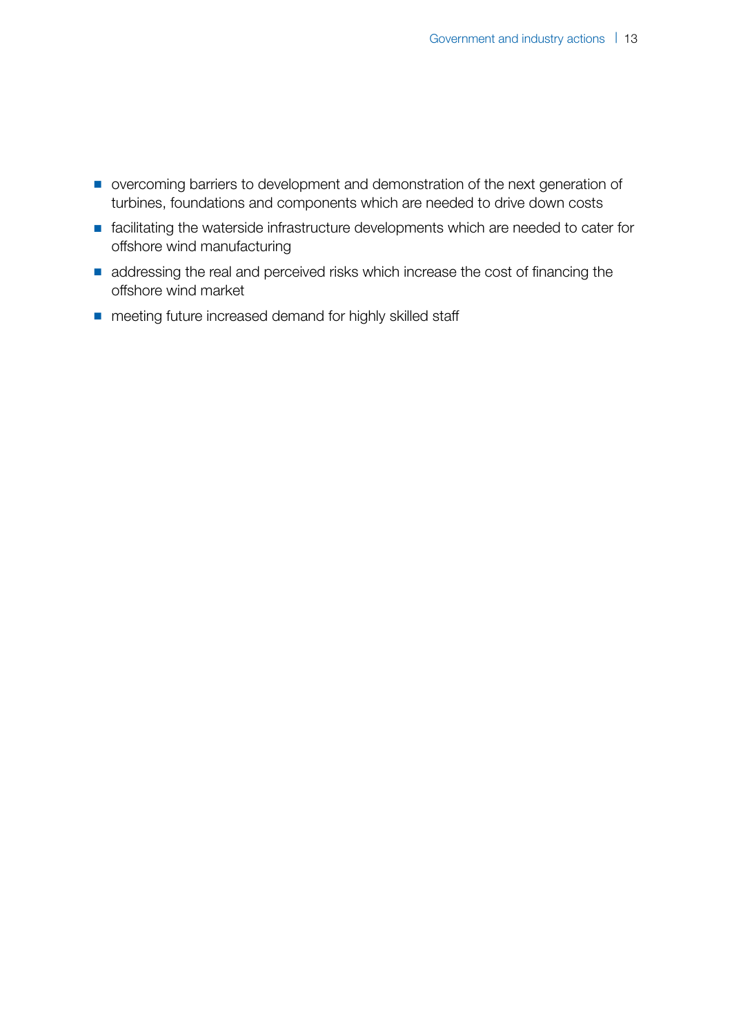- overcoming barriers to development and demonstration of the next generation of turbines, foundations and components which are needed to drive down costs
- facilitating the waterside infrastructure developments which are needed to cater for offshore wind manufacturing
- addressing the real and perceived risks which increase the cost of financing the offshore wind market
- meeting future increased demand for highly skilled staff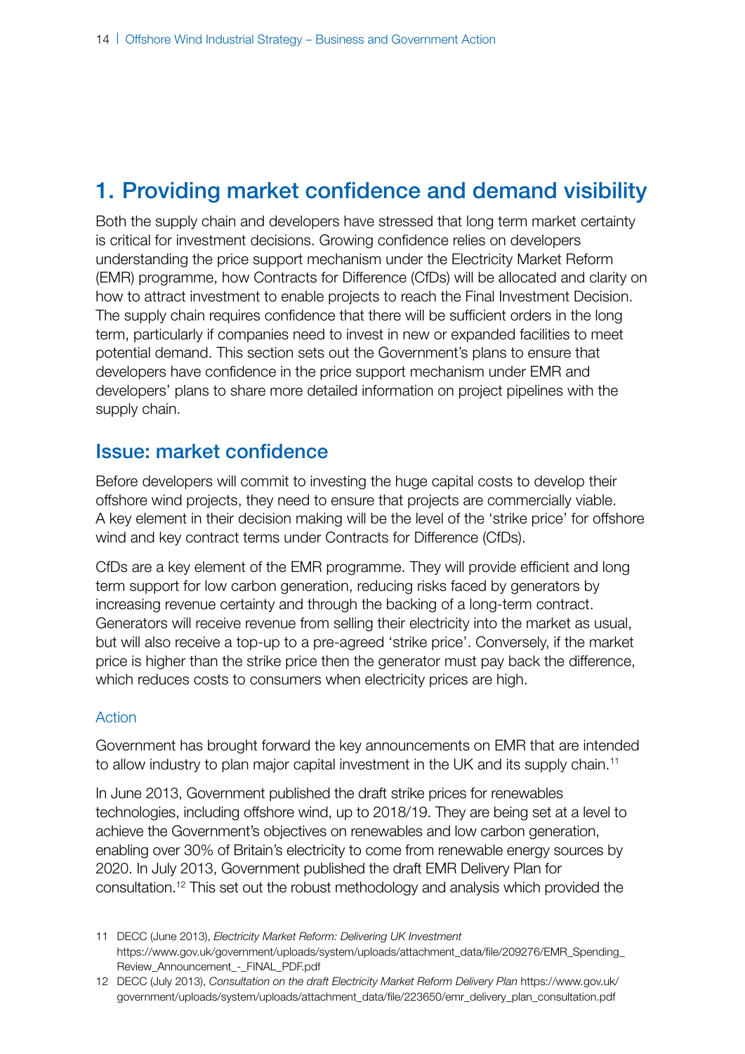# 1. Providing market confidence and demand visibility

Both the supply chain and developers have stressed that long term market certainty is critical for investment decisions. Growing confidence relies on developers understanding the price support mechanism under the Electricity Market Reform (EMR) programme, how Contracts for Difference (CfDs) will be allocated and clarity on how to attract investment to enable projects to reach the Final Investment Decision. The supply chain requires confidence that there will be sufficient orders in the long term, particularly if companies need to invest in new or expanded facilities to meet potential demand. This section sets out the Government's plans to ensure that developers have confidence in the price support mechanism under EMR and developers' plans to share more detailed information on project pipelines with the supply chain.

## Issue: market confidence

Before developers will commit to investing the huge capital costs to develop their offshore wind projects, they need to ensure that projects are commercially viable. A key element in their decision making will be the level of the 'strike price' for offshore wind and key contract terms under Contracts for Difference (CfDs).

CfDs are a key element of the EMR programme. They will provide efficient and long term support for low carbon generation, reducing risks faced by generators by increasing revenue certainty and through the backing of a long-term contract. Generators will receive revenue from selling their electricity into the market as usual, but will also receive a top-up to a pre-agreed 'strike price'. Conversely, if the market price is higher than the strike price then the generator must pay back the difference, which reduces costs to consumers when electricity prices are high.

### Action

Government has brought forward the key announcements on EMR that are intended to allow industry to plan major capital investment in the UK and its supply chain.[11]

In June 2013, Government published the draft strike prices for renewables technologies, including offshore wind, up to 2018/19. They are being set at a level to achieve the Government's objectives on renewables and low carbon generation, enabling over 30% of Britain's electricity to come from renewable energy sources by 2020. In July 2013, Government published the draft EMR Delivery Plan for consultation.[12] This set out the robust methodology and analysis which provided the

11 DECC (June 2013), *Electricity Market Reform: Delivering UK Investment* https://www.gov.uk/government/uploads/system/uploads/attachment_data/file/209276/EMR_Spending_Review_Announcement_-_FINAL_PDF.pdf

12 DECC (July 2013), *Consultation on the draft Electricity Market Reform Delivery Plan* https://www.gov.uk/government/uploads/system/uploads/attachment_data/file/223650/emr_delivery_plan_consultation.pdf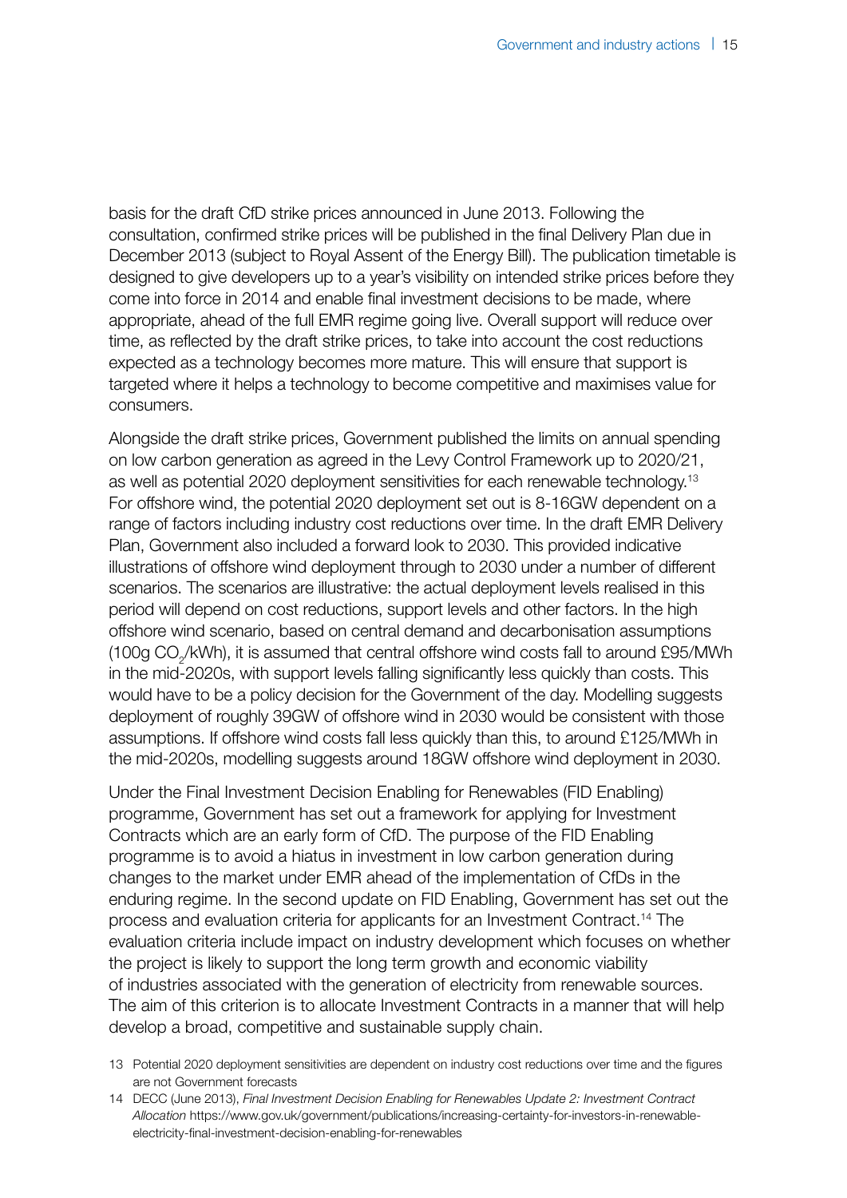basis for the draft CfD strike prices announced in June 2013. Following the consultation, confirmed strike prices will be published in the final Delivery Plan due in December 2013 (subject to Royal Assent of the Energy Bill). The publication timetable is designed to give developers up to a year's visibility on intended strike prices before they come into force in 2014 and enable final investment decisions to be made, where appropriate, ahead of the full EMR regime going live. Overall support will reduce over time, as reflected by the draft strike prices, to take into account the cost reductions expected as a technology becomes more mature. This will ensure that support is targeted where it helps a technology to become competitive and maximises value for consumers.

Alongside the draft strike prices, Government published the limits on annual spending on low carbon generation as agreed in the Levy Control Framework up to 2020/21, as well as potential 2020 deployment sensitivities for each renewable technology.[13] For offshore wind, the potential 2020 deployment set out is 8-16GW dependent on a range of factors including industry cost reductions over time. In the draft EMR Delivery Plan, Government also included a forward look to 2030. This provided indicative illustrations of offshore wind deployment through to 2030 under a number of different scenarios. The scenarios are illustrative: the actual deployment levels realised in this period will depend on cost reductions, support levels and other factors. In the high offshore wind scenario, based on central demand and decarbonisation assumptions (100g $CO_2$/kWh), it is assumed that central offshore wind costs fall to around £95/MWh in the mid-2020s, with support levels falling significantly less quickly than costs. This would have to be a policy decision for the Government of the day. Modelling suggests deployment of roughly 39GW of offshore wind in 2030 would be consistent with those assumptions. If offshore wind costs fall less quickly than this, to around £125/MWh in the mid-2020s, modelling suggests around 18GW offshore wind deployment in 2030.

Under the Final Investment Decision Enabling for Renewables (FID Enabling) programme, Government has set out a framework for applying for Investment Contracts which are an early form of CfD. The purpose of the FID Enabling programme is to avoid a hiatus in investment in low carbon generation during changes to the market under EMR ahead of the implementation of CfDs in the enduring regime. In the second update on FID Enabling, Government has set out the process and evaluation criteria for applicants for an Investment Contract.[14] The evaluation criteria include impact on industry development which focuses on whether the project is likely to support the long term growth and economic viability of industries associated with the generation of electricity from renewable sources. The aim of this criterion is to allocate Investment Contracts in a manner that will help develop a broad, competitive and sustainable supply chain.

13 Potential 2020 deployment sensitivities are dependent on industry cost reductions over time and the figures are not Government forecasts

14 DECC (June 2013), *Final Investment Decision Enabling for Renewables Update 2: Investment Contract Allocation* https://www.gov.uk/government/publications/increasing-certainty-for-investors-in-renewable-electricity-final-investment-decision-enabling-for-renewables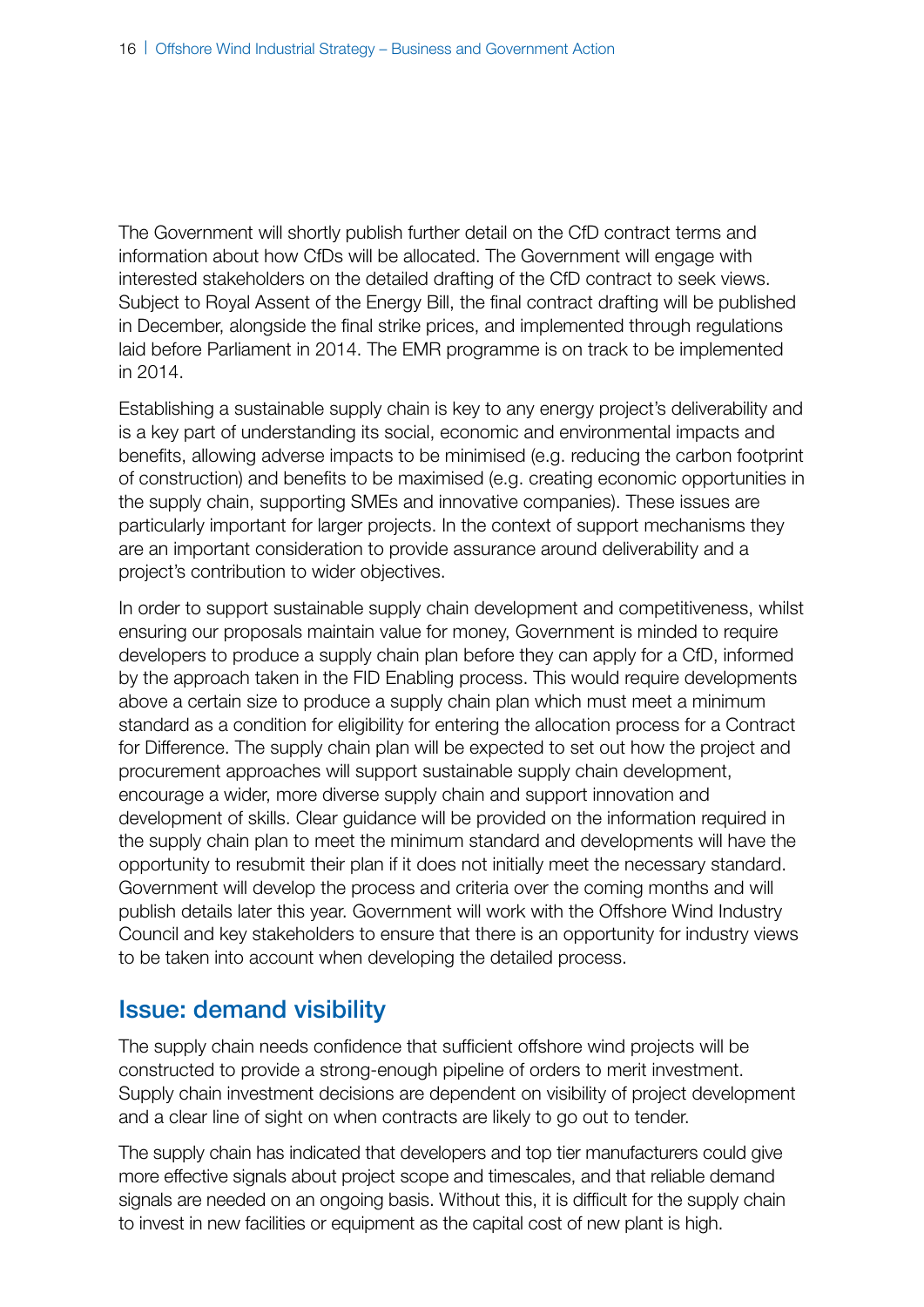The Government will shortly publish further detail on the CfD contract terms and information about how CfDs will be allocated. The Government will engage with interested stakeholders on the detailed drafting of the CfD contract to seek views. Subject to Royal Assent of the Energy Bill, the final contract drafting will be published in December, alongside the final strike prices, and implemented through regulations laid before Parliament in 2014. The EMR programme is on track to be implemented in 2014.

Establishing a sustainable supply chain is key to any energy project's deliverability and is a key part of understanding its social, economic and environmental impacts and benefits, allowing adverse impacts to be minimised (e.g. reducing the carbon footprint of construction) and benefits to be maximised (e.g. creating economic opportunities in the supply chain, supporting SMEs and innovative companies). These issues are particularly important for larger projects. In the context of support mechanisms they are an important consideration to provide assurance around deliverability and a project's contribution to wider objectives.

In order to support sustainable supply chain development and competitiveness, whilst ensuring our proposals maintain value for money, Government is minded to require developers to produce a supply chain plan before they can apply for a CfD, informed by the approach taken in the FID Enabling process. This would require developments above a certain size to produce a supply chain plan which must meet a minimum standard as a condition for eligibility for entering the allocation process for a Contract for Difference. The supply chain plan will be expected to set out how the project and procurement approaches will support sustainable supply chain development, encourage a wider, more diverse supply chain and support innovation and development of skills. Clear guidance will be provided on the information required in the supply chain plan to meet the minimum standard and developments will have the opportunity to resubmit their plan if it does not initially meet the necessary standard. Government will develop the process and criteria over the coming months and will publish details later this year. Government will work with the Offshore Wind Industry Council and key stakeholders to ensure that there is an opportunity for industry views to be taken into account when developing the detailed process.

## Issue: demand visibility

The supply chain needs confidence that sufficient offshore wind projects will be constructed to provide a strong-enough pipeline of orders to merit investment. Supply chain investment decisions are dependent on visibility of project development and a clear line of sight on when contracts are likely to go out to tender.

The supply chain has indicated that developers and top tier manufacturers could give more effective signals about project scope and timescales, and that reliable demand signals are needed on an ongoing basis. Without this, it is difficult for the supply chain to invest in new facilities or equipment as the capital cost of new plant is high.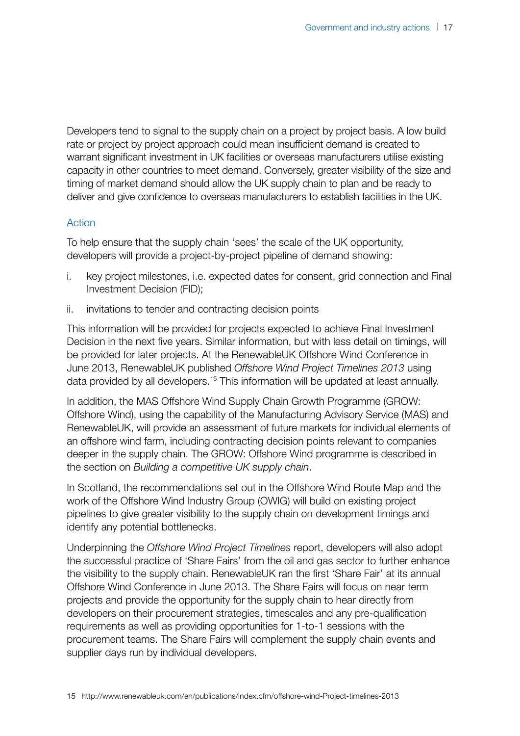Developers tend to signal to the supply chain on a project by project basis. A low build rate or project by project approach could mean insufficient demand is created to warrant significant investment in UK facilities or overseas manufacturers utilise existing capacity in other countries to meet demand. Conversely, greater visibility of the size and timing of market demand should allow the UK supply chain to plan and be ready to deliver and give confidence to overseas manufacturers to establish facilities in the UK.

### Action

To help ensure that the supply chain 'sees' the scale of the UK opportunity, developers will provide a project-by-project pipeline of demand showing:

i. key project milestones, i.e. expected dates for consent, grid connection and Final Investment Decision (FID);

ii. invitations to tender and contracting decision points

This information will be provided for projects expected to achieve Final Investment Decision in the next five years. Similar information, but with less detail on timings, will be provided for later projects. At the RenewableUK Offshore Wind Conference in June 2013, RenewableUK published *Offshore Wind Project Timelines 2013* using data provided by all developers.[15] This information will be updated at least annually.

In addition, the MAS Offshore Wind Supply Chain Growth Programme (GROW: Offshore Wind), using the capability of the Manufacturing Advisory Service (MAS) and RenewableUK, will provide an assessment of future markets for individual elements of an offshore wind farm, including contracting decision points relevant to companies deeper in the supply chain. The GROW: Offshore Wind programme is described in the section on *Building a competitive UK supply chain*.

In Scotland, the recommendations set out in the Offshore Wind Route Map and the work of the Offshore Wind Industry Group (OWIG) will build on existing project pipelines to give greater visibility to the supply chain on development timings and identify any potential bottlenecks.

Underpinning the *Offshore Wind Project Timelines* report, developers will also adopt the successful practice of 'Share Fairs' from the oil and gas sector to further enhance the visibility to the supply chain. RenewableUK ran the first 'Share Fair' at its annual Offshore Wind Conference in June 2013. The Share Fairs will focus on near term projects and provide the opportunity for the supply chain to hear directly from developers on their procurement strategies, timescales and any pre-qualification requirements as well as providing opportunities for 1-to-1 sessions with the procurement teams. The Share Fairs will complement the supply chain events and supplier days run by individual developers.

15 http://www.renewableuk.com/en/publications/index.cfm/offshore-wind-Project-timelines-2013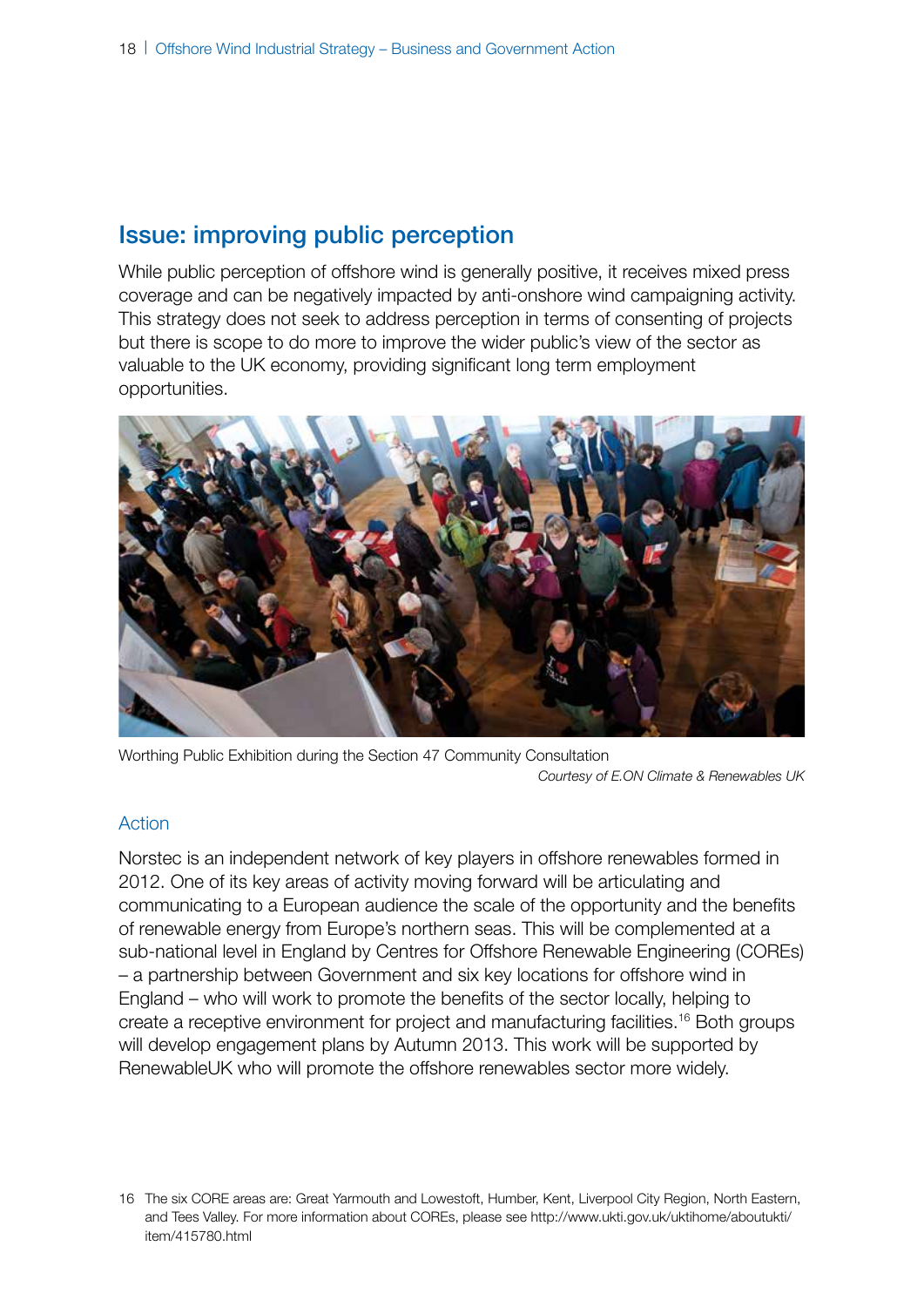## Issue: improving public perception

While public perception of offshore wind is generally positive, it receives mixed press coverage and can be negatively impacted by anti-onshore wind campaigning activity. This strategy does not seek to address perception in terms of consenting of projects but there is scope to do more to improve the wider public's view of the sector as valuable to the UK economy, providing significant long term employment opportunities.

Worthing Public Exhibition during the Section 47 Community Consultation

*Courtesy of E.ON Climate & Renewables UK*

### Action

Norstec is an independent network of key players in offshore renewables formed in 2012. One of its key areas of activity moving forward will be articulating and communicating to a European audience the scale of the opportunity and the benefits of renewable energy from Europe's northern seas. This will be complemented at a sub-national level in England by Centres for Offshore Renewable Engineering (COREs) – a partnership between Government and six key locations for offshore wind in England – who will work to promote the benefits of the sector locally, helping to create a receptive environment for project and manufacturing facilities.[16] Both groups will develop engagement plans by Autumn 2013. This work will be supported by RenewableUK who will promote the offshore renewables sector more widely.

16 The six CORE areas are: Great Yarmouth and Lowestoft, Humber, Kent, Liverpool City Region, North Eastern, and Tees Valley. For more information about COREs, please see http://www.ukti.gov.uk/uktihome/aboutukti/item/415780.html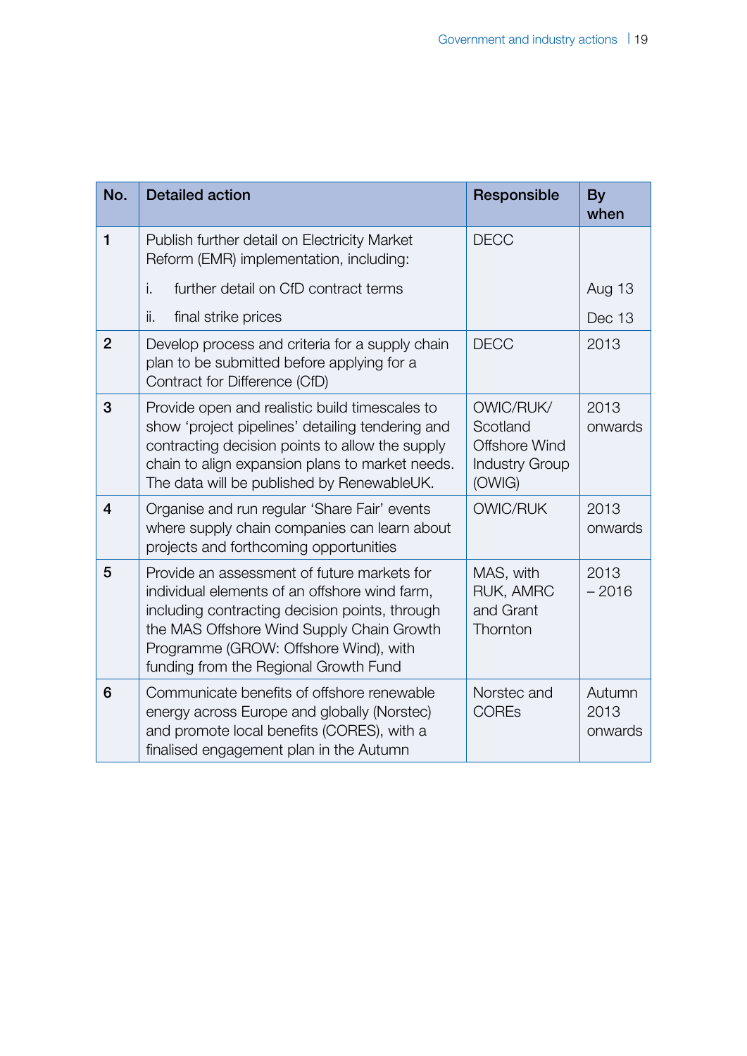| No. | Detailed action | Responsible | By when |
|---|---|---|---|
| 1 | Publish further detail on Electricity Market Reform (EMR) implementation, including: | DECC | |
| | i. further detail on CfD contract terms | | Aug 13 |
| | ii. final strike prices | | Dec 13 |
| 2 | Develop process and criteria for a supply chain plan to be submitted before applying for a Contract for Difference (CfD) | DECC | 2013 |
| 3 | Provide open and realistic build timescales to show 'project pipelines' detailing tendering and contracting decision points to allow the supply chain to align expansion plans to market needs. The data will be published by RenewableUK. | OWIC/RUK/ Scotland Offshore Wind Industry Group (OWIG) | 2013 onwards |
| 4 | Organise and run regular 'Share Fair' events where supply chain companies can learn about projects and forthcoming opportunities | OWIC/RUK | 2013 onwards |
| 5 | Provide an assessment of future markets for individual elements of an offshore wind farm, including contracting decision points, through the MAS Offshore Wind Supply Chain Growth Programme (GROW: Offshore Wind), with funding from the Regional Growth Fund | MAS, with RUK, AMRC and Grant Thornton | 2013 – 2016 |
| 6 | Communicate benefits of offshore renewable energy across Europe and globally (Norstec) and promote local benefits (CORES), with a finalised engagement plan in the Autumn | Norstec and COREs | Autumn 2013 onwards |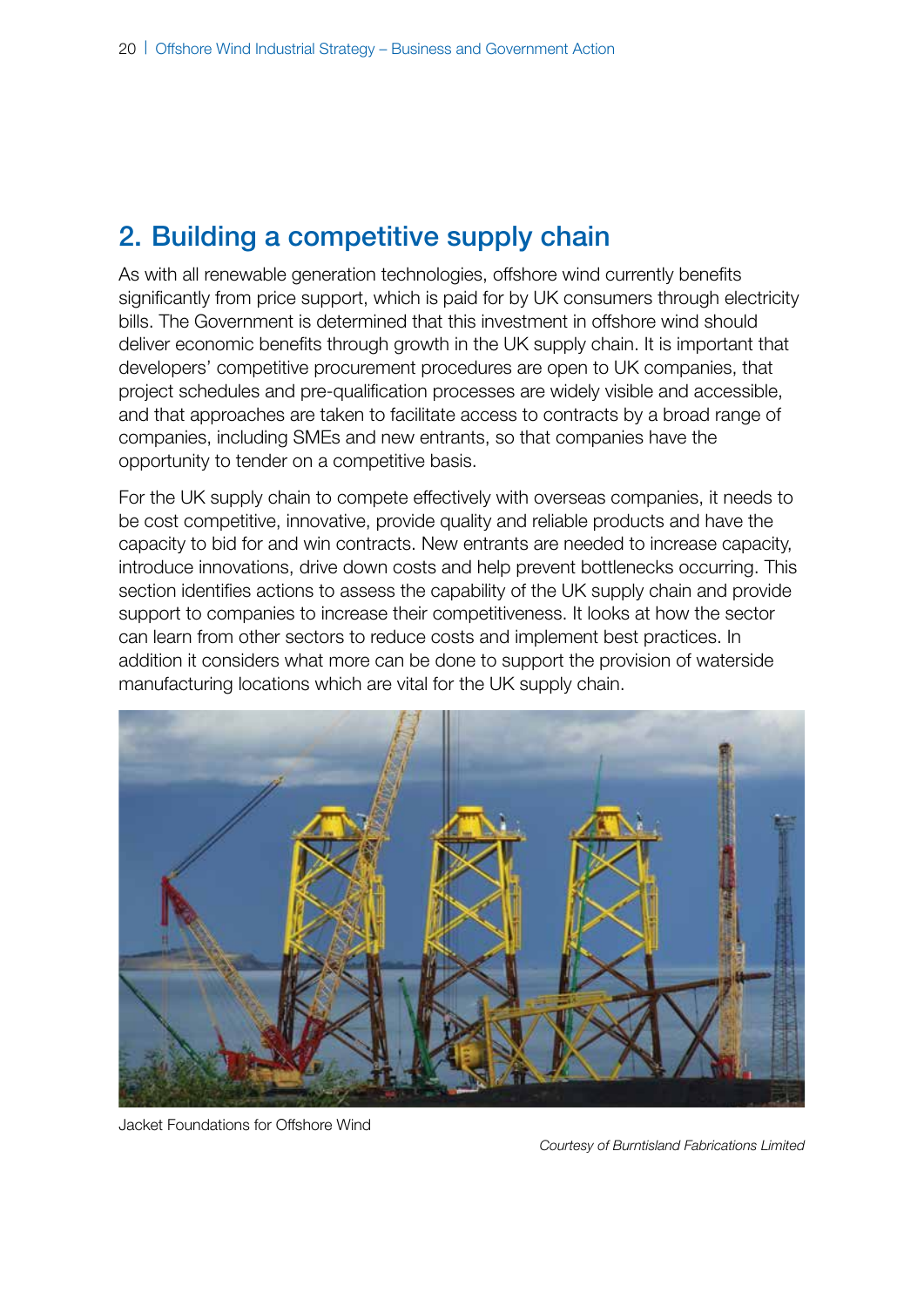## 2. Building a competitive supply chain

As with all renewable generation technologies, offshore wind currently benefits significantly from price support, which is paid for by UK consumers through electricity bills. The Government is determined that this investment in offshore wind should deliver economic benefits through growth in the UK supply chain. It is important that developers' competitive procurement procedures are open to UK companies, that project schedules and pre-qualification processes are widely visible and accessible, and that approaches are taken to facilitate access to contracts by a broad range of companies, including SMEs and new entrants, so that companies have the opportunity to tender on a competitive basis.

For the UK supply chain to compete effectively with overseas companies, it needs to be cost competitive, innovative, provide quality and reliable products and have the capacity to bid for and win contracts. New entrants are needed to increase capacity, introduce innovations, drive down costs and help prevent bottlenecks occurring. This section identifies actions to assess the capability of the UK supply chain and provide support to companies to increase their competitiveness. It looks at how the sector can learn from other sectors to reduce costs and implement best practices. In addition it considers what more can be done to support the provision of waterside manufacturing locations which are vital for the UK supply chain.

Jacket Foundations for Offshore Wind

*Courtesy of Burntisland Fabrications Limited*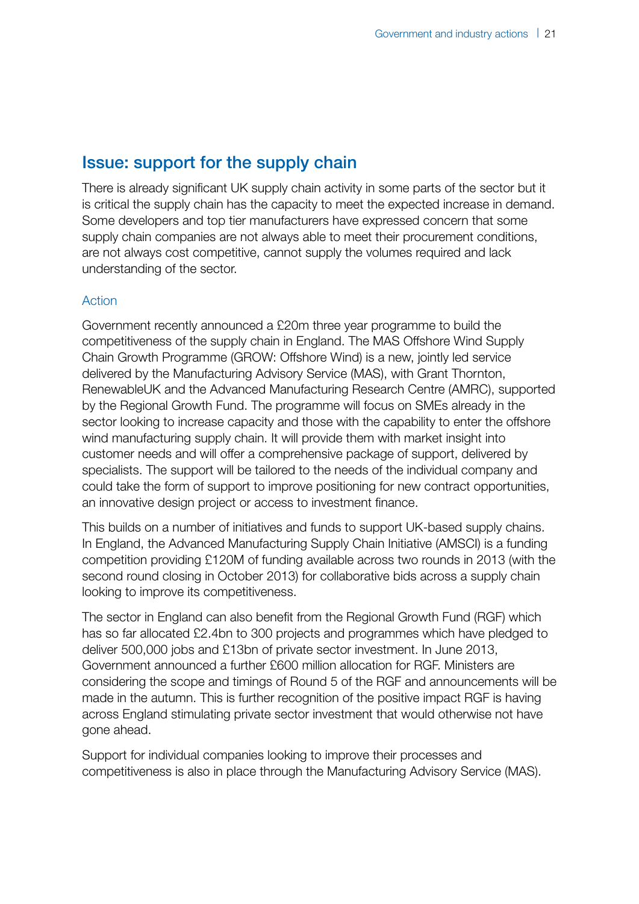## Issue: support for the supply chain

There is already significant UK supply chain activity in some parts of the sector but it is critical the supply chain has the capacity to meet the expected increase in demand. Some developers and top tier manufacturers have expressed concern that some supply chain companies are not always able to meet their procurement conditions, are not always cost competitive, cannot supply the volumes required and lack understanding of the sector.

### Action

Government recently announced a £20m three year programme to build the competitiveness of the supply chain in England. The MAS Offshore Wind Supply Chain Growth Programme (GROW: Offshore Wind) is a new, jointly led service delivered by the Manufacturing Advisory Service (MAS), with Grant Thornton, RenewableUK and the Advanced Manufacturing Research Centre (AMRC), supported by the Regional Growth Fund. The programme will focus on SMEs already in the sector looking to increase capacity and those with the capability to enter the offshore wind manufacturing supply chain. It will provide them with market insight into customer needs and will offer a comprehensive package of support, delivered by specialists. The support will be tailored to the needs of the individual company and could take the form of support to improve positioning for new contract opportunities, an innovative design project or access to investment finance.

This builds on a number of initiatives and funds to support UK-based supply chains. In England, the Advanced Manufacturing Supply Chain Initiative (AMSCI) is a funding competition providing £120M of funding available across two rounds in 2013 (with the second round closing in October 2013) for collaborative bids across a supply chain looking to improve its competitiveness.

The sector in England can also benefit from the Regional Growth Fund (RGF) which has so far allocated £2.4bn to 300 projects and programmes which have pledged to deliver 500,000 jobs and £13bn of private sector investment. In June 2013, Government announced a further £600 million allocation for RGF. Ministers are considering the scope and timings of Round 5 of the RGF and announcements will be made in the autumn. This is further recognition of the positive impact RGF is having across England stimulating private sector investment that would otherwise not have gone ahead.

Support for individual companies looking to improve their processes and competitiveness is also in place through the Manufacturing Advisory Service (MAS).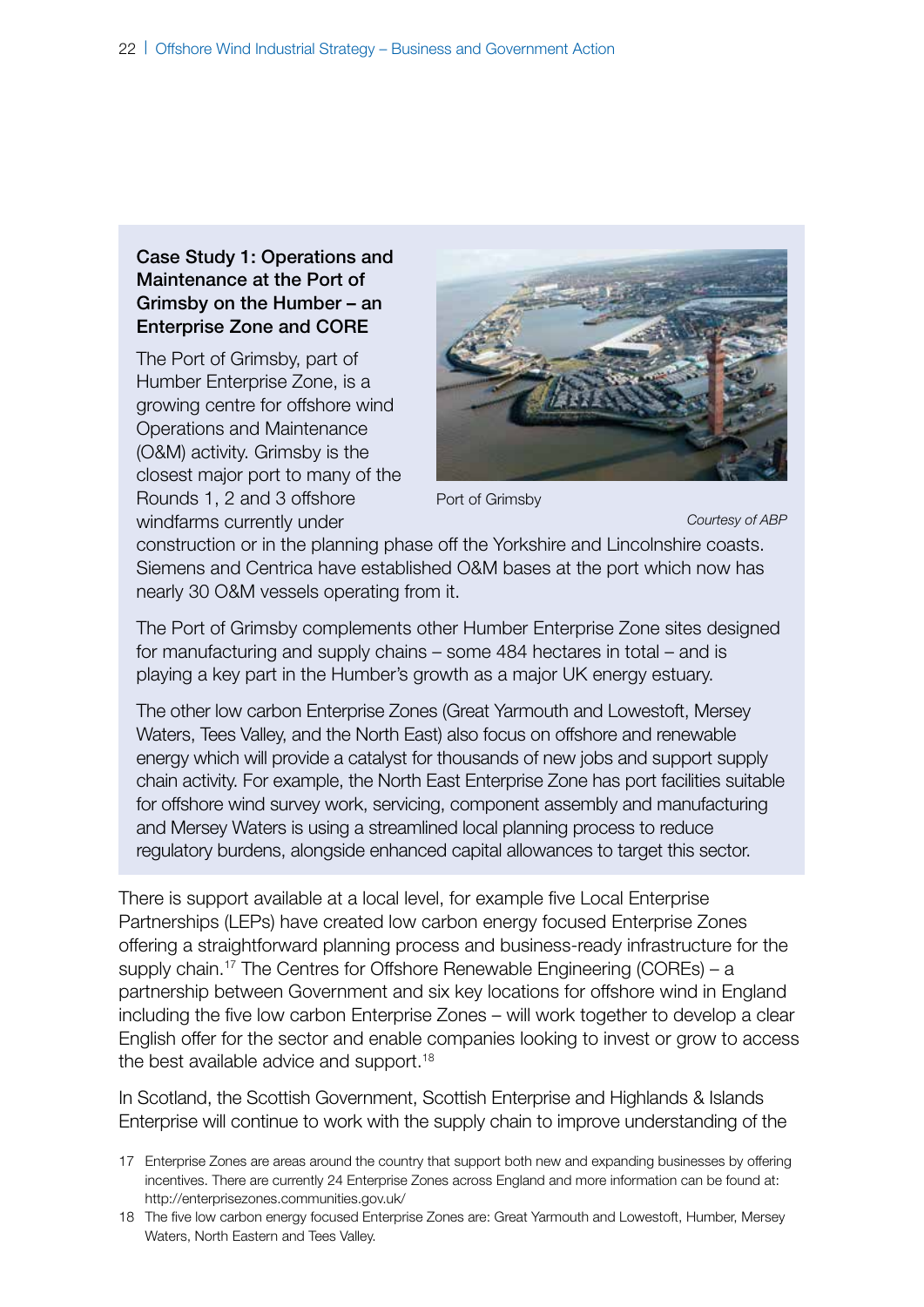**Case Study 1: Operations and Maintenance at the Port of Grimsby on the Humber – an Enterprise Zone and CORE**

The Port of Grimsby, part of Humber Enterprise Zone, is a growing centre for offshore wind Operations and Maintenance (O&M) activity. Grimsby is the closest major port to many of the Rounds 1, 2 and 3 offshore windfarms currently under construction or in the planning phase off the Yorkshire and Lincolnshire coasts. Siemens and Centrica have established O&M bases at the port which now has nearly 30 O&M vessels operating from it.

Port of Grimsby

*Courtesy of ABP*

The Port of Grimsby complements other Humber Enterprise Zone sites designed for manufacturing and supply chains – some 484 hectares in total – and is playing a key part in the Humber's growth as a major UK energy estuary.

The other low carbon Enterprise Zones (Great Yarmouth and Lowestoft, Mersey Waters, Tees Valley, and the North East) also focus on offshore and renewable energy which will provide a catalyst for thousands of new jobs and support supply chain activity. For example, the North East Enterprise Zone has port facilities suitable for offshore wind survey work, servicing, component assembly and manufacturing and Mersey Waters is using a streamlined local planning process to reduce regulatory burdens, alongside enhanced capital allowances to target this sector.

There is support available at a local level, for example five Local Enterprise Partnerships (LEPs) have created low carbon energy focused Enterprise Zones offering a straightforward planning process and business-ready infrastructure for the supply chain.[17] The Centres for Offshore Renewable Engineering (COREs) – a partnership between Government and six key locations for offshore wind in England including the five low carbon Enterprise Zones – will work together to develop a clear English offer for the sector and enable companies looking to invest or grow to access the best available advice and support.[18]

In Scotland, the Scottish Government, Scottish Enterprise and Highlands & Islands Enterprise will continue to work with the supply chain to improve understanding of the

17 Enterprise Zones are areas around the country that support both new and expanding businesses by offering incentives. There are currently 24 Enterprise Zones across England and more information can be found at: http://enterprisezones.communities.gov.uk/

18 The five low carbon energy focused Enterprise Zones are: Great Yarmouth and Lowestoft, Humber, Mersey Waters, North Eastern and Tees Valley.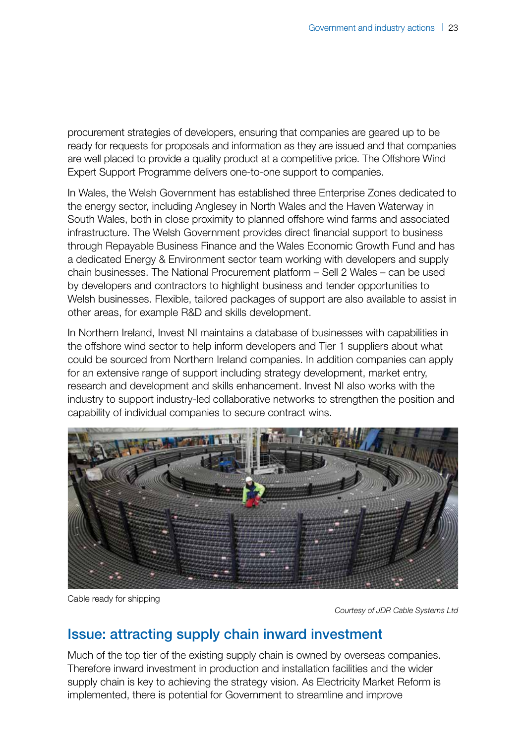procurement strategies of developers, ensuring that companies are geared up to be ready for requests for proposals and information as they are issued and that companies are well placed to provide a quality product at a competitive price. The Offshore Wind Expert Support Programme delivers one-to-one support to companies.

In Wales, the Welsh Government has established three Enterprise Zones dedicated to the energy sector, including Anglesey in North Wales and the Haven Waterway in South Wales, both in close proximity to planned offshore wind farms and associated infrastructure. The Welsh Government provides direct financial support to business through Repayable Business Finance and the Wales Economic Growth Fund and has a dedicated Energy & Environment sector team working with developers and supply chain businesses. The National Procurement platform – Sell 2 Wales – can be used by developers and contractors to highlight business and tender opportunities to Welsh businesses. Flexible, tailored packages of support are also available to assist in other areas, for example R&D and skills development.

In Northern Ireland, Invest NI maintains a database of businesses with capabilities in the offshore wind sector to help inform developers and Tier 1 suppliers about what could be sourced from Northern Ireland companies. In addition companies can apply for an extensive range of support including strategy development, market entry, research and development and skills enhancement. Invest NI also works with the industry to support industry-led collaborative networks to strengthen the position and capability of individual companies to secure contract wins.

Cable ready for shipping

*Courtesy of JDR Cable Systems Ltd*

## Issue: attracting supply chain inward investment

Much of the top tier of the existing supply chain is owned by overseas companies. Therefore inward investment in production and installation facilities and the wider supply chain is key to achieving the strategy vision. As Electricity Market Reform is implemented, there is potential for Government to streamline and improve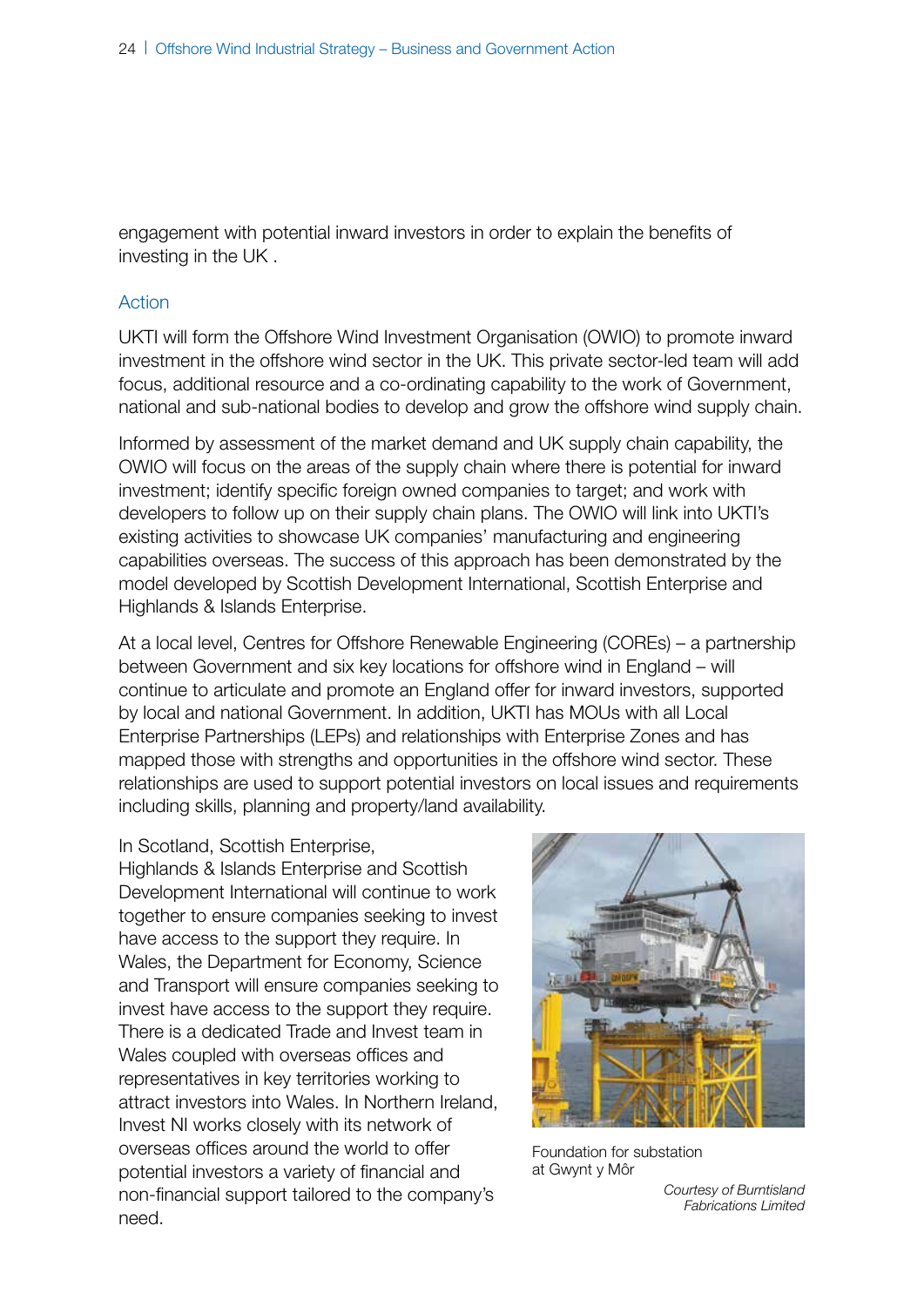engagement with potential inward investors in order to explain the benefits of investing in the UK .

### Action

UKTI will form the Offshore Wind Investment Organisation (OWIO) to promote inward investment in the offshore wind sector in the UK. This private sector-led team will add focus, additional resource and a co-ordinating capability to the work of Government, national and sub-national bodies to develop and grow the offshore wind supply chain.

Informed by assessment of the market demand and UK supply chain capability, the OWIO will focus on the areas of the supply chain where there is potential for inward investment; identify specific foreign owned companies to target; and work with developers to follow up on their supply chain plans. The OWIO will link into UKTI's existing activities to showcase UK companies' manufacturing and engineering capabilities overseas. The success of this approach has been demonstrated by the model developed by Scottish Development International, Scottish Enterprise and Highlands & Islands Enterprise.

At a local level, Centres for Offshore Renewable Engineering (COREs) – a partnership between Government and six key locations for offshore wind in England – will continue to articulate and promote an England offer for inward investors, supported by local and national Government. In addition, UKTI has MOUs with all Local Enterprise Partnerships (LEPs) and relationships with Enterprise Zones and has mapped those with strengths and opportunities in the offshore wind sector. These relationships are used to support potential investors on local issues and requirements including skills, planning and property/land availability.

In Scotland, Scottish Enterprise, Highlands & Islands Enterprise and Scottish Development International will continue to work together to ensure companies seeking to invest have access to the support they require. In Wales, the Department for Economy, Science and Transport will ensure companies seeking to invest have access to the support they require. There is a dedicated Trade and Invest team in Wales coupled with overseas offices and representatives in key territories working to attract investors into Wales. In Northern Ireland, Invest NI works closely with its network of overseas offices around the world to offer potential investors a variety of financial and non-financial support tailored to the company's need.

Foundation for substation at Gwynt y Môr

*Courtesy of Burntisland Fabrications Limited*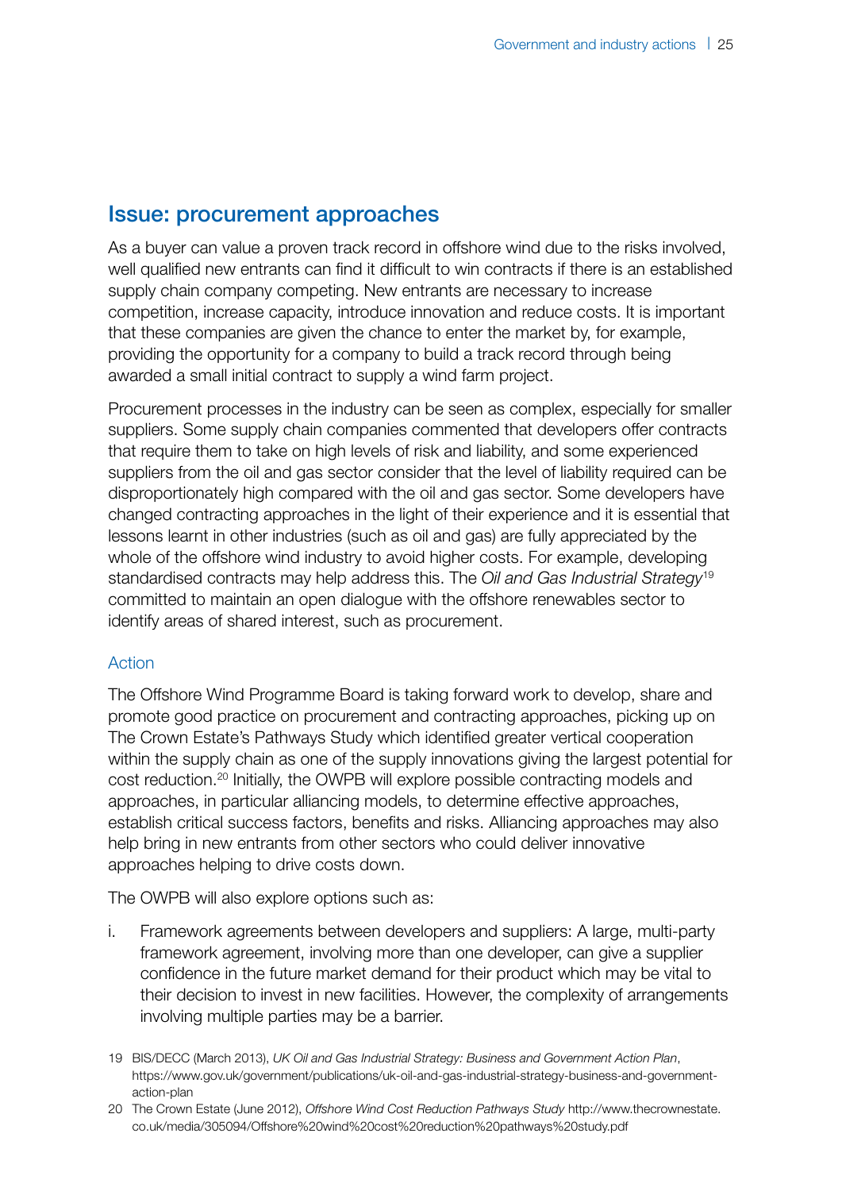## Issue: procurement approaches

As a buyer can value a proven track record in offshore wind due to the risks involved, well qualified new entrants can find it difficult to win contracts if there is an established supply chain company competing. New entrants are necessary to increase competition, increase capacity, introduce innovation and reduce costs. It is important that these companies are given the chance to enter the market by, for example, providing the opportunity for a company to build a track record through being awarded a small initial contract to supply a wind farm project.

Procurement processes in the industry can be seen as complex, especially for smaller suppliers. Some supply chain companies commented that developers offer contracts that require them to take on high levels of risk and liability, and some experienced suppliers from the oil and gas sector consider that the level of liability required can be disproportionately high compared with the oil and gas sector. Some developers have changed contracting approaches in the light of their experience and it is essential that lessons learnt in other industries (such as oil and gas) are fully appreciated by the whole of the offshore wind industry to avoid higher costs. For example, developing standardised contracts may help address this. The *Oil and Gas Industrial Strategy*[19] committed to maintain an open dialogue with the offshore renewables sector to identify areas of shared interest, such as procurement.

### Action

The Offshore Wind Programme Board is taking forward work to develop, share and promote good practice on procurement and contracting approaches, picking up on The Crown Estate's Pathways Study which identified greater vertical cooperation within the supply chain as one of the supply innovations giving the largest potential for cost reduction.[20] Initially, the OWPB will explore possible contracting models and approaches, in particular alliancing models, to determine effective approaches, establish critical success factors, benefits and risks. Alliancing approaches may also help bring in new entrants from other sectors who could deliver innovative approaches helping to drive costs down.

The OWPB will also explore options such as:

i. Framework agreements between developers and suppliers: A large, multi-party framework agreement, involving more than one developer, can give a supplier confidence in the future market demand for their product which may be vital to their decision to invest in new facilities. However, the complexity of arrangements involving multiple parties may be a barrier.

---

19 BIS/DECC (March 2013), *UK Oil and Gas Industrial Strategy: Business and Government Action Plan*, https://www.gov.uk/government/publications/uk-oil-and-gas-industrial-strategy-business-and-government-action-plan

20 The Crown Estate (June 2012), *Offshore Wind Cost Reduction Pathways Study* http://www.thecrownestate.co.uk/media/305094/Offshore%20wind%20cost%20reduction%20pathways%20study.pdf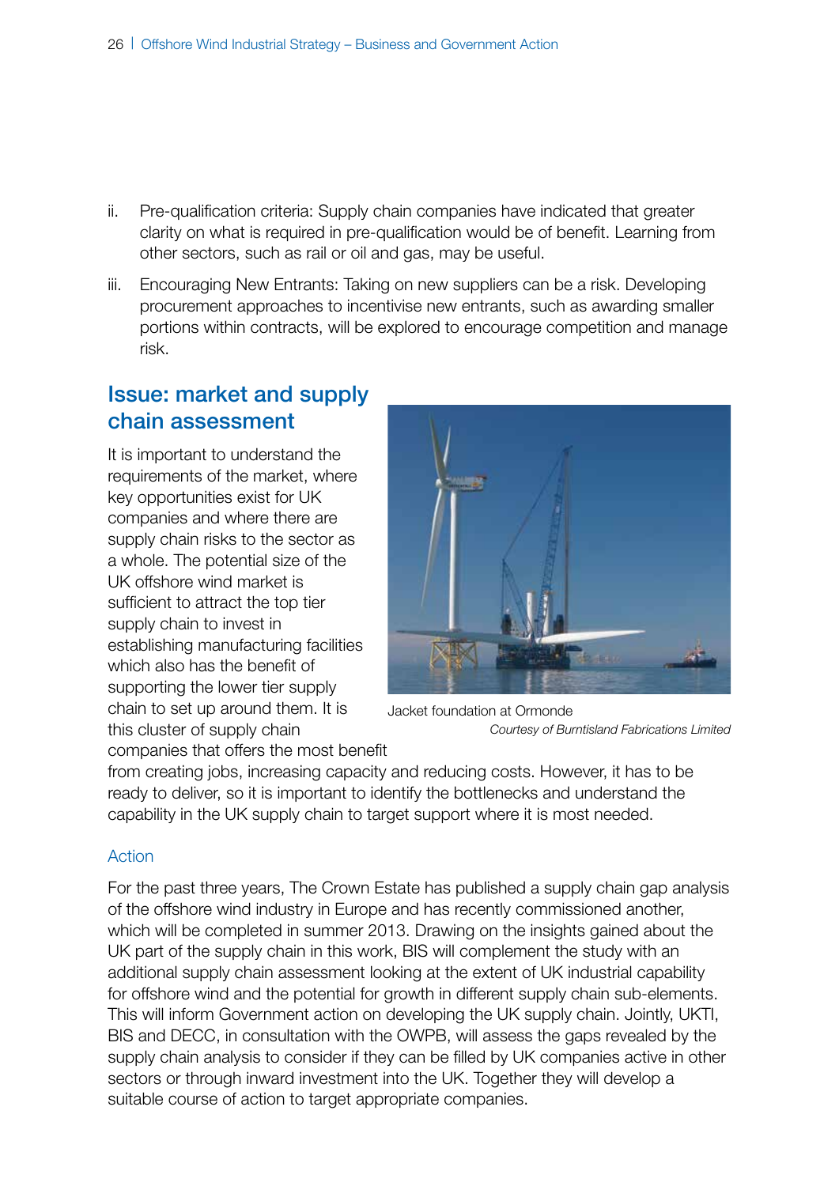ii. Pre-qualification criteria: Supply chain companies have indicated that greater clarity on what is required in pre-qualification would be of benefit. Learning from other sectors, such as rail or oil and gas, may be useful.

iii. Encouraging New Entrants: Taking on new suppliers can be a risk. Developing procurement approaches to incentivise new entrants, such as awarding smaller portions within contracts, will be explored to encourage competition and manage risk.

## Issue: market and supply chain assessment

It is important to understand the requirements of the market, where key opportunities exist for UK companies and where there are supply chain risks to the sector as a whole. The potential size of the UK offshore wind market is sufficient to attract the top tier supply chain to invest in establishing manufacturing facilities which also has the benefit of supporting the lower tier supply chain to set up around them. It is this cluster of supply chain companies that offers the most benefit from creating jobs, increasing capacity and reducing costs. However, it has to be ready to deliver, so it is important to identify the bottlenecks and understand the capability in the UK supply chain to target support where it is most needed.

Jacket foundation at Ormonde
*Courtesy of Burntisland Fabrications Limited*

### Action

For the past three years, The Crown Estate has published a supply chain gap analysis of the offshore wind industry in Europe and has recently commissioned another, which will be completed in summer 2013. Drawing on the insights gained about the UK part of the supply chain in this work, BIS will complement the study with an additional supply chain assessment looking at the extent of UK industrial capability for offshore wind and the potential for growth in different supply chain sub-elements. This will inform Government action on developing the UK supply chain. Jointly, UKTI, BIS and DECC, in consultation with the OWPB, will assess the gaps revealed by the supply chain analysis to consider if they can be filled by UK companies active in other sectors or through inward investment into the UK. Together they will develop a suitable course of action to target appropriate companies.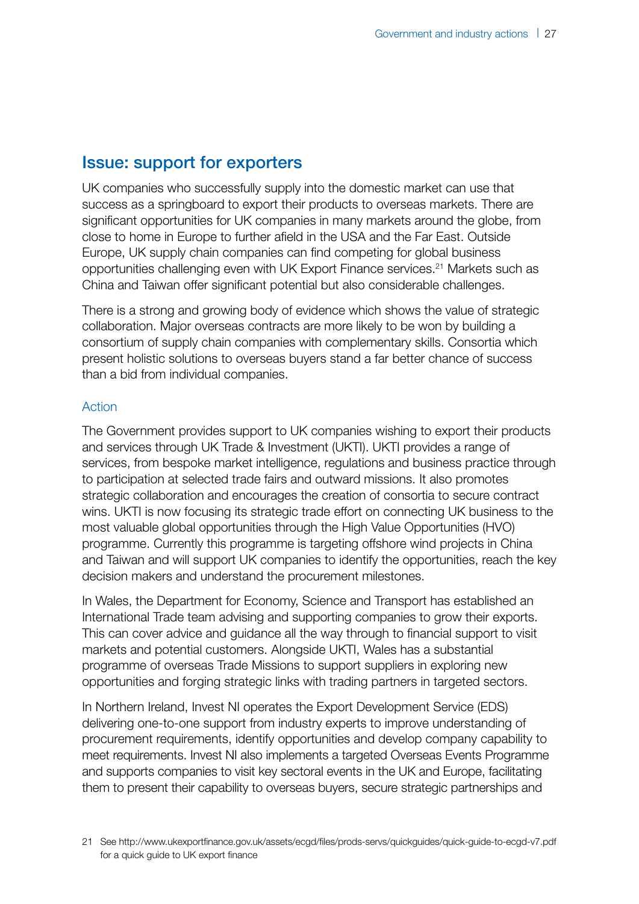## Issue: support for exporters

UK companies who successfully supply into the domestic market can use that success as a springboard to export their products to overseas markets. There are significant opportunities for UK companies in many markets around the globe, from close to home in Europe to further afield in the USA and the Far East. Outside Europe, UK supply chain companies can find competing for global business opportunities challenging even with UK Export Finance services.[21] Markets such as China and Taiwan offer significant potential but also considerable challenges.

There is a strong and growing body of evidence which shows the value of strategic collaboration. Major overseas contracts are more likely to be won by building a consortium of supply chain companies with complementary skills. Consortia which present holistic solutions to overseas buyers stand a far better chance of success than a bid from individual companies.

### Action

The Government provides support to UK companies wishing to export their products and services through UK Trade & Investment (UKTI). UKTI provides a range of services, from bespoke market intelligence, regulations and business practice through to participation at selected trade fairs and outward missions. It also promotes strategic collaboration and encourages the creation of consortia to secure contract wins. UKTI is now focusing its strategic trade effort on connecting UK business to the most valuable global opportunities through the High Value Opportunities (HVO) programme. Currently this programme is targeting offshore wind projects in China and Taiwan and will support UK companies to identify the opportunities, reach the key decision makers and understand the procurement milestones.

In Wales, the Department for Economy, Science and Transport has established an International Trade team advising and supporting companies to grow their exports. This can cover advice and guidance all the way through to financial support to visit markets and potential customers. Alongside UKTI, Wales has a substantial programme of overseas Trade Missions to support suppliers in exploring new opportunities and forging strategic links with trading partners in targeted sectors.

In Northern Ireland, Invest NI operates the Export Development Service (EDS) delivering one-to-one support from industry experts to improve understanding of procurement requirements, identify opportunities and develop company capability to meet requirements. Invest NI also implements a targeted Overseas Events Programme and supports companies to visit key sectoral events in the UK and Europe, facilitating them to present their capability to overseas buyers, secure strategic partnerships and

21 See http://www.ukexportfinance.gov.uk/assets/ecgd/files/prods-servs/quickguides/quick-guide-to-ecgd-v7.pdf for a quick guide to UK export finance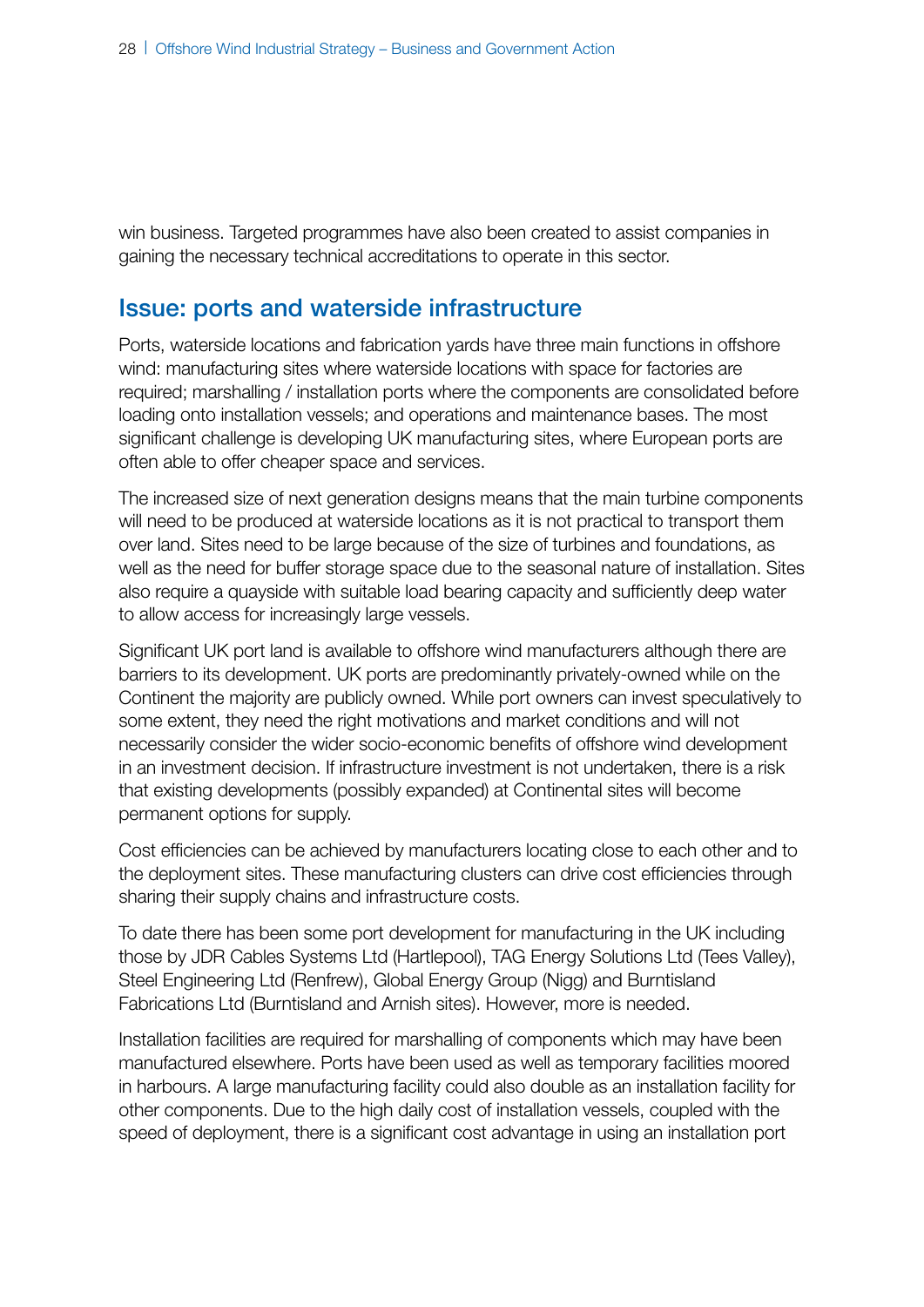win business. Targeted programmes have also been created to assist companies in gaining the necessary technical accreditations to operate in this sector.

## Issue: ports and waterside infrastructure

Ports, waterside locations and fabrication yards have three main functions in offshore wind: manufacturing sites where waterside locations with space for factories are required; marshalling / installation ports where the components are consolidated before loading onto installation vessels; and operations and maintenance bases. The most significant challenge is developing UK manufacturing sites, where European ports are often able to offer cheaper space and services.

The increased size of next generation designs means that the main turbine components will need to be produced at waterside locations as it is not practical to transport them over land. Sites need to be large because of the size of turbines and foundations, as well as the need for buffer storage space due to the seasonal nature of installation. Sites also require a quayside with suitable load bearing capacity and sufficiently deep water to allow access for increasingly large vessels.

Significant UK port land is available to offshore wind manufacturers although there are barriers to its development. UK ports are predominantly privately-owned while on the Continent the majority are publicly owned. While port owners can invest speculatively to some extent, they need the right motivations and market conditions and will not necessarily consider the wider socio-economic benefits of offshore wind development in an investment decision. If infrastructure investment is not undertaken, there is a risk that existing developments (possibly expanded) at Continental sites will become permanent options for supply.

Cost efficiencies can be achieved by manufacturers locating close to each other and to the deployment sites. These manufacturing clusters can drive cost efficiencies through sharing their supply chains and infrastructure costs.

To date there has been some port development for manufacturing in the UK including those by JDR Cables Systems Ltd (Hartlepool), TAG Energy Solutions Ltd (Tees Valley), Steel Engineering Ltd (Renfrew), Global Energy Group (Nigg) and Burntisland Fabrications Ltd (Burntisland and Arnish sites). However, more is needed.

Installation facilities are required for marshalling of components which may have been manufactured elsewhere. Ports have been used as well as temporary facilities moored in harbours. A large manufacturing facility could also double as an installation facility for other components. Due to the high daily cost of installation vessels, coupled with the speed of deployment, there is a significant cost advantage in using an installation port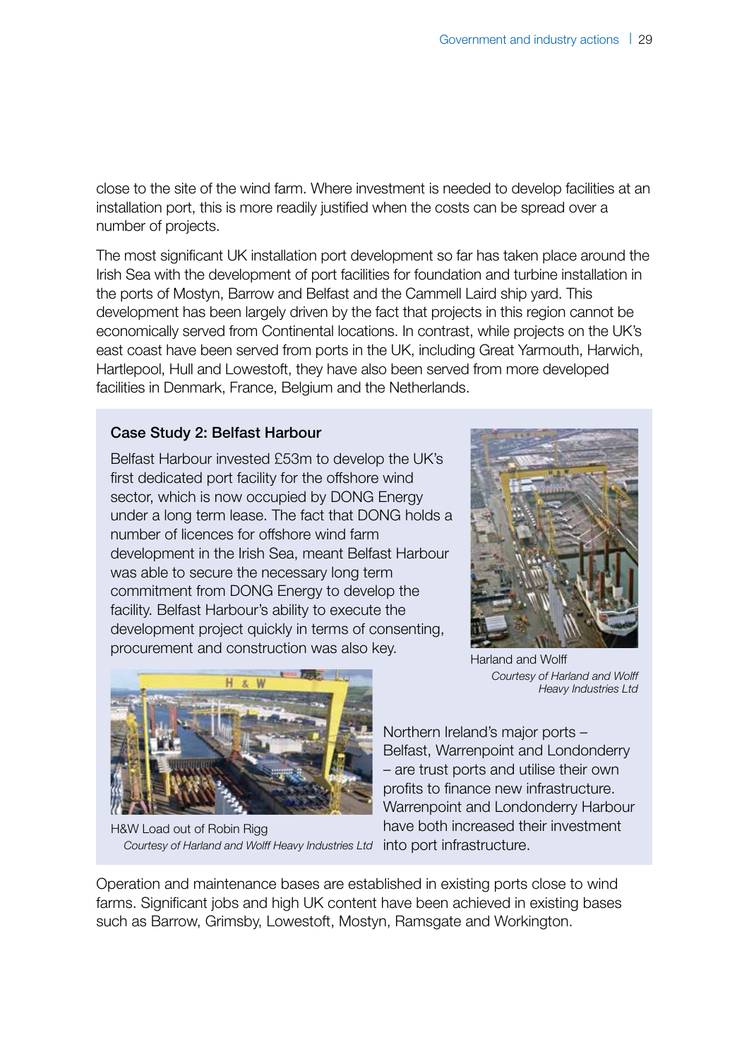close to the site of the wind farm. Where investment is needed to develop facilities at an installation port, this is more readily justified when the costs can be spread over a number of projects.

The most significant UK installation port development so far has taken place around the Irish Sea with the development of port facilities for foundation and turbine installation in the ports of Mostyn, Barrow and Belfast and the Cammell Laird ship yard. This development has been largely driven by the fact that projects in this region cannot be economically served from Continental locations. In contrast, while projects on the UK's east coast have been served from ports in the UK, including Great Yarmouth, Harwich, Hartlepool, Hull and Lowestoft, they have also been served from more developed facilities in Denmark, France, Belgium and the Netherlands.

### Case Study 2: Belfast Harbour

Belfast Harbour invested £53m to develop the UK's first dedicated port facility for the offshore wind sector, which is now occupied by DONG Energy under a long term lease. The fact that DONG holds a number of licences for offshore wind farm development in the Irish Sea, meant Belfast Harbour was able to secure the necessary long term commitment from DONG Energy to develop the facility. Belfast Harbour's ability to execute the development project quickly in terms of consenting, procurement and construction was also key.

Harland and Wolff
*Courtesy of Harland and Wolff Heavy Industries Ltd*

H&W Load out of Robin Rigg
*Courtesy of Harland and Wolff Heavy Industries Ltd*

Northern Ireland's major ports – Belfast, Warrenpoint and Londonderry – are trust ports and utilise their own profits to finance new infrastructure. Warrenpoint and Londonderry Harbour have both increased their investment into port infrastructure.

Operation and maintenance bases are established in existing ports close to wind farms. Significant jobs and high UK content have been achieved in existing bases such as Barrow, Grimsby, Lowestoft, Mostyn, Ramsgate and Workington.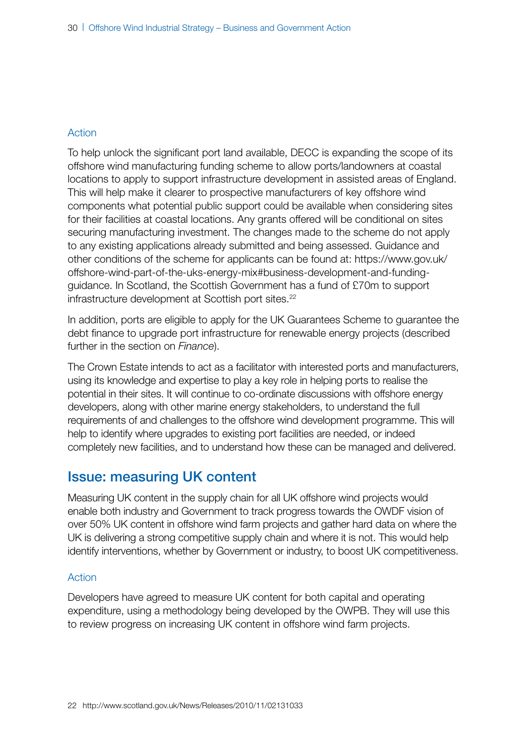### Action

To help unlock the significant port land available, DECC is expanding the scope of its offshore wind manufacturing funding scheme to allow ports/landowners at coastal locations to apply to support infrastructure development in assisted areas of England. This will help make it clearer to prospective manufacturers of key offshore wind components what potential public support could be available when considering sites for their facilities at coastal locations. Any grants offered will be conditional on sites securing manufacturing investment. The changes made to the scheme do not apply to any existing applications already submitted and being assessed. Guidance and other conditions of the scheme for applicants can be found at: https://www.gov.uk/offshore-wind-part-of-the-uks-energy-mix#business-development-and-funding-guidance. In Scotland, the Scottish Government has a fund of £70m to support infrastructure development at Scottish port sites.[22]

In addition, ports are eligible to apply for the UK Guarantees Scheme to guarantee the debt finance to upgrade port infrastructure for renewable energy projects (described further in the section on *Finance*).

The Crown Estate intends to act as a facilitator with interested ports and manufacturers, using its knowledge and expertise to play a key role in helping ports to realise the potential in their sites. It will continue to co-ordinate discussions with offshore energy developers, along with other marine energy stakeholders, to understand the full requirements of and challenges to the offshore wind development programme. This will help to identify where upgrades to existing port facilities are needed, or indeed completely new facilities, and to understand how these can be managed and delivered.

## Issue: measuring UK content

Measuring UK content in the supply chain for all UK offshore wind projects would enable both industry and Government to track progress towards the OWDF vision of over 50% UK content in offshore wind farm projects and gather hard data on where the UK is delivering a strong competitive supply chain and where it is not. This would help identify interventions, whether by Government or industry, to boost UK competitiveness.

### Action

Developers have agreed to measure UK content for both capital and operating expenditure, using a methodology being developed by the OWPB. They will use this to review progress on increasing UK content in offshore wind farm projects.

[22] http://www.scotland.gov.uk/News/Releases/2010/11/02131033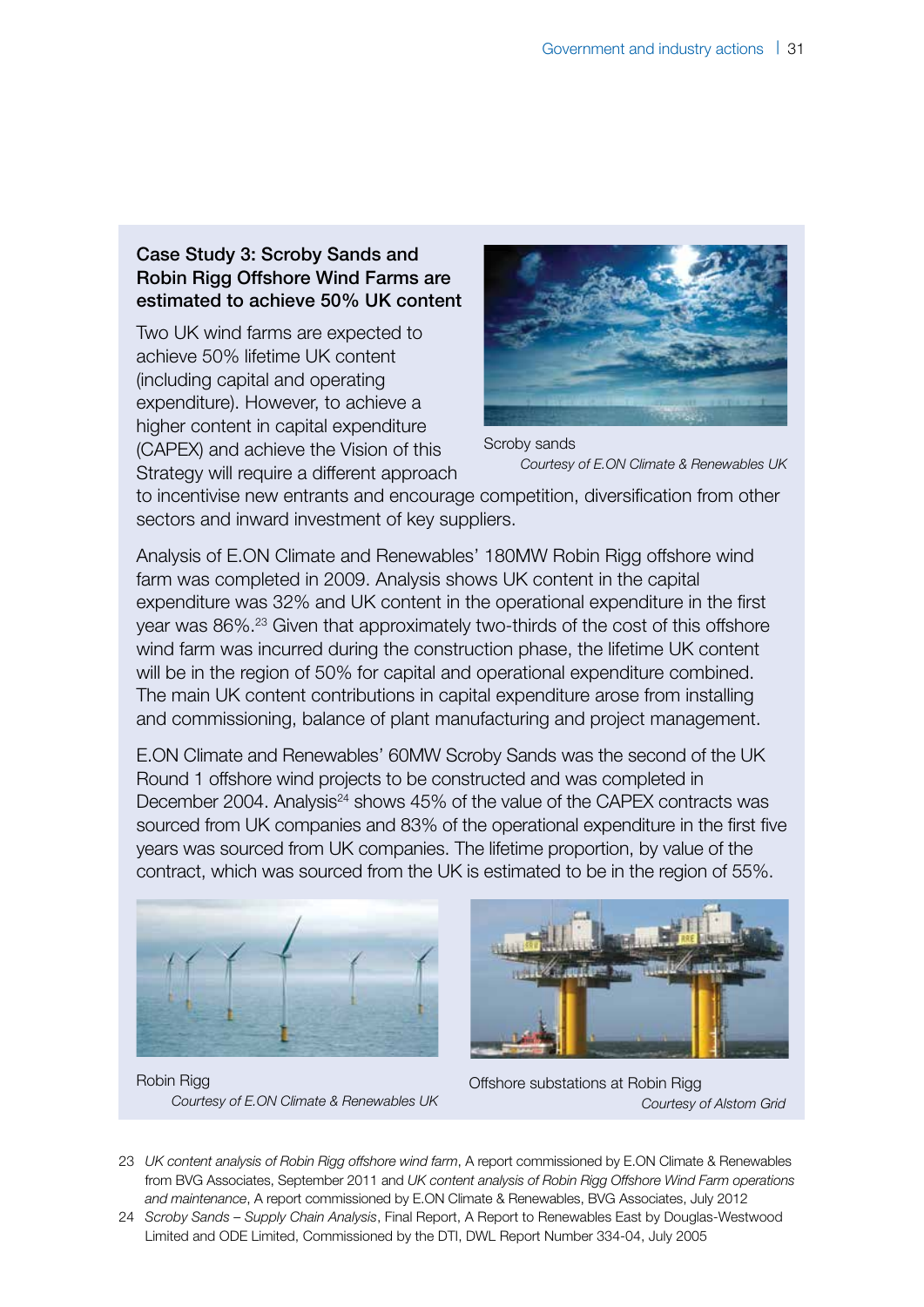### Case Study 3: Scroby Sands and Robin Rigg Offshore Wind Farms are estimated to achieve 50% UK content

Two UK wind farms are expected to achieve 50% lifetime UK content (including capital and operating expenditure). However, to achieve a higher content in capital expenditure (CAPEX) and achieve the Vision of this Strategy will require a different approach to incentivise new entrants and encourage competition, diversification from other sectors and inward investment of key suppliers.

Scroby sands
*Courtesy of E.ON Climate & Renewables UK*

Analysis of E.ON Climate and Renewables' 180MW Robin Rigg offshore wind farm was completed in 2009. Analysis shows UK content in the capital expenditure was 32% and UK content in the operational expenditure in the first year was 86%.[23] Given that approximately two-thirds of the cost of this offshore wind farm was incurred during the construction phase, the lifetime UK content will be in the region of 50% for capital and operational expenditure combined. The main UK content contributions in capital expenditure arose from installing and commissioning, balance of plant manufacturing and project management.

E.ON Climate and Renewables' 60MW Scroby Sands was the second of the UK Round 1 offshore wind projects to be constructed and was completed in December 2004. Analysis[24] shows 45% of the value of the CAPEX contracts was sourced from UK companies and 83% of the operational expenditure in the first five years was sourced from UK companies. The lifetime proportion, by value of the contract, which was sourced from the UK is estimated to be in the region of 55%.

Robin Rigg
*Courtesy of E.ON Climate & Renewables UK*

Offshore substations at Robin Rigg
*Courtesy of Alstom Grid*

23 *UK content analysis of Robin Rigg offshore wind farm*, A report commissioned by E.ON Climate & Renewables from BVG Associates, September 2011 and *UK content analysis of Robin Rigg Offshore Wind Farm operations and maintenance*, A report commissioned by E.ON Climate & Renewables, BVG Associates, July 2012

24 *Scroby Sands – Supply Chain Analysis*, Final Report, A Report to Renewables East by Douglas-Westwood Limited and ODE Limited, Commissioned by the DTI, DWL Report Number 334-04, July 2005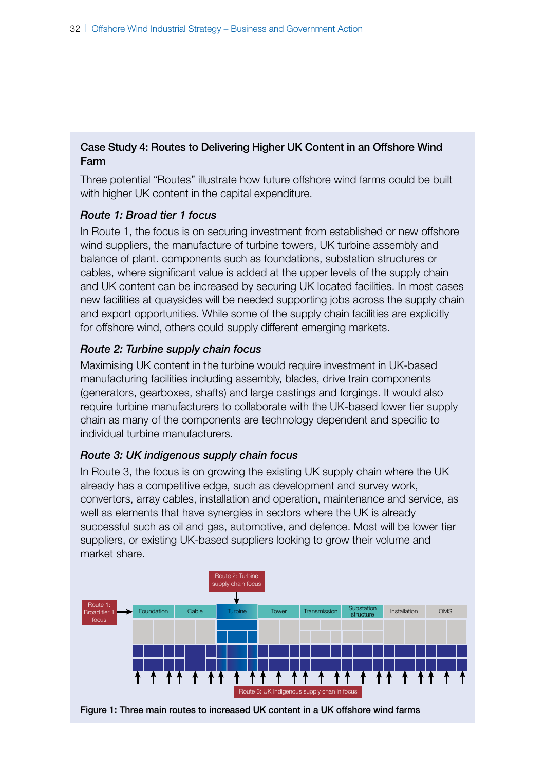### Case Study 4: Routes to Delivering Higher UK Content in an Offshore Wind Farm

Three potential "Routes" illustrate how future offshore wind farms could be built with higher UK content in the capital expenditure.

#### *Route 1: Broad tier 1 focus*

In Route 1, the focus is on securing investment from established or new offshore wind suppliers, the manufacture of turbine towers, UK turbine assembly and balance of plant. components such as foundations, substation structures or cables, where significant value is added at the upper levels of the supply chain and UK content can be increased by securing UK located facilities. In most cases new facilities at quaysides will be needed supporting jobs across the supply chain and export opportunities. While some of the supply chain facilities are explicitly for offshore wind, others could supply different emerging markets.

#### *Route 2: Turbine supply chain focus*

Maximising UK content in the turbine would require investment in UK-based manufacturing facilities including assembly, blades, drive train components (generators, gearboxes, shafts) and large castings and forgings. It would also require turbine manufacturers to collaborate with the UK-based lower tier supply chain as many of the components are technology dependent and specific to individual turbine manufacturers.

#### *Route 3: UK indigenous supply chain focus*

In Route 3, the focus is on growing the existing UK supply chain where the UK already has a competitive edge, such as development and survey work, convertors, array cables, installation and operation, maintenance and service, as well as elements that have synergies in sectors where the UK is already successful such as oil and gas, automotive, and defence. Most will be lower tier suppliers, or existing UK-based suppliers looking to grow their volume and market share.

Route 2: Turbine supply chain focus

Route 1: Broad tier 1 focus

Foundation | Cable | Turbine | Tower | Transmission | Substation structure | Installation | OMS

Route 3: UK Indigenous supply chan in focus

**Figure 1: Three main routes to increased UK content in a UK offshore wind farms**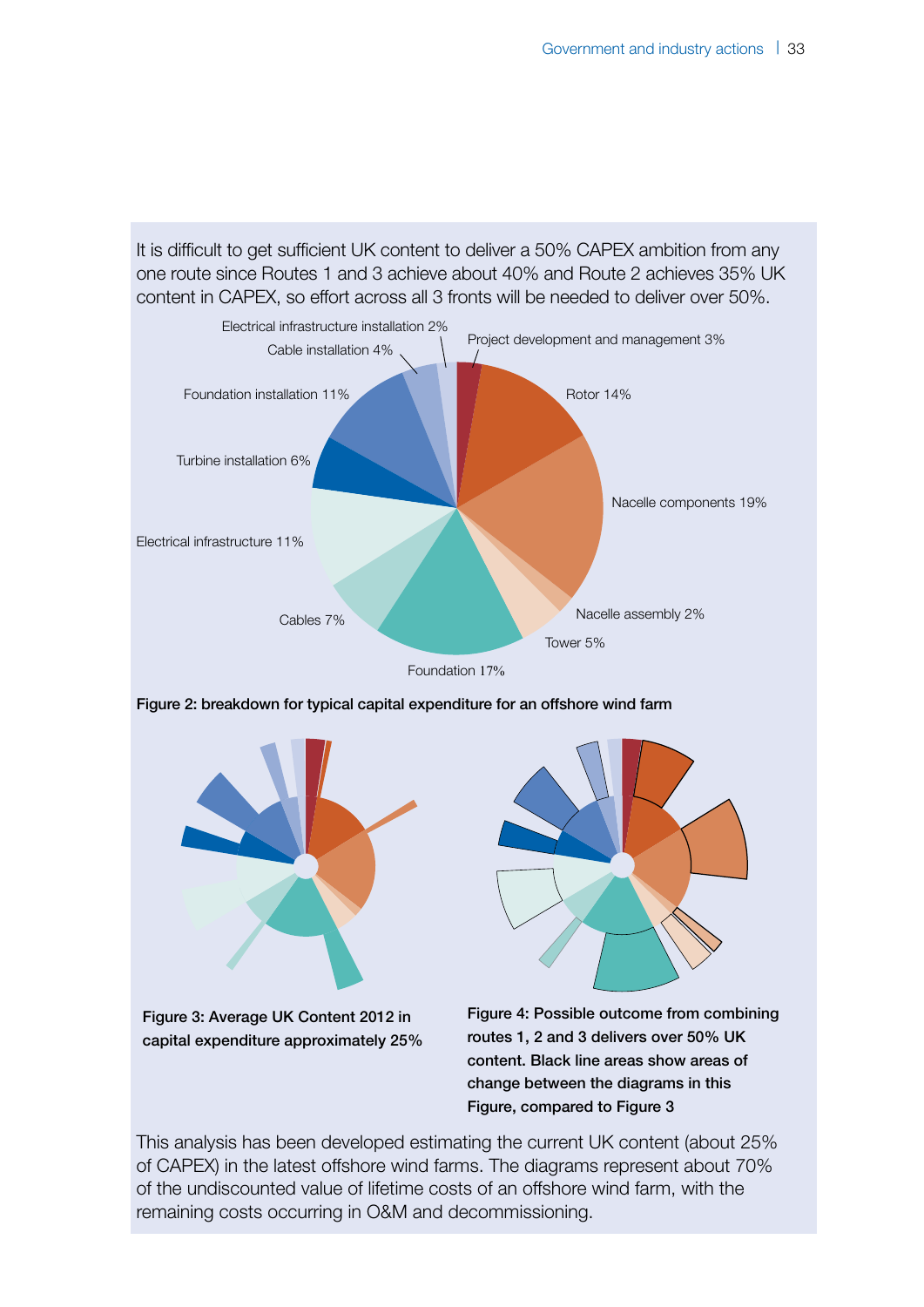It is difficult to get sufficient UK content to deliver a 50% CAPEX ambition from any one route since Routes 1 and 3 achieve about 40% and Route 2 achieves 35% UK content in CAPEX, so effort across all 3 fronts will be needed to deliver over 50%.

Electrical infrastructure installation 2%

Project development and management 3%

Cable installation 4%

Foundation installation 11%

Rotor 14%

Turbine installation 6%

Nacelle components 19%

Electrical infrastructure 11%

Cables 7%

Nacelle assembly 2%

Tower 5%

Foundation 17%

**Figure 2: breakdown for typical capital expenditure for an offshore wind farm**

**Figure 3: Average UK Content 2012 in capital expenditure approximately 25%**

**Figure 4: Possible outcome from combining routes 1, 2 and 3 delivers over 50% UK content. Black line areas show areas of change between the diagrams in this Figure, compared to Figure 3**

This analysis has been developed estimating the current UK content (about 25% of CAPEX) in the latest offshore wind farms. The diagrams represent about 70% of the undiscounted value of lifetime costs of an offshore wind farm, with the remaining costs occurring in O&M and decommissioning.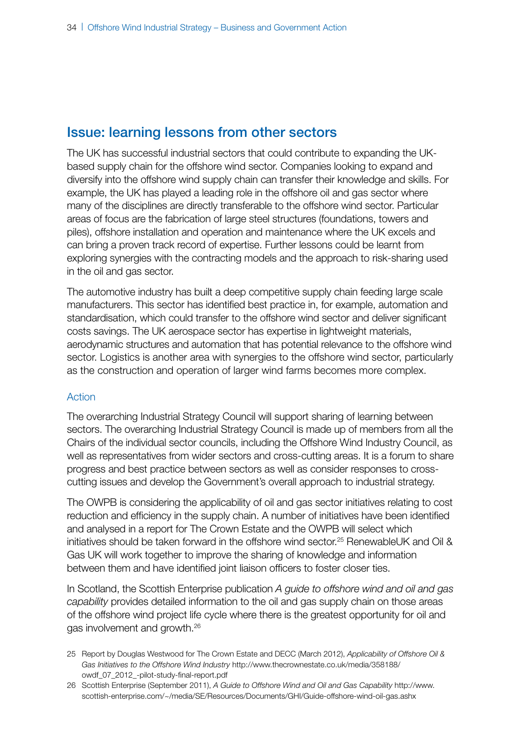## Issue: learning lessons from other sectors

The UK has successful industrial sectors that could contribute to expanding the UK-based supply chain for the offshore wind sector. Companies looking to expand and diversify into the offshore wind supply chain can transfer their knowledge and skills. For example, the UK has played a leading role in the offshore oil and gas sector where many of the disciplines are directly transferable to the offshore wind sector. Particular areas of focus are the fabrication of large steel structures (foundations, towers and piles), offshore installation and operation and maintenance where the UK excels and can bring a proven track record of expertise. Further lessons could be learnt from exploring synergies with the contracting models and the approach to risk-sharing used in the oil and gas sector.

The automotive industry has built a deep competitive supply chain feeding large scale manufacturers. This sector has identified best practice in, for example, automation and standardisation, which could transfer to the offshore wind sector and deliver significant costs savings. The UK aerospace sector has expertise in lightweight materials, aerodynamic structures and automation that has potential relevance to the offshore wind sector. Logistics is another area with synergies to the offshore wind sector, particularly as the construction and operation of larger wind farms becomes more complex.

### Action

The overarching Industrial Strategy Council will support sharing of learning between sectors. The overarching Industrial Strategy Council is made up of members from all the Chairs of the individual sector councils, including the Offshore Wind Industry Council, as well as representatives from wider sectors and cross-cutting areas. It is a forum to share progress and best practice between sectors as well as consider responses to cross-cutting issues and develop the Government's overall approach to industrial strategy.

The OWPB is considering the applicability of oil and gas sector initiatives relating to cost reduction and efficiency in the supply chain. A number of initiatives have been identified and analysed in a report for The Crown Estate and the OWPB will select which initiatives should be taken forward in the offshore wind sector.[25] RenewableUK and Oil & Gas UK will work together to improve the sharing of knowledge and information between them and have identified joint liaison officers to foster closer ties.

In Scotland, the Scottish Enterprise publication *A guide to offshore wind and oil and gas capability* provides detailed information to the oil and gas supply chain on those areas of the offshore wind project life cycle where there is the greatest opportunity for oil and gas involvement and growth.[26]

25 Report by Douglas Westwood for The Crown Estate and DECC (March 2012), *Applicability of Offshore Oil & Gas Initiatives to the Offshore Wind Industry* http://www.thecrownestate.co.uk/media/358188/owdf_07_2012_-pilot-study-final-report.pdf

26 Scottish Enterprise (September 2011), *A Guide to Offshore Wind and Oil and Gas Capability* http://www.scottish-enterprise.com/~/media/SE/Resources/Documents/GHI/Guide-offshore-wind-oil-gas.ashx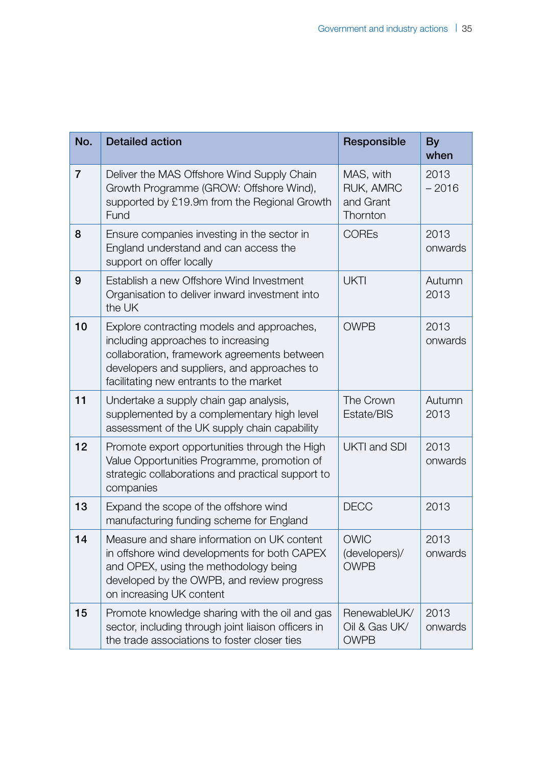| No. | Detailed action | Responsible | By when |
|---|---|---|---|
| 7 | Deliver the MAS Offshore Wind Supply Chain Growth Programme (GROW: Offshore Wind), supported by £19.9m from the Regional Growth Fund | MAS, with RUK, AMRC and Grant Thornton | 2013 – 2016 |
| 8 | Ensure companies investing in the sector in England understand and can access the support on offer locally | COREs | 2013 onwards |
| 9 | Establish a new Offshore Wind Investment Organisation to deliver inward investment into the UK | UKTI | Autumn 2013 |
| 10 | Explore contracting models and approaches, including approaches to increasing collaboration, framework agreements between developers and suppliers, and approaches to facilitating new entrants to the market | OWPB | 2013 onwards |
| 11 | Undertake a supply chain gap analysis, supplemented by a complementary high level assessment of the UK supply chain capability | The Crown Estate/BIS | Autumn 2013 |
| 12 | Promote export opportunities through the High Value Opportunities Programme, promotion of strategic collaborations and practical support to companies | UKTI and SDI | 2013 onwards |
| 13 | Expand the scope of the offshore wind manufacturing funding scheme for England | DECC | 2013 |
| 14 | Measure and share information on UK content in offshore wind developments for both CAPEX and OPEX, using the methodology being developed by the OWPB, and review progress on increasing UK content | OWIC (developers)/ OWPB | 2013 onwards |
| 15 | Promote knowledge sharing with the oil and gas sector, including through joint liaison officers in the trade associations to foster closer ties | RenewableUK/ Oil & Gas UK/ OWPB | 2013 onwards |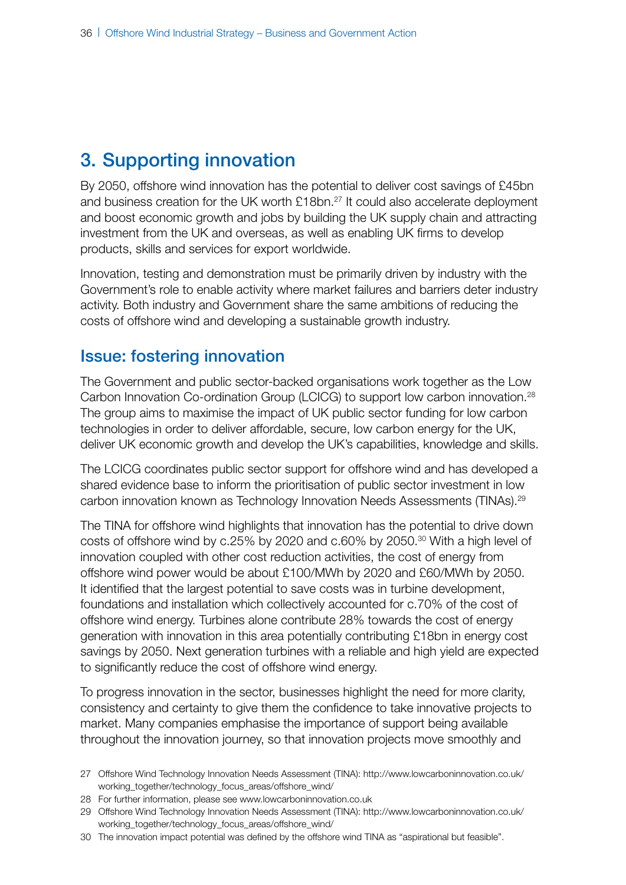## 3. Supporting innovation

By 2050, offshore wind innovation has the potential to deliver cost savings of £45bn and business creation for the UK worth £18bn.[27] It could also accelerate deployment and boost economic growth and jobs by building the UK supply chain and attracting investment from the UK and overseas, as well as enabling UK firms to develop products, skills and services for export worldwide.

Innovation, testing and demonstration must be primarily driven by industry with the Government's role to enable activity where market failures and barriers deter industry activity. Both industry and Government share the same ambitions of reducing the costs of offshore wind and developing a sustainable growth industry.

### Issue: fostering innovation

The Government and public sector-backed organisations work together as the Low Carbon Innovation Co-ordination Group (LCICG) to support low carbon innovation.[28] The group aims to maximise the impact of UK public sector funding for low carbon technologies in order to deliver affordable, secure, low carbon energy for the UK, deliver UK economic growth and develop the UK's capabilities, knowledge and skills.

The LCICG coordinates public sector support for offshore wind and has developed a shared evidence base to inform the prioritisation of public sector investment in low carbon innovation known as Technology Innovation Needs Assessments (TINAs).[29]

The TINA for offshore wind highlights that innovation has the potential to drive down costs of offshore wind by c.25% by 2020 and c.60% by 2050.[30] With a high level of innovation coupled with other cost reduction activities, the cost of energy from offshore wind power would be about £100/MWh by 2020 and £60/MWh by 2050. It identified that the largest potential to save costs was in turbine development, foundations and installation which collectively accounted for c.70% of the cost of offshore wind energy. Turbines alone contribute 28% towards the cost of energy generation with innovation in this area potentially contributing £18bn in energy cost savings by 2050. Next generation turbines with a reliable and high yield are expected to significantly reduce the cost of offshore wind energy.

To progress innovation in the sector, businesses highlight the need for more clarity, consistency and certainty to give them the confidence to take innovative projects to market. Many companies emphasise the importance of support being available throughout the innovation journey, so that innovation projects move smoothly and

27 Offshore Wind Technology Innovation Needs Assessment (TINA): http://www.lowcarboninnovation.co.uk/working_together/technology_focus_areas/offshore_wind/

28 For further information, please see www.lowcarboninnovation.co.uk

29 Offshore Wind Technology Innovation Needs Assessment (TINA): http://www.lowcarboninnovation.co.uk/working_together/technology_focus_areas/offshore_wind/

30 The innovation impact potential was defined by the offshore wind TINA as "aspirational but feasible".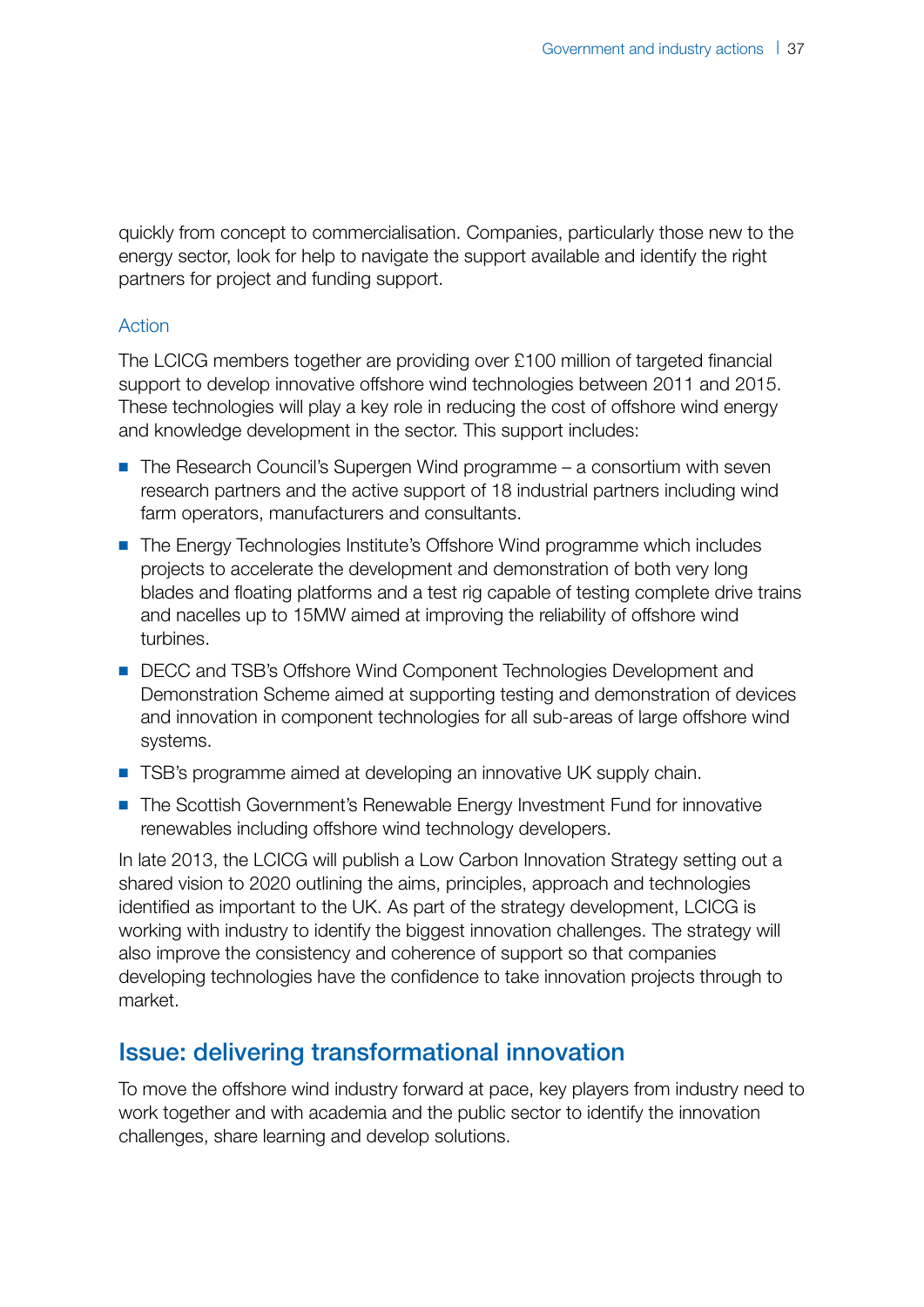quickly from concept to commercialisation. Companies, particularly those new to the energy sector, look for help to navigate the support available and identify the right partners for project and funding support.

### Action

The LCICG members together are providing over £100 million of targeted financial support to develop innovative offshore wind technologies between 2011 and 2015. These technologies will play a key role in reducing the cost of offshore wind energy and knowledge development in the sector. This support includes:

- The Research Council's Supergen Wind programme – a consortium with seven research partners and the active support of 18 industrial partners including wind farm operators, manufacturers and consultants.
- The Energy Technologies Institute's Offshore Wind programme which includes projects to accelerate the development and demonstration of both very long blades and floating platforms and a test rig capable of testing complete drive trains and nacelles up to 15MW aimed at improving the reliability of offshore wind turbines.
- DECC and TSB's Offshore Wind Component Technologies Development and Demonstration Scheme aimed at supporting testing and demonstration of devices and innovation in component technologies for all sub-areas of large offshore wind systems.
- TSB's programme aimed at developing an innovative UK supply chain.
- The Scottish Government's Renewable Energy Investment Fund for innovative renewables including offshore wind technology developers.

In late 2013, the LCICG will publish a Low Carbon Innovation Strategy setting out a shared vision to 2020 outlining the aims, principles, approach and technologies identified as important to the UK. As part of the strategy development, LCICG is working with industry to identify the biggest innovation challenges. The strategy will also improve the consistency and coherence of support so that companies developing technologies have the confidence to take innovation projects through to market.

## Issue: delivering transformational innovation

To move the offshore wind industry forward at pace, key players from industry need to work together and with academia and the public sector to identify the innovation challenges, share learning and develop solutions.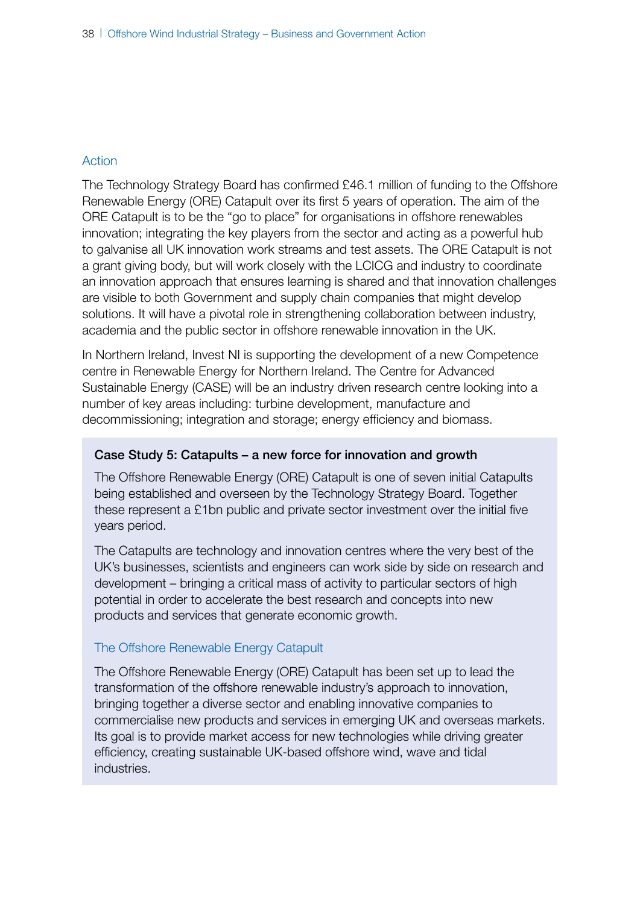### Action

The Technology Strategy Board has confirmed £46.1 million of funding to the Offshore Renewable Energy (ORE) Catapult over its first 5 years of operation. The aim of the ORE Catapult is to be the "go to place" for organisations in offshore renewables innovation; integrating the key players from the sector and acting as a powerful hub to galvanise all UK innovation work streams and test assets. The ORE Catapult is not a grant giving body, but will work closely with the LCICG and industry to coordinate an innovation approach that ensures learning is shared and that innovation challenges are visible to both Government and supply chain companies that might develop solutions. It will have a pivotal role in strengthening collaboration between industry, academia and the public sector in offshore renewable innovation in the UK.

In Northern Ireland, Invest NI is supporting the development of a new Competence centre in Renewable Energy for Northern Ireland. The Centre for Advanced Sustainable Energy (CASE) will be an industry driven research centre looking into a number of key areas including: turbine development, manufacture and decommissioning; integration and storage; energy efficiency and biomass.

**Case Study 5: Catapults – a new force for innovation and growth**

The Offshore Renewable Energy (ORE) Catapult is one of seven initial Catapults being established and overseen by the Technology Strategy Board. Together these represent a £1bn public and private sector investment over the initial five years period.

The Catapults are technology and innovation centres where the very best of the UK's businesses, scientists and engineers can work side by side on research and development – bringing a critical mass of activity to particular sectors of high potential in order to accelerate the best research and concepts into new products and services that generate economic growth.

#### The Offshore Renewable Energy Catapult

The Offshore Renewable Energy (ORE) Catapult has been set up to lead the transformation of the offshore renewable industry's approach to innovation, bringing together a diverse sector and enabling innovative companies to commercialise new products and services in emerging UK and overseas markets. Its goal is to provide market access for new technologies while driving greater efficiency, creating sustainable UK-based offshore wind, wave and tidal industries.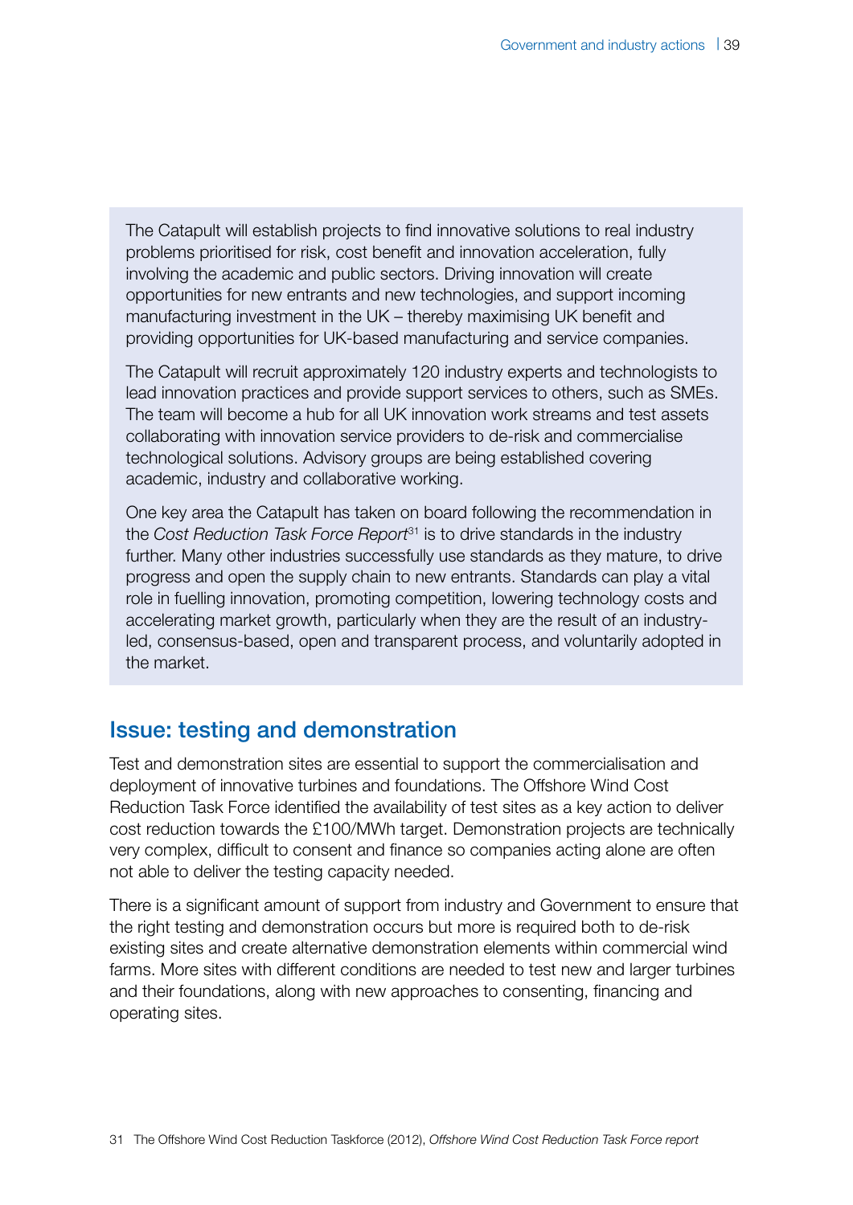The Catapult will establish projects to find innovative solutions to real industry problems prioritised for risk, cost benefit and innovation acceleration, fully involving the academic and public sectors. Driving innovation will create opportunities for new entrants and new technologies, and support incoming manufacturing investment in the UK – thereby maximising UK benefit and providing opportunities for UK-based manufacturing and service companies.

The Catapult will recruit approximately 120 industry experts and technologists to lead innovation practices and provide support services to others, such as SMEs. The team will become a hub for all UK innovation work streams and test assets collaborating with innovation service providers to de-risk and commercialise technological solutions. Advisory groups are being established covering academic, industry and collaborative working.

One key area the Catapult has taken on board following the recommendation in the *Cost Reduction Task Force Report*[31] is to drive standards in the industry further. Many other industries successfully use standards as they mature, to drive progress and open the supply chain to new entrants. Standards can play a vital role in fuelling innovation, promoting competition, lowering technology costs and accelerating market growth, particularly when they are the result of an industry-led, consensus-based, open and transparent process, and voluntarily adopted in the market.

## Issue: testing and demonstration

Test and demonstration sites are essential to support the commercialisation and deployment of innovative turbines and foundations. The Offshore Wind Cost Reduction Task Force identified the availability of test sites as a key action to deliver cost reduction towards the £100/MWh target. Demonstration projects are technically very complex, difficult to consent and finance so companies acting alone are often not able to deliver the testing capacity needed.

There is a significant amount of support from industry and Government to ensure that the right testing and demonstration occurs but more is required both to de-risk existing sites and create alternative demonstration elements within commercial wind farms. More sites with different conditions are needed to test new and larger turbines and their foundations, along with new approaches to consenting, financing and operating sites.

31 The Offshore Wind Cost Reduction Taskforce (2012), *Offshore Wind Cost Reduction Task Force report*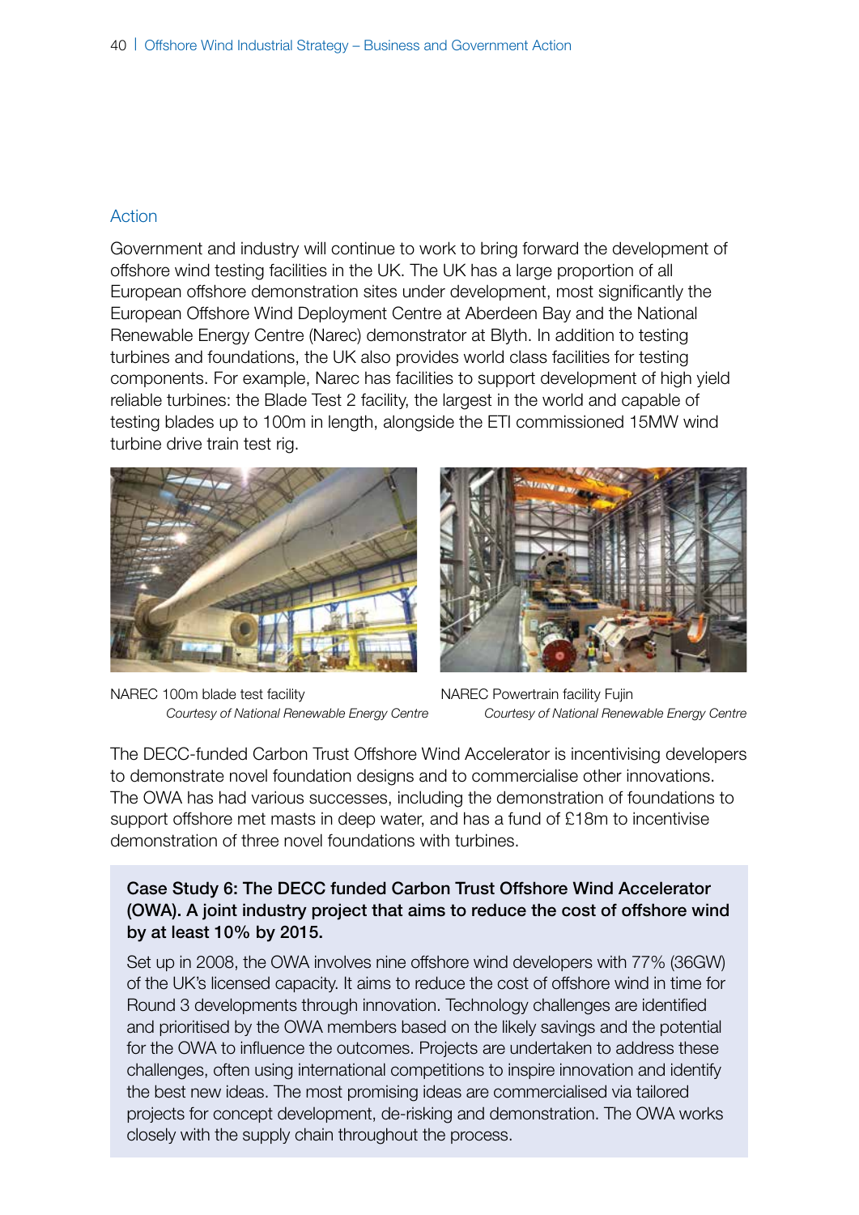### Action

Government and industry will continue to work to bring forward the development of offshore wind testing facilities in the UK. The UK has a large proportion of all European offshore demonstration sites under development, most significantly the European Offshore Wind Deployment Centre at Aberdeen Bay and the National Renewable Energy Centre (Narec) demonstrator at Blyth. In addition to testing turbines and foundations, the UK also provides world class facilities for testing components. For example, Narec has facilities to support development of high yield reliable turbines: the Blade Test 2 facility, the largest in the world and capable of testing blades up to 100m in length, alongside the ETI commissioned 15MW wind turbine drive train test rig.

NAREC 100m blade test facility
*Courtesy of National Renewable Energy Centre*

NAREC Powertrain facility Fujin
*Courtesy of National Renewable Energy Centre*

The DECC-funded Carbon Trust Offshore Wind Accelerator is incentivising developers to demonstrate novel foundation designs and to commercialise other innovations. The OWA has had various successes, including the demonstration of foundations to support offshore met masts in deep water, and has a fund of £18m to incentivise demonstration of three novel foundations with turbines.

**Case Study 6: The DECC funded Carbon Trust Offshore Wind Accelerator (OWA). A joint industry project that aims to reduce the cost of offshore wind by at least 10% by 2015.**

Set up in 2008, the OWA involves nine offshore wind developers with 77% (36GW) of the UK's licensed capacity. It aims to reduce the cost of offshore wind in time for Round 3 developments through innovation. Technology challenges are identified and prioritised by the OWA members based on the likely savings and the potential for the OWA to influence the outcomes. Projects are undertaken to address these challenges, often using international competitions to inspire innovation and identify the best new ideas. The most promising ideas are commercialised via tailored projects for concept development, de-risking and demonstration. The OWA works closely with the supply chain throughout the process.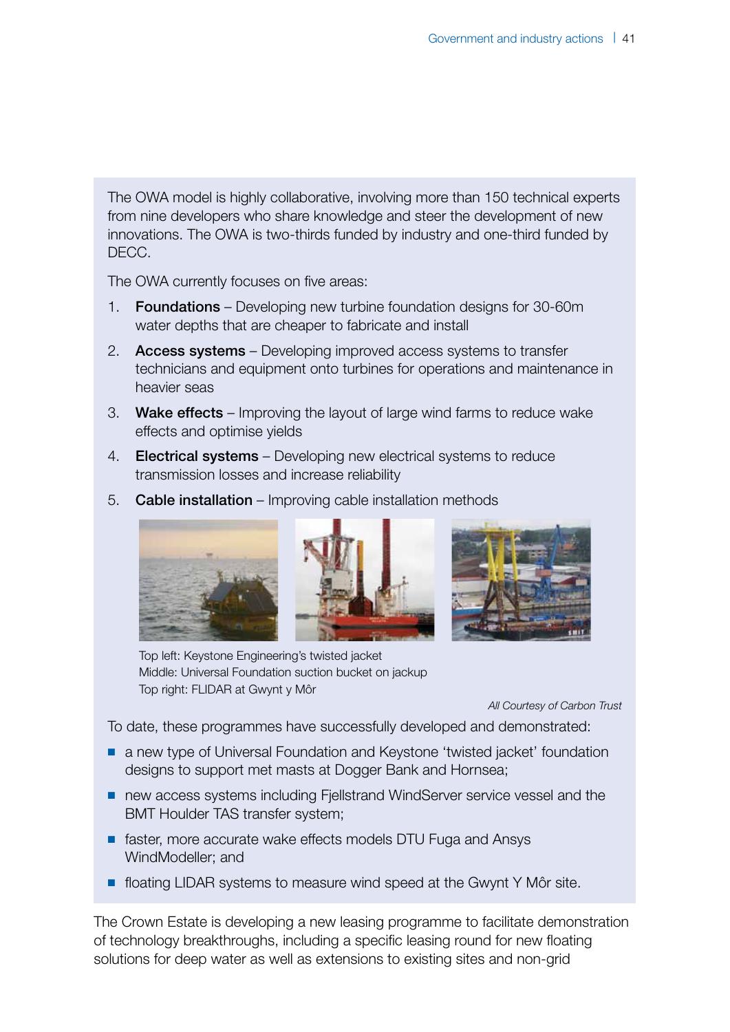The OWA model is highly collaborative, involving more than 150 technical experts from nine developers who share knowledge and steer the development of new innovations. The OWA is two-thirds funded by industry and one-third funded by DECC.

The OWA currently focuses on five areas:

1. **Foundations** – Developing new turbine foundation designs for 30-60m water depths that are cheaper to fabricate and install
2. **Access systems** – Developing improved access systems to transfer technicians and equipment onto turbines for operations and maintenance in heavier seas
3. **Wake effects** – Improving the layout of large wind farms to reduce wake effects and optimise yields
4. **Electrical systems** – Developing new electrical systems to reduce transmission losses and increase reliability
5. **Cable installation** – Improving cable installation methods

Top left: Keystone Engineering's twisted jacket
Middle: Universal Foundation suction bucket on jackup
Top right: FLIDAR at Gwynt y Môr

*All Courtesy of Carbon Trust*

To date, these programmes have successfully developed and demonstrated:

- a new type of Universal Foundation and Keystone 'twisted jacket' foundation designs to support met masts at Dogger Bank and Hornsea;
- new access systems including Fjellstrand WindServer service vessel and the BMT Houlder TAS transfer system;
- faster, more accurate wake effects models DTU Fuga and Ansys WindModeller; and
- floating LIDAR systems to measure wind speed at the Gwynt Y Môr site.

The Crown Estate is developing a new leasing programme to facilitate demonstration of technology breakthroughs, including a specific leasing round for new floating solutions for deep water as well as extensions to existing sites and non-grid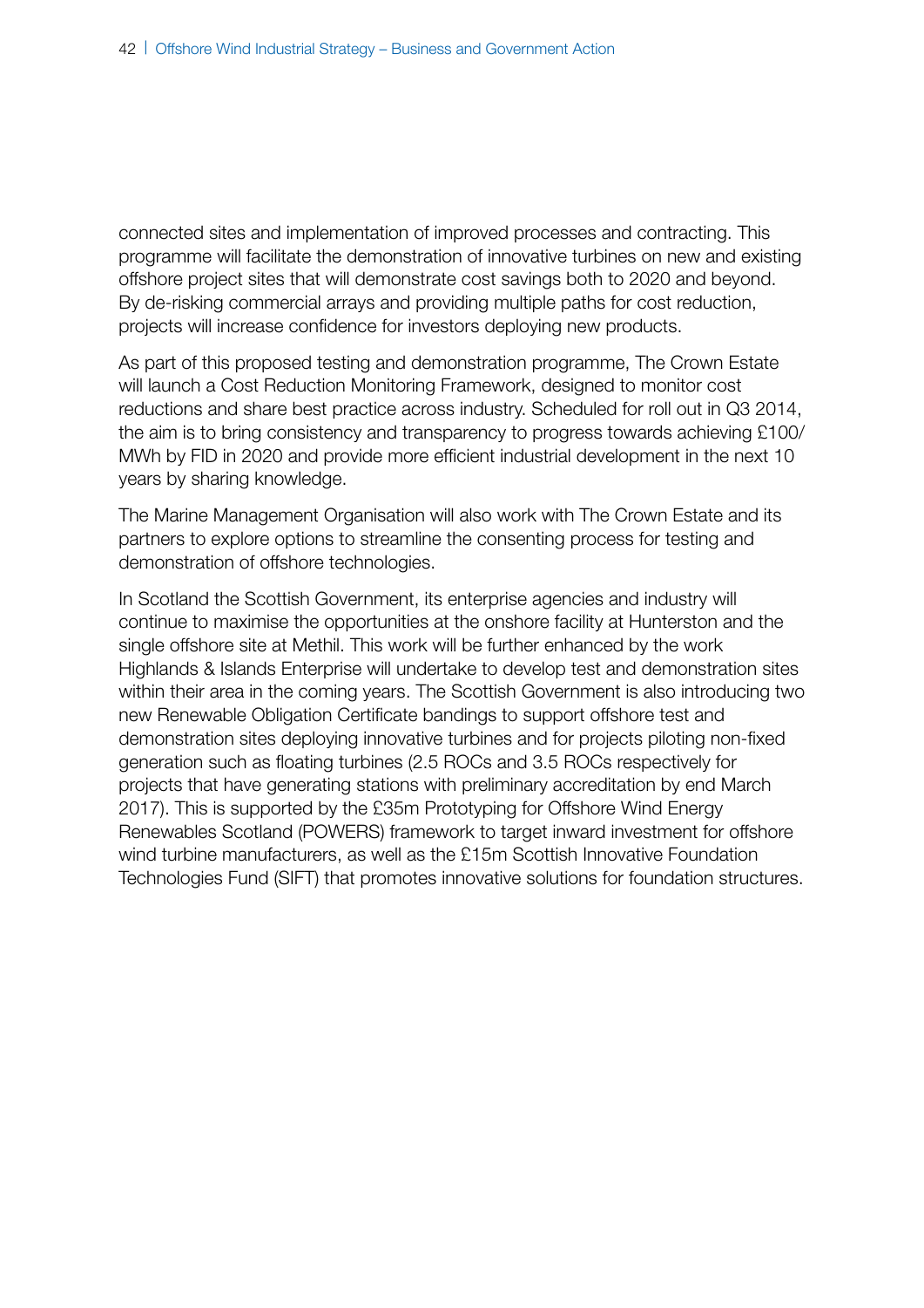connected sites and implementation of improved processes and contracting. This programme will facilitate the demonstration of innovative turbines on new and existing offshore project sites that will demonstrate cost savings both to 2020 and beyond. By de-risking commercial arrays and providing multiple paths for cost reduction, projects will increase confidence for investors deploying new products.

As part of this proposed testing and demonstration programme, The Crown Estate will launch a Cost Reduction Monitoring Framework, designed to monitor cost reductions and share best practice across industry. Scheduled for roll out in Q3 2014, the aim is to bring consistency and transparency to progress towards achieving £100/MWh by FID in 2020 and provide more efficient industrial development in the next 10 years by sharing knowledge.

The Marine Management Organisation will also work with The Crown Estate and its partners to explore options to streamline the consenting process for testing and demonstration of offshore technologies.

In Scotland the Scottish Government, its enterprise agencies and industry will continue to maximise the opportunities at the onshore facility at Hunterston and the single offshore site at Methil. This work will be further enhanced by the work Highlands & Islands Enterprise will undertake to develop test and demonstration sites within their area in the coming years. The Scottish Government is also introducing two new Renewable Obligation Certificate bandings to support offshore test and demonstration sites deploying innovative turbines and for projects piloting non-fixed generation such as floating turbines (2.5 ROCs and 3.5 ROCs respectively for projects that have generating stations with preliminary accreditation by end March 2017). This is supported by the £35m Prototyping for Offshore Wind Energy Renewables Scotland (POWERS) framework to target inward investment for offshore wind turbine manufacturers, as well as the £15m Scottish Innovative Foundation Technologies Fund (SIFT) that promotes innovative solutions for foundation structures.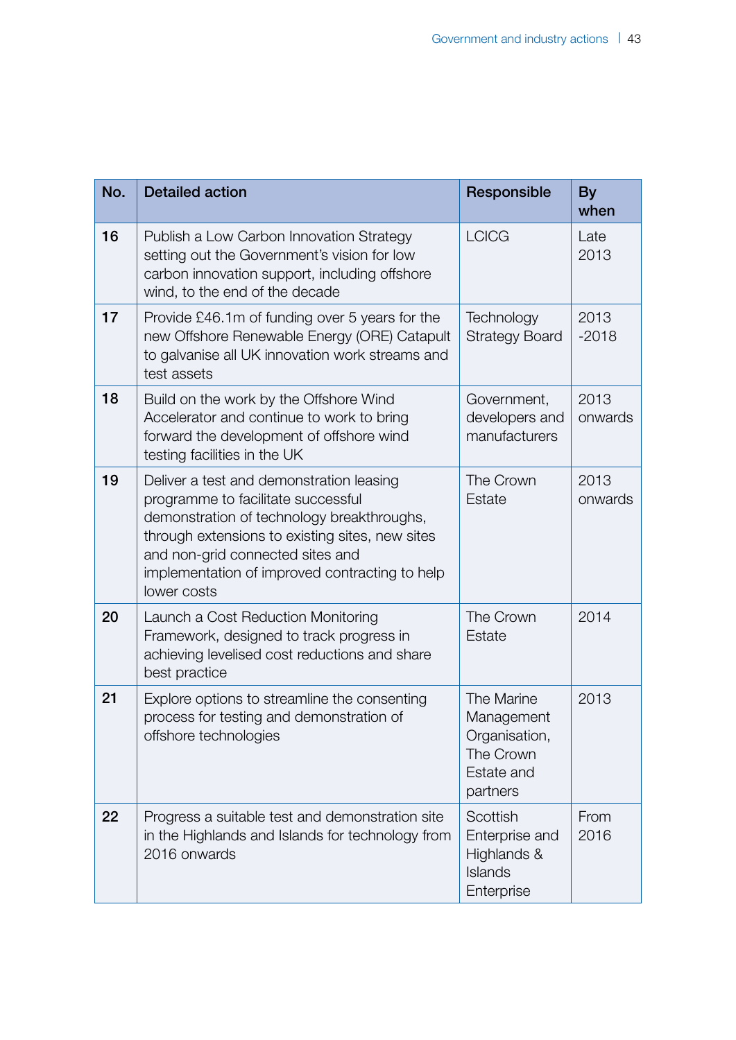| No. | Detailed action | Responsible | By when |
| --- | --- | --- | --- |
| 16 | Publish a Low Carbon Innovation Strategy setting out the Government's vision for low carbon innovation support, including offshore wind, to the end of the decade | LCICG | Late 2013 |
| 17 | Provide £46.1m of funding over 5 years for the new Offshore Renewable Energy (ORE) Catapult to galvanise all UK innovation work streams and test assets | Technology Strategy Board | 2013 -2018 |
| 18 | Build on the work by the Offshore Wind Accelerator and continue to work to bring forward the development of offshore wind testing facilities in the UK | Government, developers and manufacturers | 2013 onwards |
| 19 | Deliver a test and demonstration leasing programme to facilitate successful demonstration of technology breakthroughs, through extensions to existing sites, new sites and non-grid connected sites and implementation of improved contracting to help lower costs | The Crown Estate | 2013 onwards |
| 20 | Launch a Cost Reduction Monitoring Framework, designed to track progress in achieving levelised cost reductions and share best practice | The Crown Estate | 2014 |
| 21 | Explore options to streamline the consenting process for testing and demonstration of offshore technologies | The Marine Management Organisation, The Crown Estate and partners | 2013 |
| 22 | Progress a suitable test and demonstration site in the Highlands and Islands for technology from 2016 onwards | Scottish Enterprise and Highlands & Islands Enterprise | From 2016 |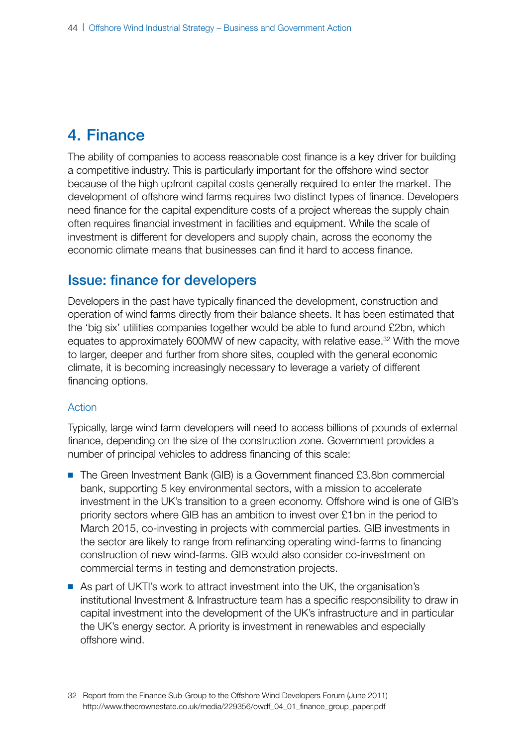# 4. Finance

The ability of companies to access reasonable cost finance is a key driver for building a competitive industry. This is particularly important for the offshore wind sector because of the high upfront capital costs generally required to enter the market. The development of offshore wind farms requires two distinct types of finance. Developers need finance for the capital expenditure costs of a project whereas the supply chain often requires financial investment in facilities and equipment. While the scale of investment is different for developers and supply chain, across the economy the economic climate means that businesses can find it hard to access finance.

## Issue: finance for developers

Developers in the past have typically financed the development, construction and operation of wind farms directly from their balance sheets. It has been estimated that the 'big six' utilities companies together would be able to fund around £2bn, which equates to approximately 600MW of new capacity, with relative ease.[32] With the move to larger, deeper and further from shore sites, coupled with the general economic climate, it is becoming increasingly necessary to leverage a variety of different financing options.

### Action

Typically, large wind farm developers will need to access billions of pounds of external finance, depending on the size of the construction zone. Government provides a number of principal vehicles to address financing of this scale:

- The Green Investment Bank (GIB) is a Government financed £3.8bn commercial bank, supporting 5 key environmental sectors, with a mission to accelerate investment in the UK's transition to a green economy. Offshore wind is one of GIB's priority sectors where GIB has an ambition to invest over £1bn in the period to March 2015, co-investing in projects with commercial parties. GIB investments in the sector are likely to range from refinancing operating wind-farms to financing construction of new wind-farms. GIB would also consider co-investment on commercial terms in testing and demonstration projects.
- As part of UKTI's work to attract investment into the UK, the organisation's institutional Investment & Infrastructure team has a specific responsibility to draw in capital investment into the development of the UK's infrastructure and in particular the UK's energy sector. A priority is investment in renewables and especially offshore wind.

32 Report from the Finance Sub-Group to the Offshore Wind Developers Forum (June 2011) http://www.thecrownestate.co.uk/media/229356/owdf_04_01_finance_group_paper.pdf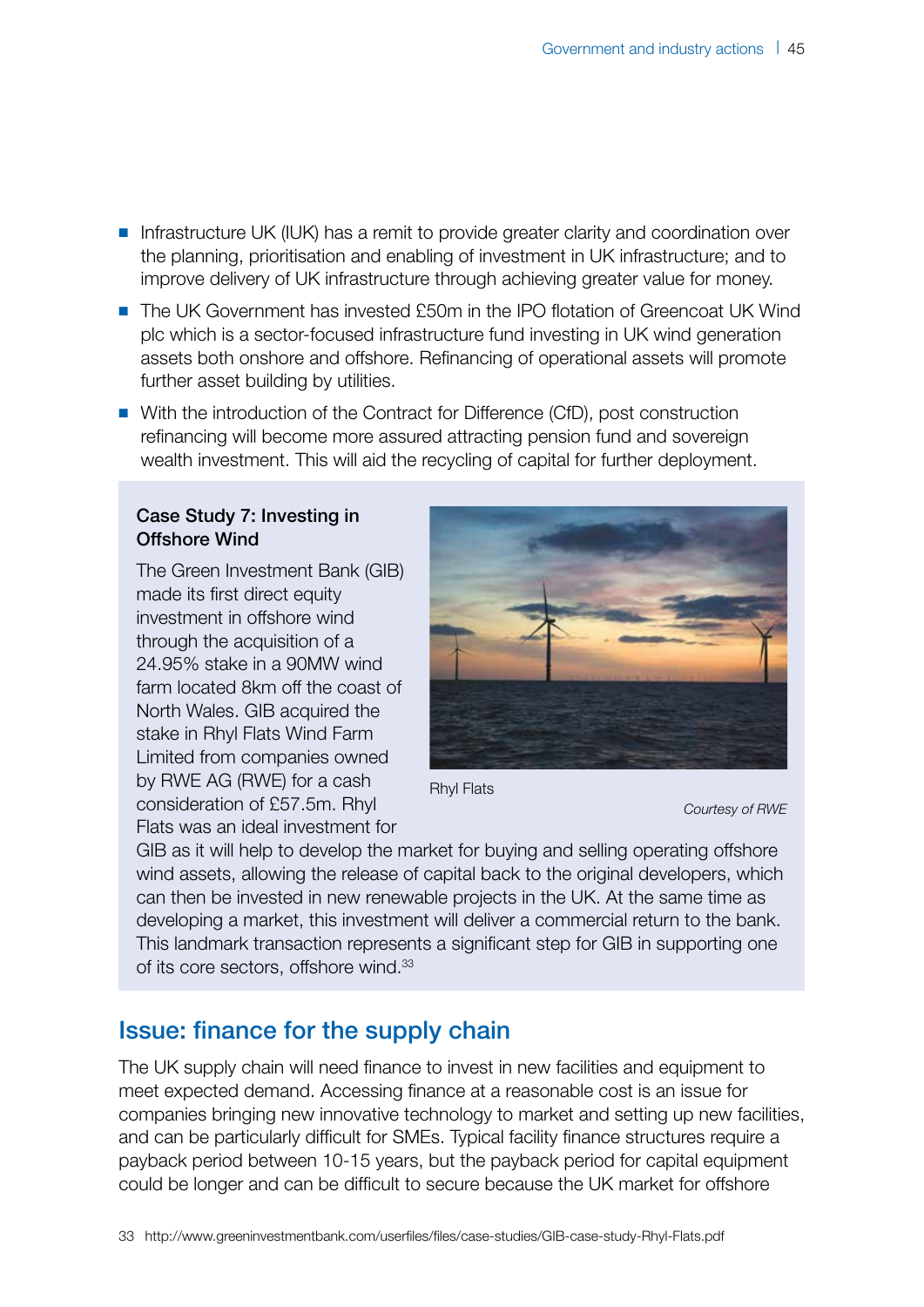- Infrastructure UK (IUK) has a remit to provide greater clarity and coordination over the planning, prioritisation and enabling of investment in UK infrastructure; and to improve delivery of UK infrastructure through achieving greater value for money.
- The UK Government has invested £50m in the IPO flotation of Greencoat UK Wind plc which is a sector-focused infrastructure fund investing in UK wind generation assets both onshore and offshore. Refinancing of operational assets will promote further asset building by utilities.
- With the introduction of the Contract for Difference (CfD), post construction refinancing will become more assured attracting pension fund and sovereign wealth investment. This will aid the recycling of capital for further deployment.

### Case Study 7: Investing in Offshore Wind

The Green Investment Bank (GIB) made its first direct equity investment in offshore wind through the acquisition of a 24.95% stake in a 90MW wind farm located 8km off the coast of North Wales. GIB acquired the stake in Rhyl Flats Wind Farm Limited from companies owned by RWE AG (RWE) for a cash consideration of £57.5m. Rhyl Flats was an ideal investment for GIB as it will help to develop the market for buying and selling operating offshore wind assets, allowing the release of capital back to the original developers, which can then be invested in new renewable projects in the UK. At the same time as developing a market, this investment will deliver a commercial return to the bank. This landmark transaction represents a significant step for GIB in supporting one of its core sectors, offshore wind.[33]

Rhyl Flats

*Courtesy of RWE*

## Issue: finance for the supply chain

The UK supply chain will need finance to invest in new facilities and equipment to meet expected demand. Accessing finance at a reasonable cost is an issue for companies bringing new innovative technology to market and setting up new facilities, and can be particularly difficult for SMEs. Typical facility finance structures require a payback period between 10-15 years, but the payback period for capital equipment could be longer and can be difficult to secure because the UK market for offshore

33 http://www.greeninvestmentbank.com/userfiles/files/case-studies/GIB-case-study-Rhyl-Flats.pdf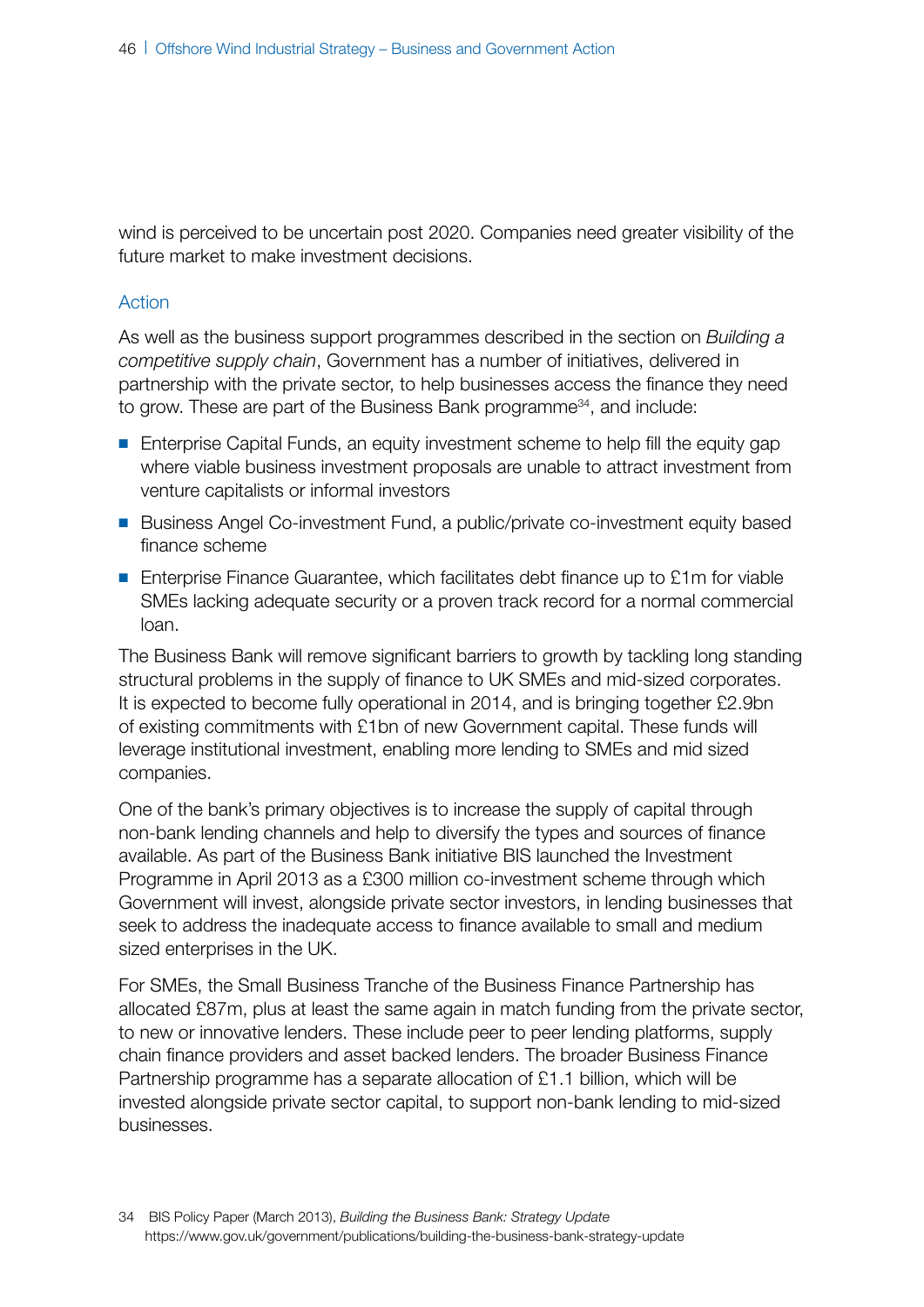wind is perceived to be uncertain post 2020. Companies need greater visibility of the future market to make investment decisions.

### Action

As well as the business support programmes described in the section on *Building a competitive supply chain*, Government has a number of initiatives, delivered in partnership with the private sector, to help businesses access the finance they need to grow. These are part of the Business Bank programme[34], and include:

- Enterprise Capital Funds, an equity investment scheme to help fill the equity gap where viable business investment proposals are unable to attract investment from venture capitalists or informal investors
- Business Angel Co-investment Fund, a public/private co-investment equity based finance scheme
- Enterprise Finance Guarantee, which facilitates debt finance up to £1m for viable SMEs lacking adequate security or a proven track record for a normal commercial loan.

The Business Bank will remove significant barriers to growth by tackling long standing structural problems in the supply of finance to UK SMEs and mid-sized corporates. It is expected to become fully operational in 2014, and is bringing together £2.9bn of existing commitments with £1bn of new Government capital. These funds will leverage institutional investment, enabling more lending to SMEs and mid sized companies.

One of the bank's primary objectives is to increase the supply of capital through non-bank lending channels and help to diversify the types and sources of finance available. As part of the Business Bank initiative BIS launched the Investment Programme in April 2013 as a £300 million co-investment scheme through which Government will invest, alongside private sector investors, in lending businesses that seek to address the inadequate access to finance available to small and medium sized enterprises in the UK.

For SMEs, the Small Business Tranche of the Business Finance Partnership has allocated £87m, plus at least the same again in match funding from the private sector, to new or innovative lenders. These include peer to peer lending platforms, supply chain finance providers and asset backed lenders. The broader Business Finance Partnership programme has a separate allocation of £1.1 billion, which will be invested alongside private sector capital, to support non-bank lending to mid-sized businesses.

34 BIS Policy Paper (March 2013), *Building the Business Bank: Strategy Update* https://www.gov.uk/government/publications/building-the-business-bank-strategy-update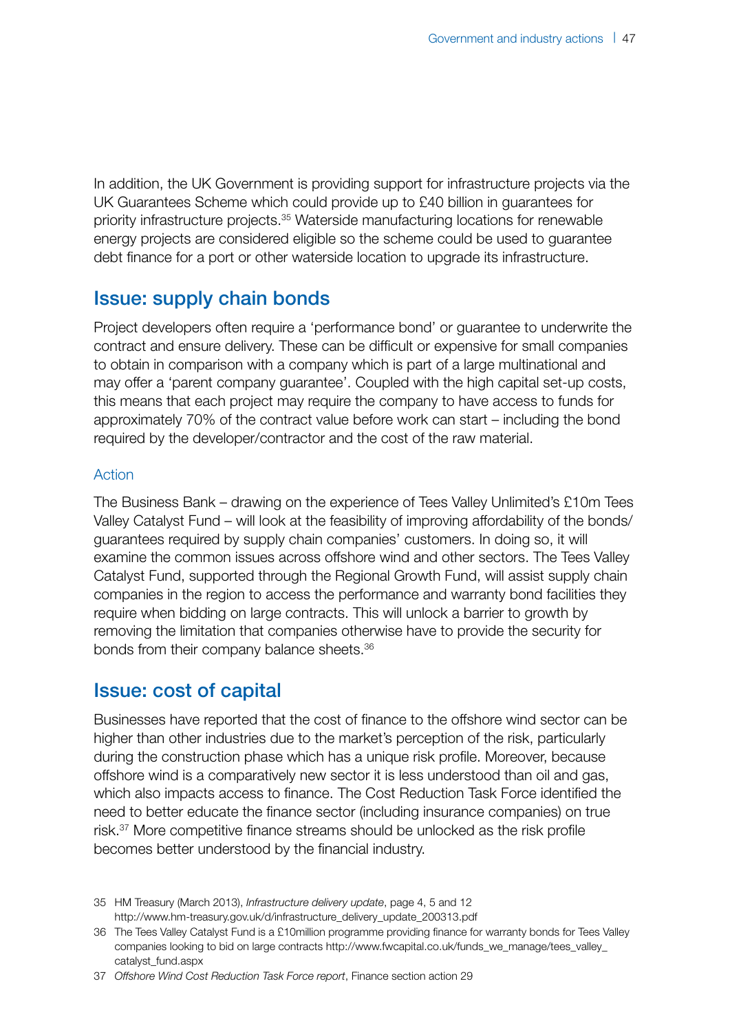In addition, the UK Government is providing support for infrastructure projects via the UK Guarantees Scheme which could provide up to £40 billion in guarantees for priority infrastructure projects.[35] Waterside manufacturing locations for renewable energy projects are considered eligible so the scheme could be used to guarantee debt finance for a port or other waterside location to upgrade its infrastructure.

## Issue: supply chain bonds

Project developers often require a 'performance bond' or guarantee to underwrite the contract and ensure delivery. These can be difficult or expensive for small companies to obtain in comparison with a company which is part of a large multinational and may offer a 'parent company guarantee'. Coupled with the high capital set-up costs, this means that each project may require the company to have access to funds for approximately 70% of the contract value before work can start – including the bond required by the developer/contractor and the cost of the raw material.

### Action

The Business Bank – drawing on the experience of Tees Valley Unlimited's £10m Tees Valley Catalyst Fund – will look at the feasibility of improving affordability of the bonds/guarantees required by supply chain companies' customers. In doing so, it will examine the common issues across offshore wind and other sectors. The Tees Valley Catalyst Fund, supported through the Regional Growth Fund, will assist supply chain companies in the region to access the performance and warranty bond facilities they require when bidding on large contracts. This will unlock a barrier to growth by removing the limitation that companies otherwise have to provide the security for bonds from their company balance sheets.[36]

## Issue: cost of capital

Businesses have reported that the cost of finance to the offshore wind sector can be higher than other industries due to the market's perception of the risk, particularly during the construction phase which has a unique risk profile. Moreover, because offshore wind is a comparatively new sector it is less understood than oil and gas, which also impacts access to finance. The Cost Reduction Task Force identified the need to better educate the finance sector (including insurance companies) on true risk.[37] More competitive finance streams should be unlocked as the risk profile becomes better understood by the financial industry.

35 HM Treasury (March 2013), *Infrastructure delivery update*, page 4, 5 and 12 http://www.hm-treasury.gov.uk/d/infrastructure_delivery_update_200313.pdf

36 The Tees Valley Catalyst Fund is a £10million programme providing finance for warranty bonds for Tees Valley companies looking to bid on large contracts http://www.fwcapital.co.uk/funds_we_manage/tees_valley_catalyst_fund.aspx

37 *Offshore Wind Cost Reduction Task Force report*, Finance section action 29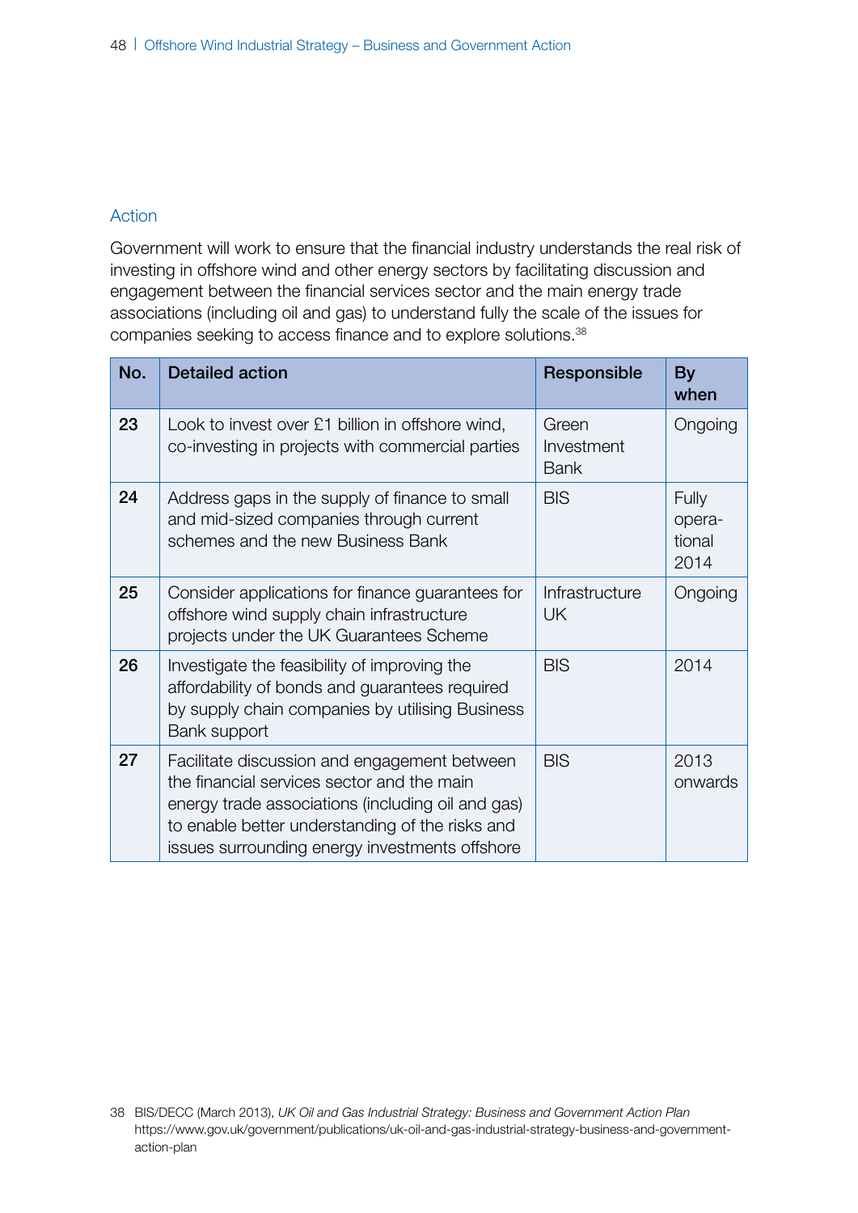### Action

Government will work to ensure that the financial industry understands the real risk of investing in offshore wind and other energy sectors by facilitating discussion and engagement between the financial services sector and the main energy trade associations (including oil and gas) to understand fully the scale of the issues for companies seeking to access finance and to explore solutions.[38]

| No. | Detailed action | Responsible | By when |
|---|---|---|---|
| 23 | Look to invest over £1 billion in offshore wind, co-investing in projects with commercial parties | Green Investment Bank | Ongoing |
| 24 | Address gaps in the supply of finance to small and mid-sized companies through current schemes and the new Business Bank | BIS | Fully operational 2014 |
| 25 | Consider applications for finance guarantees for offshore wind supply chain infrastructure projects under the UK Guarantees Scheme | Infrastructure UK | Ongoing |
| 26 | Investigate the feasibility of improving the affordability of bonds and guarantees required by supply chain companies by utilising Business Bank support | BIS | 2014 |
| 27 | Facilitate discussion and engagement between the financial services sector and the main energy trade associations (including oil and gas) to enable better understanding of the risks and issues surrounding energy investments offshore | BIS | 2013 onwards |

38 BIS/DECC (March 2013), *UK Oil and Gas Industrial Strategy: Business and Government Action Plan* https://www.gov.uk/government/publications/uk-oil-and-gas-industrial-strategy-business-and-government-action-plan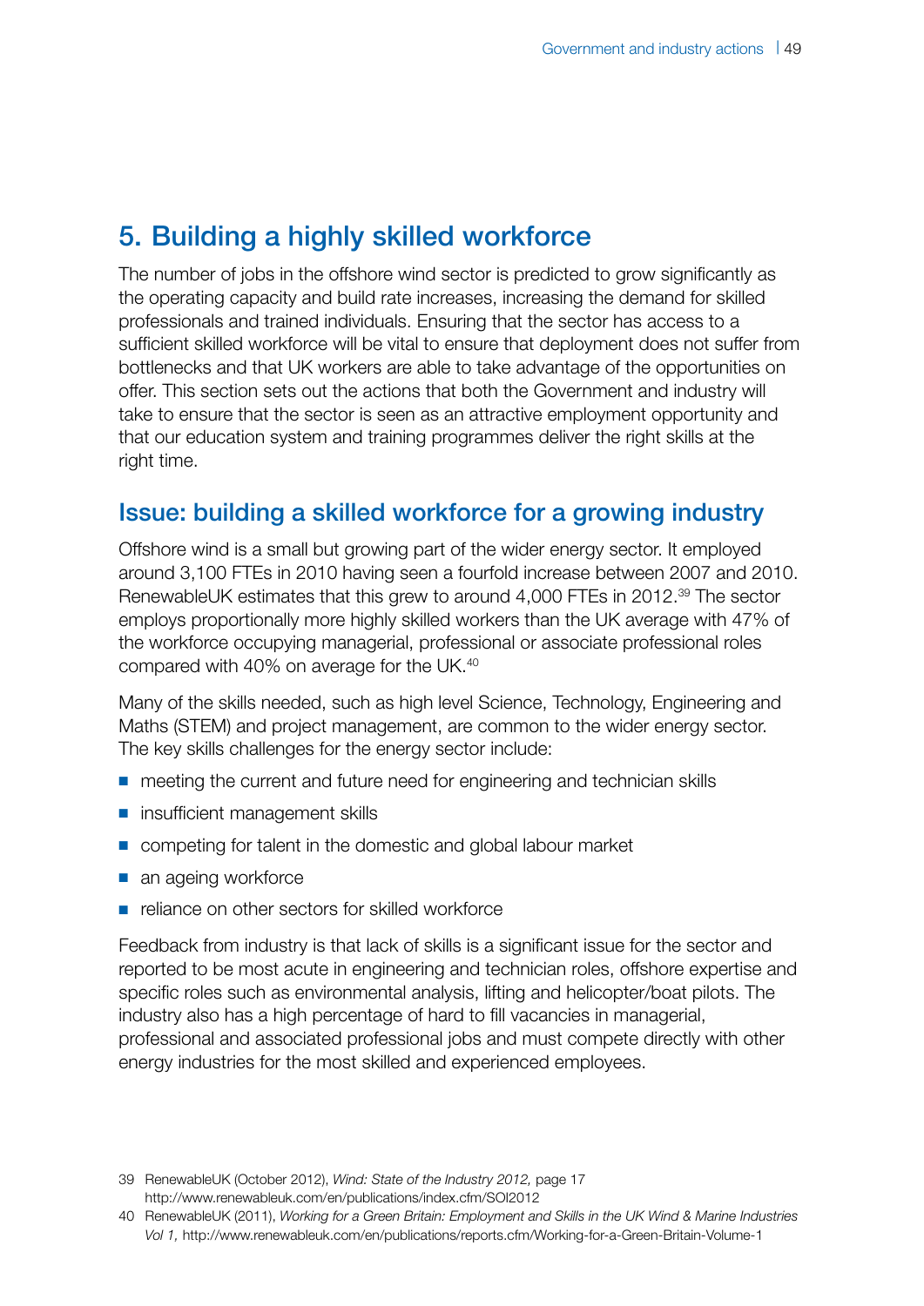# 5. Building a highly skilled workforce

The number of jobs in the offshore wind sector is predicted to grow significantly as the operating capacity and build rate increases, increasing the demand for skilled professionals and trained individuals. Ensuring that the sector has access to a sufficient skilled workforce will be vital to ensure that deployment does not suffer from bottlenecks and that UK workers are able to take advantage of the opportunities on offer. This section sets out the actions that both the Government and industry will take to ensure that the sector is seen as an attractive employment opportunity and that our education system and training programmes deliver the right skills at the right time.

## Issue: building a skilled workforce for a growing industry

Offshore wind is a small but growing part of the wider energy sector. It employed around 3,100 FTEs in 2010 having seen a fourfold increase between 2007 and 2010. RenewableUK estimates that this grew to around 4,000 FTEs in 2012.[39] The sector employs proportionally more highly skilled workers than the UK average with 47% of the workforce occupying managerial, professional or associate professional roles compared with 40% on average for the UK.[40]

Many of the skills needed, such as high level Science, Technology, Engineering and Maths (STEM) and project management, are common to the wider energy sector. The key skills challenges for the energy sector include:

- meeting the current and future need for engineering and technician skills
- insufficient management skills
- competing for talent in the domestic and global labour market
- an ageing workforce
- reliance on other sectors for skilled workforce

Feedback from industry is that lack of skills is a significant issue for the sector and reported to be most acute in engineering and technician roles, offshore expertise and specific roles such as environmental analysis, lifting and helicopter/boat pilots. The industry also has a high percentage of hard to fill vacancies in managerial, professional and associated professional jobs and must compete directly with other energy industries for the most skilled and experienced employees.

39 RenewableUK (October 2012), *Wind: State of the Industry 2012,* page 17 http://www.renewableuk.com/en/publications/index.cfm/SOI2012

40 RenewableUK (2011), *Working for a Green Britain: Employment and Skills in the UK Wind & Marine Industries Vol 1,* http://www.renewableuk.com/en/publications/reports.cfm/Working-for-a-Green-Britain-Volume-1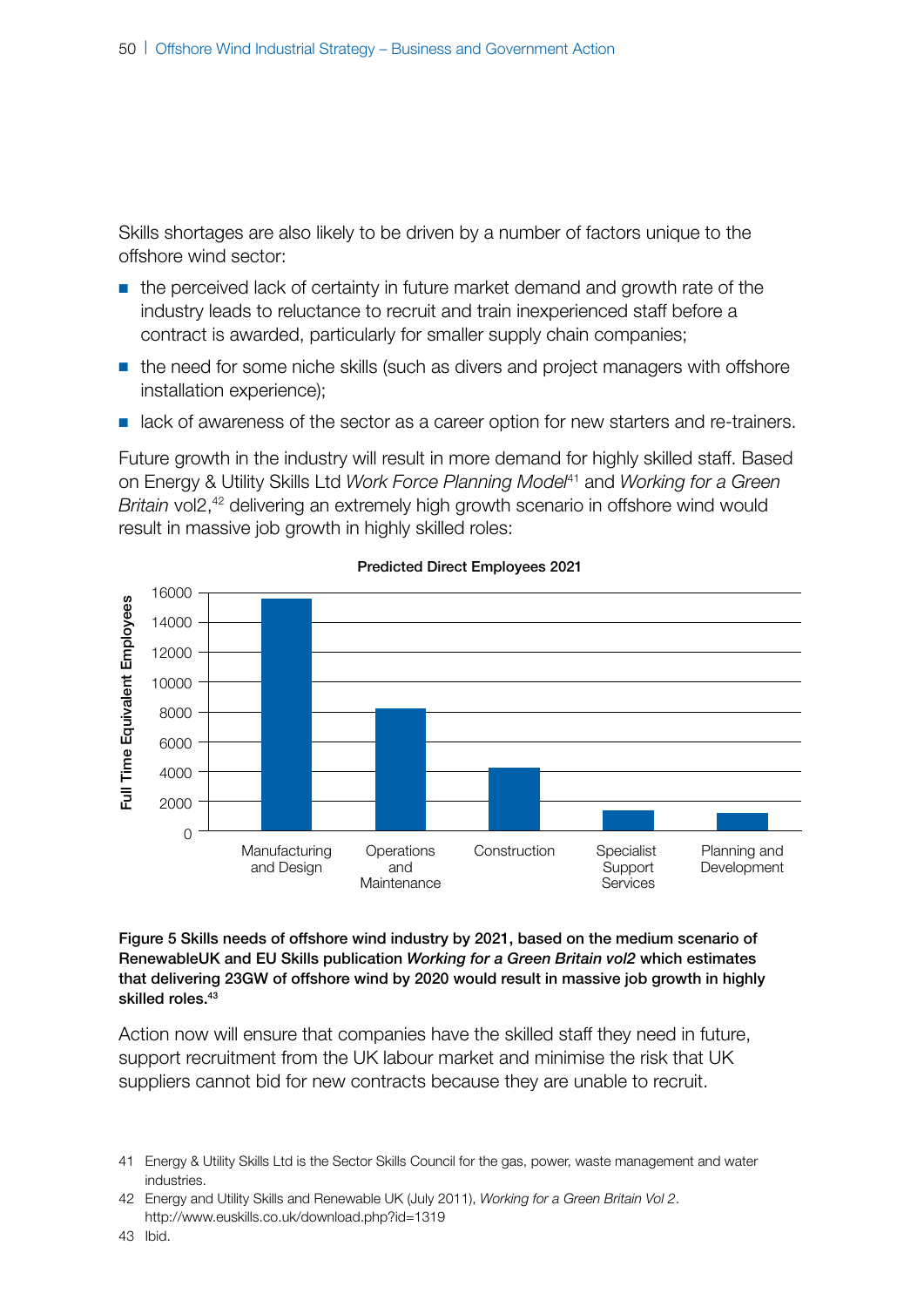Skills shortages are also likely to be driven by a number of factors unique to the offshore wind sector:

- the perceived lack of certainty in future market demand and growth rate of the industry leads to reluctance to recruit and train inexperienced staff before a contract is awarded, particularly for smaller supply chain companies;
- the need for some niche skills (such as divers and project managers with offshore installation experience);
- lack of awareness of the sector as a career option for new starters and re-trainers.

Future growth in the industry will result in more demand for highly skilled staff. Based on Energy & Utility Skills Ltd *Work Force Planning Model*[41] and *Working for a Green Britain* vol2,[42] delivering an extremely high growth scenario in offshore wind would result in massive job growth in highly skilled roles:

**Predicted Direct Employees 2021**

Full Time Equivalent Employees: Manufacturing and Design; Operations and Maintenance; Construction; Specialist Support Services; Planning and Development (axis 0–16000)

**Figure 5 Skills needs of offshore wind industry by 2021, based on the medium scenario of RenewableUK and EU Skills publication *Working for a Green Britain vol2* which estimates that delivering 23GW of offshore wind by 2020 would result in massive job growth in highly skilled roles.**[43]

Action now will ensure that companies have the skilled staff they need in future, support recruitment from the UK labour market and minimise the risk that UK suppliers cannot bid for new contracts because they are unable to recruit.

---

41 Energy & Utility Skills Ltd is the Sector Skills Council for the gas, power, waste management and water industries.

42 Energy and Utility Skills and Renewable UK (July 2011), *Working for a Green Britain Vol 2*. http://www.euskills.co.uk/download.php?id=1319

43 Ibid.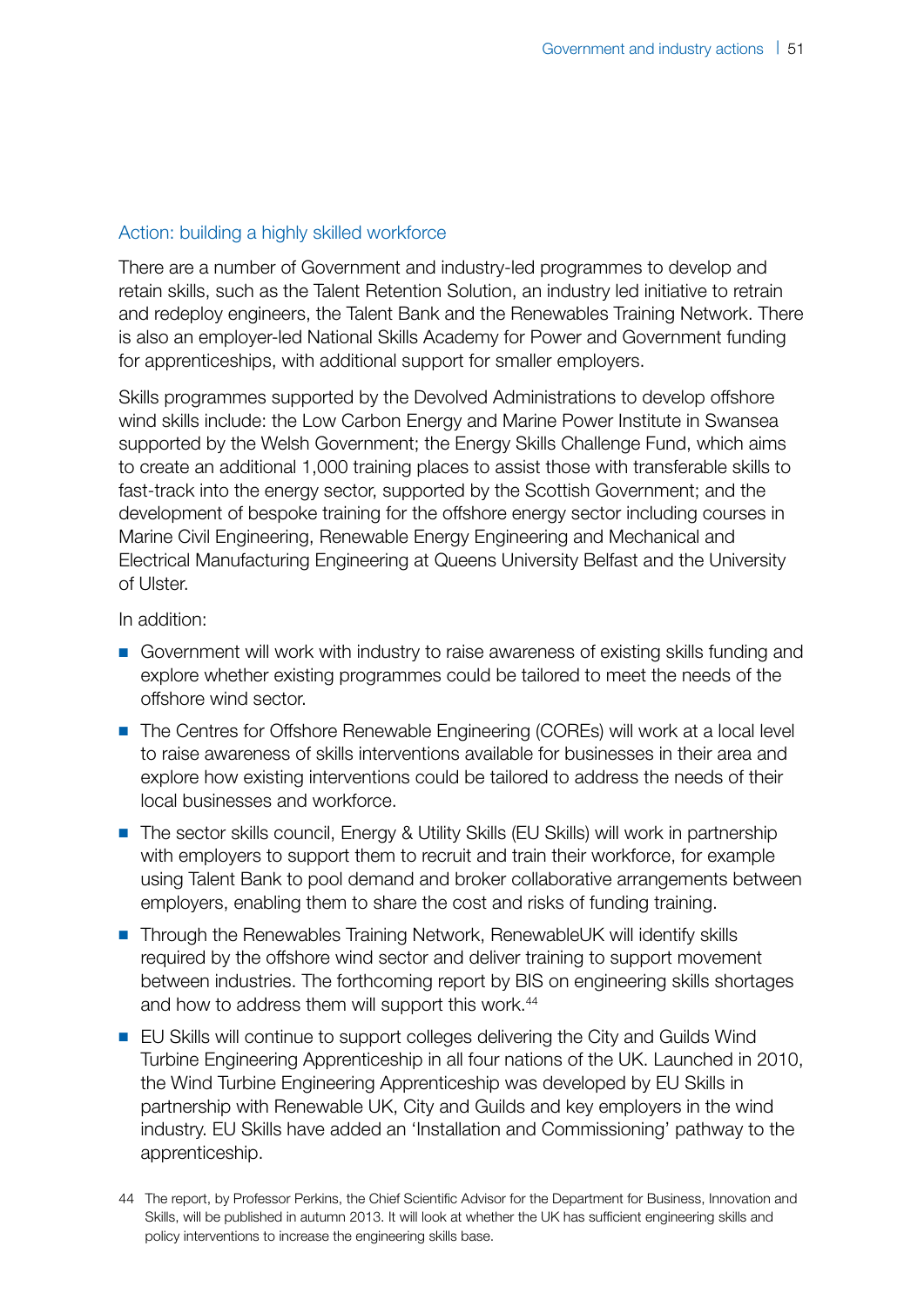### Action: building a highly skilled workforce

There are a number of Government and industry-led programmes to develop and retain skills, such as the Talent Retention Solution, an industry led initiative to retrain and redeploy engineers, the Talent Bank and the Renewables Training Network. There is also an employer-led National Skills Academy for Power and Government funding for apprenticeships, with additional support for smaller employers.

Skills programmes supported by the Devolved Administrations to develop offshore wind skills include: the Low Carbon Energy and Marine Power Institute in Swansea supported by the Welsh Government; the Energy Skills Challenge Fund, which aims to create an additional 1,000 training places to assist those with transferable skills to fast-track into the energy sector, supported by the Scottish Government; and the development of bespoke training for the offshore energy sector including courses in Marine Civil Engineering, Renewable Energy Engineering and Mechanical and Electrical Manufacturing Engineering at Queens University Belfast and the University of Ulster.

In addition:

- Government will work with industry to raise awareness of existing skills funding and explore whether existing programmes could be tailored to meet the needs of the offshore wind sector.
- The Centres for Offshore Renewable Engineering (COREs) will work at a local level to raise awareness of skills interventions available for businesses in their area and explore how existing interventions could be tailored to address the needs of their local businesses and workforce.
- The sector skills council, Energy & Utility Skills (EU Skills) will work in partnership with employers to support them to recruit and train their workforce, for example using Talent Bank to pool demand and broker collaborative arrangements between employers, enabling them to share the cost and risks of funding training.
- Through the Renewables Training Network, RenewableUK will identify skills required by the offshore wind sector and deliver training to support movement between industries. The forthcoming report by BIS on engineering skills shortages and how to address them will support this work.[44]
- EU Skills will continue to support colleges delivering the City and Guilds Wind Turbine Engineering Apprenticeship in all four nations of the UK. Launched in 2010, the Wind Turbine Engineering Apprenticeship was developed by EU Skills in partnership with Renewable UK, City and Guilds and key employers in the wind industry. EU Skills have added an 'Installation and Commissioning' pathway to the apprenticeship.

44 The report, by Professor Perkins, the Chief Scientific Advisor for the Department for Business, Innovation and Skills, will be published in autumn 2013. It will look at whether the UK has sufficient engineering skills and policy interventions to increase the engineering skills base.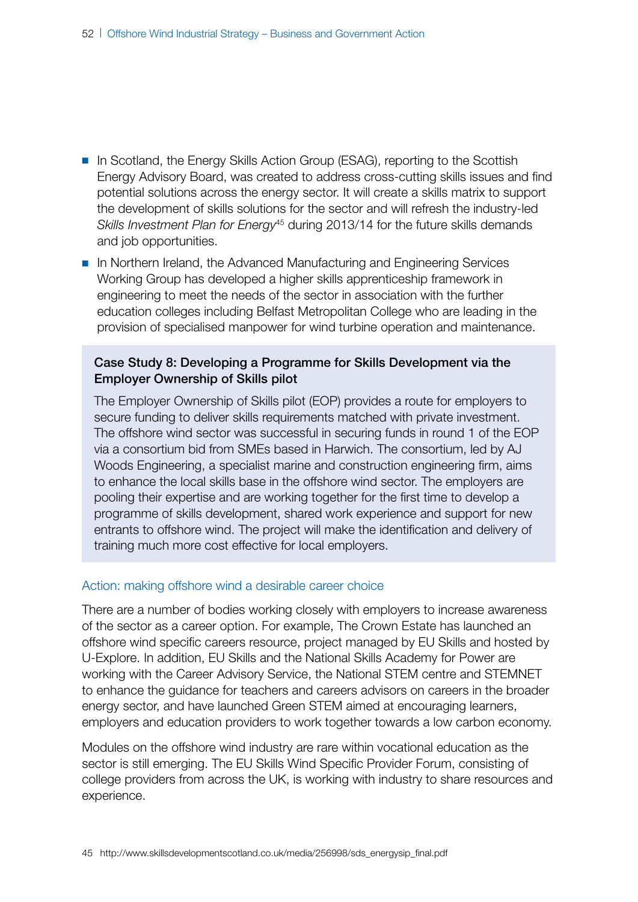- In Scotland, the Energy Skills Action Group (ESAG), reporting to the Scottish Energy Advisory Board, was created to address cross-cutting skills issues and find potential solutions across the energy sector. It will create a skills matrix to support the development of skills solutions for the sector and will refresh the industry-led *Skills Investment Plan for Energy*[45] during 2013/14 for the future skills demands and job opportunities.
- In Northern Ireland, the Advanced Manufacturing and Engineering Services Working Group has developed a higher skills apprenticeship framework in engineering to meet the needs of the sector in association with the further education colleges including Belfast Metropolitan College who are leading in the provision of specialised manpower for wind turbine operation and maintenance.

**Case Study 8: Developing a Programme for Skills Development via the Employer Ownership of Skills pilot**

The Employer Ownership of Skills pilot (EOP) provides a route for employers to secure funding to deliver skills requirements matched with private investment. The offshore wind sector was successful in securing funds in round 1 of the EOP via a consortium bid from SMEs based in Harwich. The consortium, led by AJ Woods Engineering, a specialist marine and construction engineering firm, aims to enhance the local skills base in the offshore wind sector. The employers are pooling their expertise and are working together for the first time to develop a programme of skills development, shared work experience and support for new entrants to offshore wind. The project will make the identification and delivery of training much more cost effective for local employers.

### Action: making offshore wind a desirable career choice

There are a number of bodies working closely with employers to increase awareness of the sector as a career option. For example, The Crown Estate has launched an offshore wind specific careers resource, project managed by EU Skills and hosted by U-Explore. In addition, EU Skills and the National Skills Academy for Power are working with the Career Advisory Service, the National STEM centre and STEMNET to enhance the guidance for teachers and careers advisors on careers in the broader energy sector, and have launched Green STEM aimed at encouraging learners, employers and education providers to work together towards a low carbon economy.

Modules on the offshore wind industry are rare within vocational education as the sector is still emerging. The EU Skills Wind Specific Provider Forum, consisting of college providers from across the UK, is working with industry to share resources and experience.

45 http://www.skillsdevelopmentscotland.co.uk/media/256998/sds_energysip_final.pdf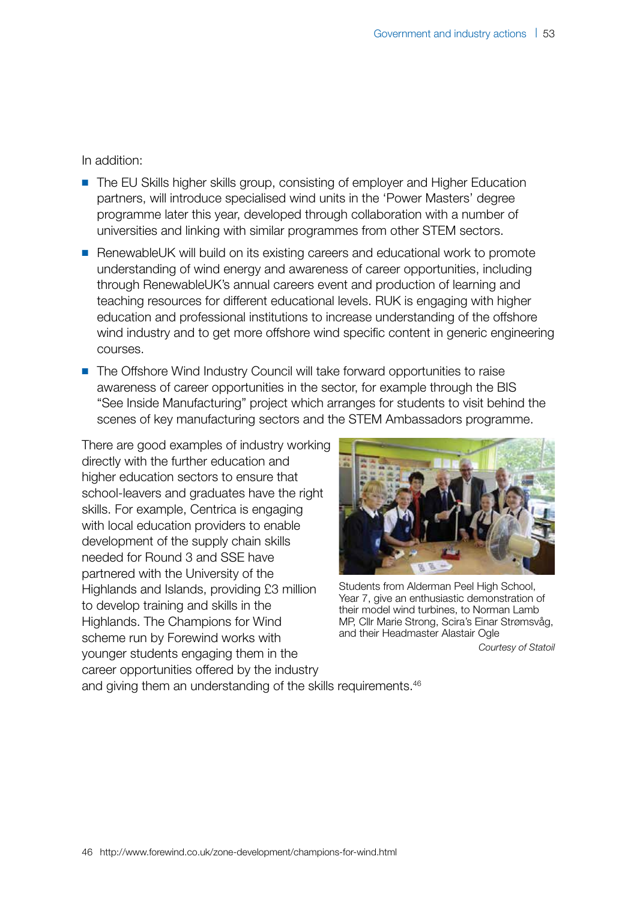In addition:

- The EU Skills higher skills group, consisting of employer and Higher Education partners, will introduce specialised wind units in the 'Power Masters' degree programme later this year, developed through collaboration with a number of universities and linking with similar programmes from other STEM sectors.
- RenewableUK will build on its existing careers and educational work to promote understanding of wind energy and awareness of career opportunities, including through RenewableUK's annual careers event and production of learning and teaching resources for different educational levels. RUK is engaging with higher education and professional institutions to increase understanding of the offshore wind industry and to get more offshore wind specific content in generic engineering courses.
- The Offshore Wind Industry Council will take forward opportunities to raise awareness of career opportunities in the sector, for example through the BIS "See Inside Manufacturing" project which arranges for students to visit behind the scenes of key manufacturing sectors and the STEM Ambassadors programme.

There are good examples of industry working directly with the further education and higher education sectors to ensure that school-leavers and graduates have the right skills. For example, Centrica is engaging with local education providers to enable development of the supply chain skills needed for Round 3 and SSE have partnered with the University of the Highlands and Islands, providing £3 million to develop training and skills in the Highlands. The Champions for Wind scheme run by Forewind works with younger students engaging them in the career opportunities offered by the industry and giving them an understanding of the skills requirements.[46]

Students from Alderman Peel High School, Year 7, give an enthusiastic demonstration of their model wind turbines, to Norman Lamb MP, Cllr Marie Strong, Scira's Einar Strømsvåg, and their Headmaster Alastair Ogle

*Courtesy of Statoil*

46 http://www.forewind.co.uk/zone-development/champions-for-wind.html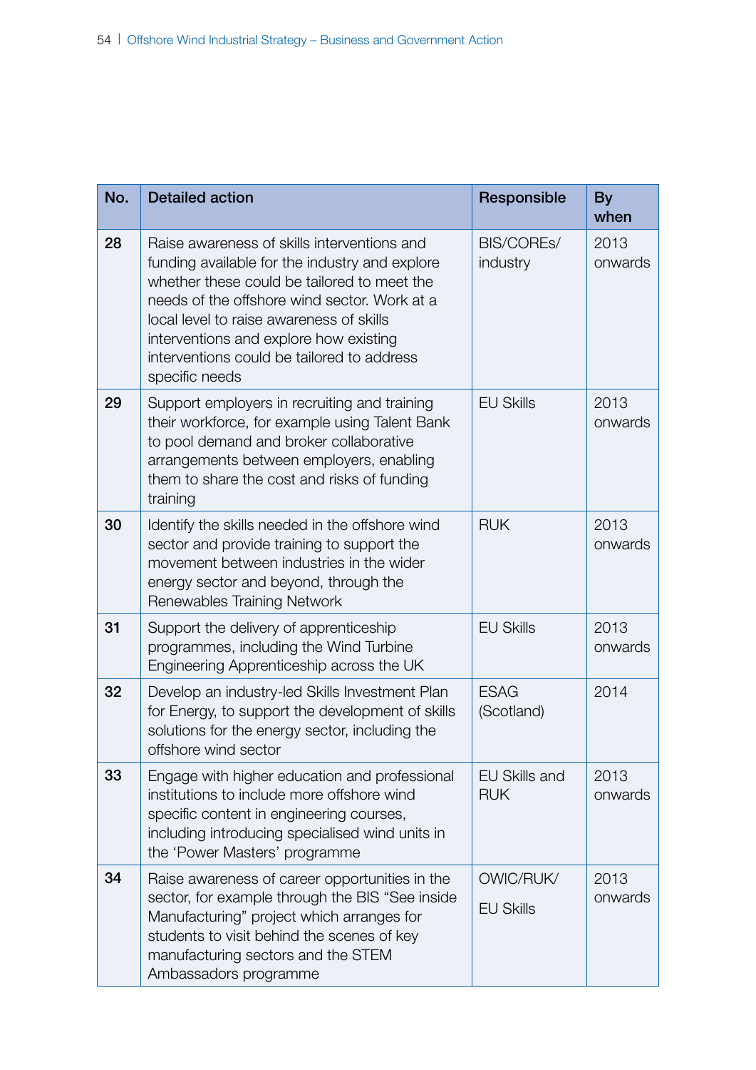| No. | Detailed action | Responsible | By when |
|---|---|---|---|
| 28 | Raise awareness of skills interventions and funding available for the industry and explore whether these could be tailored to meet the needs of the offshore wind sector. Work at a local level to raise awareness of skills interventions and explore how existing interventions could be tailored to address specific needs | BIS/COREs/ industry | 2013 onwards |
| 29 | Support employers in recruiting and training their workforce, for example using Talent Bank to pool demand and broker collaborative arrangements between employers, enabling them to share the cost and risks of funding training | EU Skills | 2013 onwards |
| 30 | Identify the skills needed in the offshore wind sector and provide training to support the movement between industries in the wider energy sector and beyond, through the Renewables Training Network | RUK | 2013 onwards |
| 31 | Support the delivery of apprenticeship programmes, including the Wind Turbine Engineering Apprenticeship across the UK | EU Skills | 2013 onwards |
| 32 | Develop an industry-led Skills Investment Plan for Energy, to support the development of skills solutions for the energy sector, including the offshore wind sector | ESAG (Scotland) | 2014 |
| 33 | Engage with higher education and professional institutions to include more offshore wind specific content in engineering courses, including introducing specialised wind units in the 'Power Masters' programme | EU Skills and RUK | 2013 onwards |
| 34 | Raise awareness of career opportunities in the sector, for example through the BIS "See inside Manufacturing" project which arranges for students to visit behind the scenes of key manufacturing sectors and the STEM Ambassadors programme | OWIC/RUK/ EU Skills | 2013 onwards |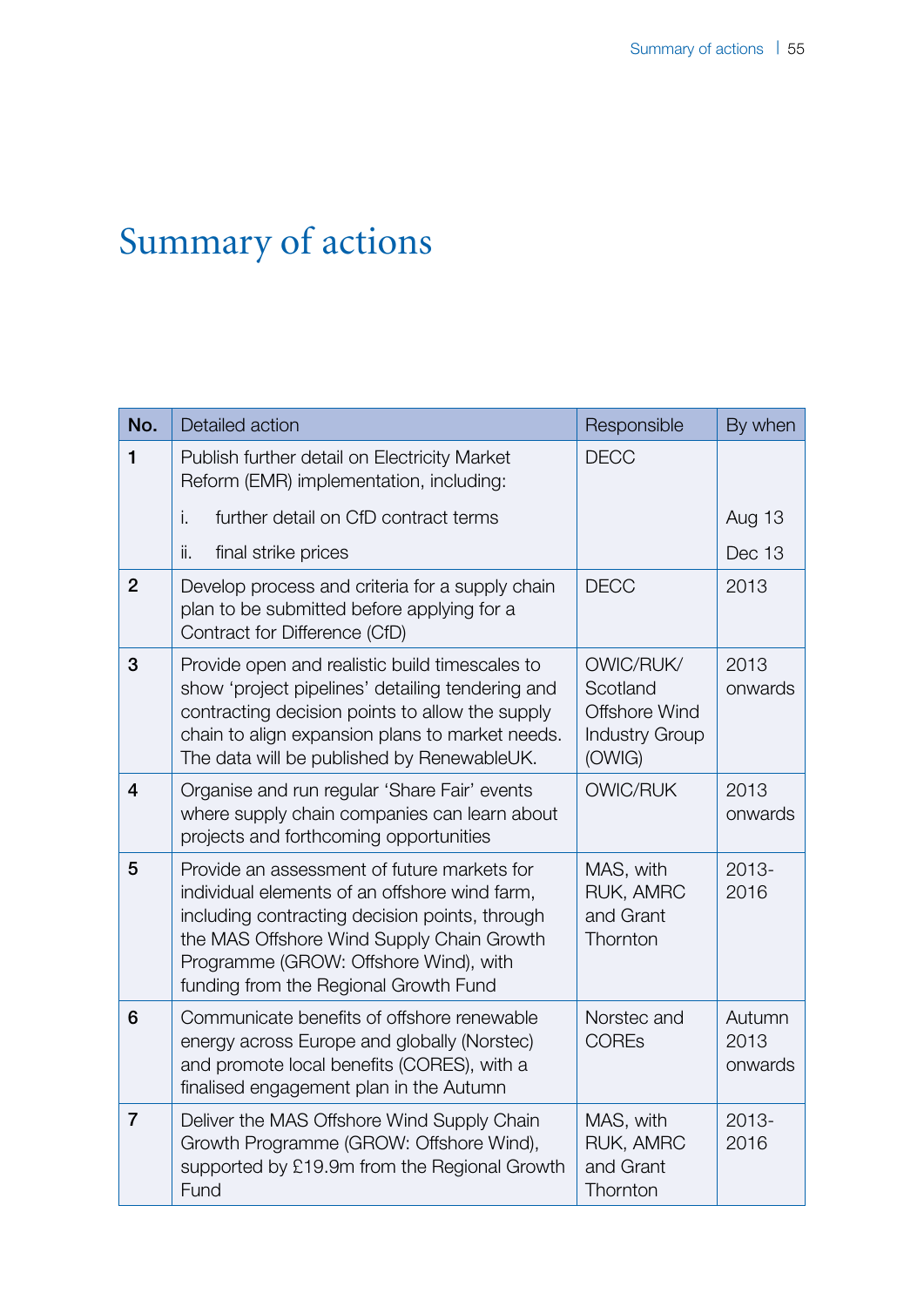# Summary of actions

| No. | Detailed action | Responsible | By when |
|---|---|---|---|
| **1** | Publish further detail on Electricity Market Reform (EMR) implementation, including:<br>i. further detail on CfD contract terms<br>ii. final strike prices | DECC | <br>Aug 13<br>Dec 13 |
| **2** | Develop process and criteria for a supply chain plan to be submitted before applying for a Contract for Difference (CfD) | DECC | 2013 |
| **3** | Provide open and realistic build timescales to show 'project pipelines' detailing tendering and contracting decision points to allow the supply chain to align expansion plans to market needs. The data will be published by RenewableUK. | OWIC/RUK/ Scotland Offshore Wind Industry Group (OWIG) | 2013 onwards |
| **4** | Organise and run regular 'Share Fair' events where supply chain companies can learn about projects and forthcoming opportunities | OWIC/RUK | 2013 onwards |
| **5** | Provide an assessment of future markets for individual elements of an offshore wind farm, including contracting decision points, through the MAS Offshore Wind Supply Chain Growth Programme (GROW: Offshore Wind), with funding from the Regional Growth Fund | MAS, with RUK, AMRC and Grant Thornton | 2013-2016 |
| **6** | Communicate benefits of offshore renewable energy across Europe and globally (Norstec) and promote local benefits (CORES), with a finalised engagement plan in the Autumn | Norstec and COREs | Autumn 2013 onwards |
| **7** | Deliver the MAS Offshore Wind Supply Chain Growth Programme (GROW: Offshore Wind), supported by £19.9m from the Regional Growth Fund | MAS, with RUK, AMRC and Grant Thornton | 2013-2016 |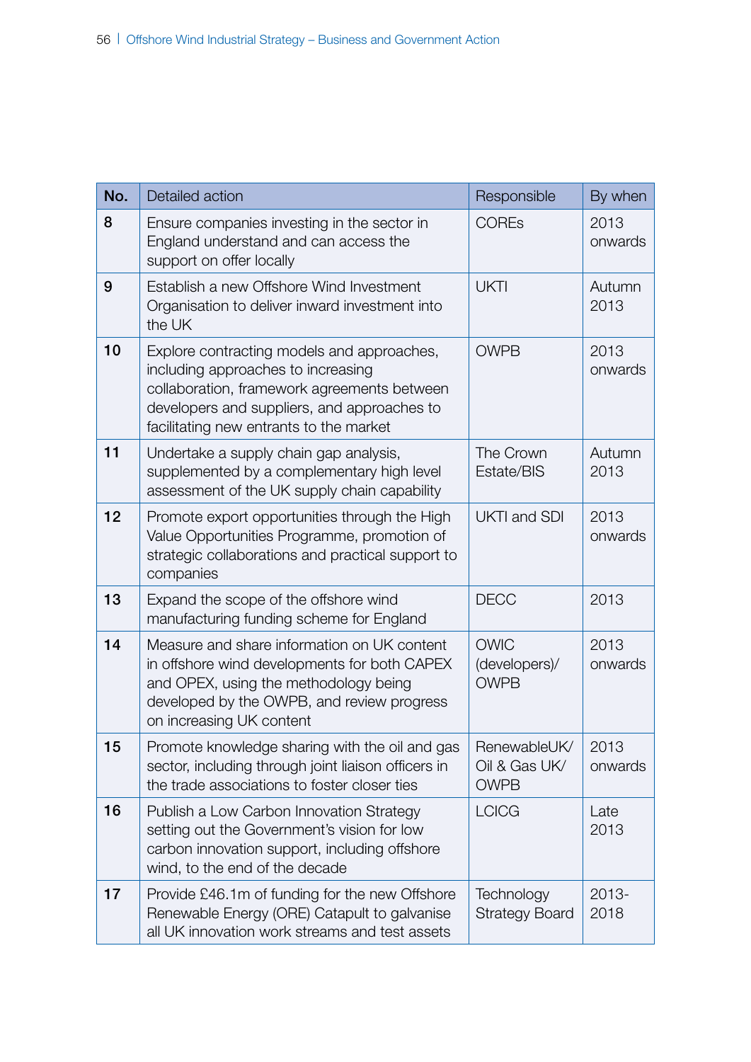| No. | Detailed action | Responsible | By when |
| --- | --- | --- | --- |
| 8 | Ensure companies investing in the sector in England understand and can access the support on offer locally | COREs | 2013 onwards |
| 9 | Establish a new Offshore Wind Investment Organisation to deliver inward investment into the UK | UKTI | Autumn 2013 |
| 10 | Explore contracting models and approaches, including approaches to increasing collaboration, framework agreements between developers and suppliers, and approaches to facilitating new entrants to the market | OWPB | 2013 onwards |
| 11 | Undertake a supply chain gap analysis, supplemented by a complementary high level assessment of the UK supply chain capability | The Crown Estate/BIS | Autumn 2013 |
| 12 | Promote export opportunities through the High Value Opportunities Programme, promotion of strategic collaborations and practical support to companies | UKTI and SDI | 2013 onwards |
| 13 | Expand the scope of the offshore wind manufacturing funding scheme for England | DECC | 2013 |
| 14 | Measure and share information on UK content in offshore wind developments for both CAPEX and OPEX, using the methodology being developed by the OWPB, and review progress on increasing UK content | OWIC (developers)/ OWPB | 2013 onwards |
| 15 | Promote knowledge sharing with the oil and gas sector, including through joint liaison officers in the trade associations to foster closer ties | RenewableUK/ Oil & Gas UK/ OWPB | 2013 onwards |
| 16 | Publish a Low Carbon Innovation Strategy setting out the Government's vision for low carbon innovation support, including offshore wind, to the end of the decade | LCICG | Late 2013 |
| 17 | Provide £46.1m of funding for the new Offshore Renewable Energy (ORE) Catapult to galvanise all UK innovation work streams and test assets | Technology Strategy Board | 2013-2018 |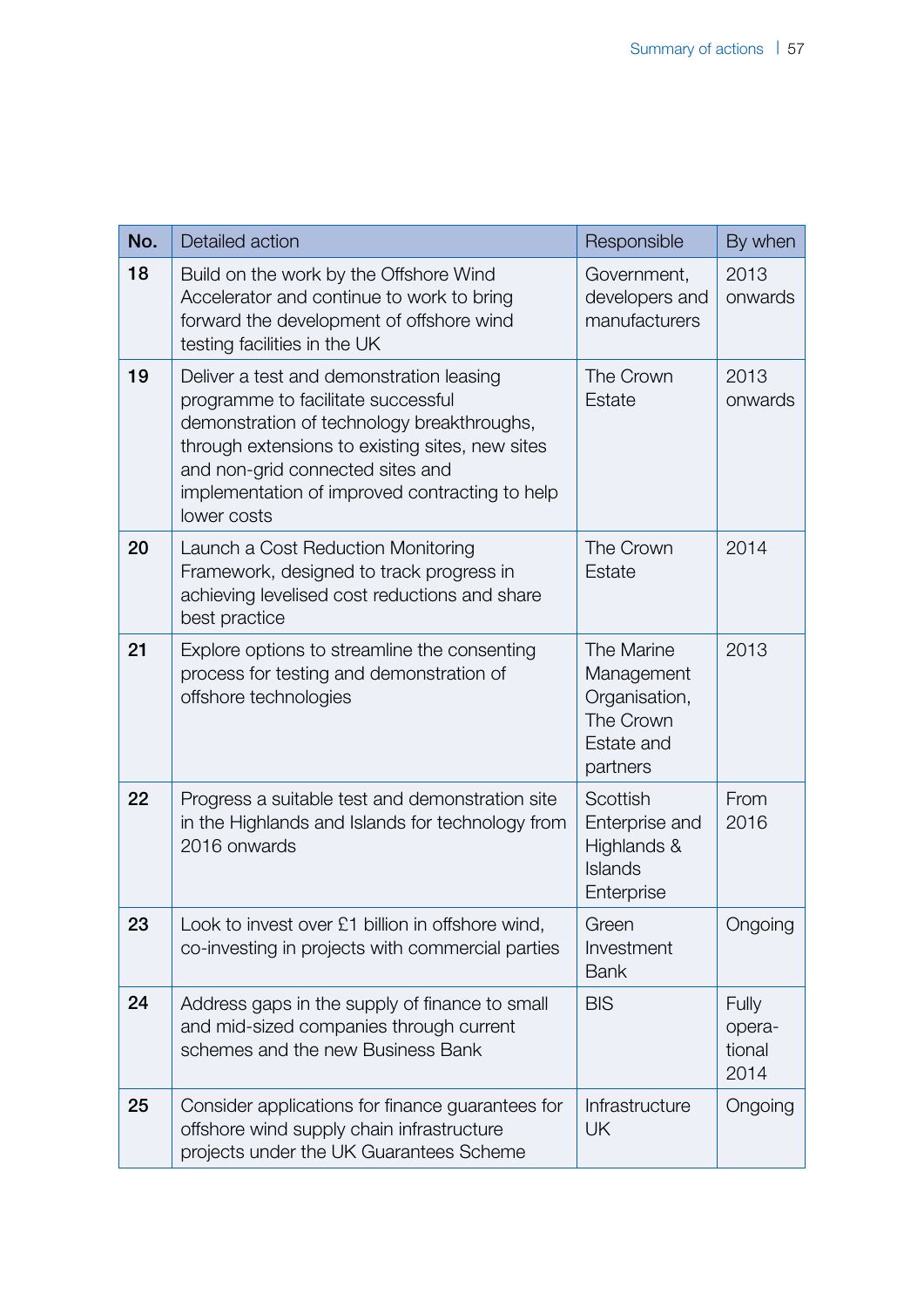| No. | Detailed action | Responsible | By when |
|---|---|---|---|
| **18** | Build on the work by the Offshore Wind Accelerator and continue to work to bring forward the development of offshore wind testing facilities in the UK | Government, developers and manufacturers | 2013 onwards |
| **19** | Deliver a test and demonstration leasing programme to facilitate successful demonstration of technology breakthroughs, through extensions to existing sites, new sites and non-grid connected sites and implementation of improved contracting to help lower costs | The Crown Estate | 2013 onwards |
| **20** | Launch a Cost Reduction Monitoring Framework, designed to track progress in achieving levelised cost reductions and share best practice | The Crown Estate | 2014 |
| **21** | Explore options to streamline the consenting process for testing and demonstration of offshore technologies | The Marine Management Organisation, The Crown Estate and partners | 2013 |
| **22** | Progress a suitable test and demonstration site in the Highlands and Islands for technology from 2016 onwards | Scottish Enterprise and Highlands & Islands Enterprise | From 2016 |
| **23** | Look to invest over £1 billion in offshore wind, co-investing in projects with commercial parties | Green Investment Bank | Ongoing |
| **24** | Address gaps in the supply of finance to small and mid-sized companies through current schemes and the new Business Bank | BIS | Fully operational 2014 |
| **25** | Consider applications for finance guarantees for offshore wind supply chain infrastructure projects under the UK Guarantees Scheme | Infrastructure UK | Ongoing |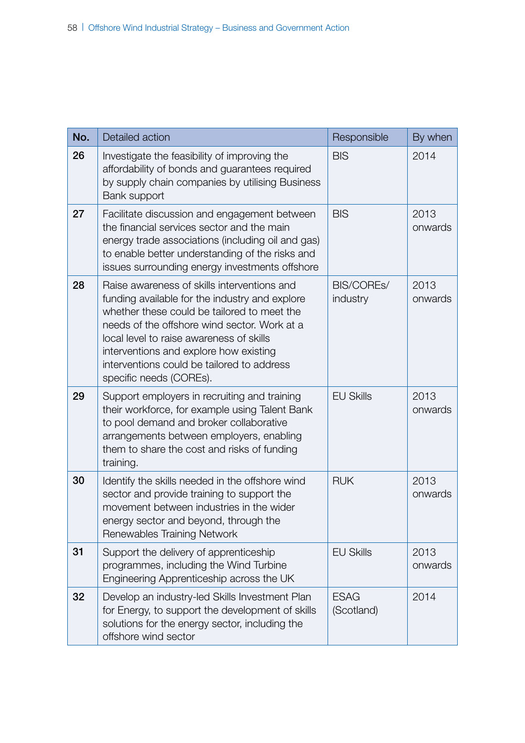| No. | Detailed action | Responsible | By when |
|---|---|---|---|
| **26** | Investigate the feasibility of improving the affordability of bonds and guarantees required by supply chain companies by utilising Business Bank support | BIS | 2014 |
| **27** | Facilitate discussion and engagement between the financial services sector and the main energy trade associations (including oil and gas) to enable better understanding of the risks and issues surrounding energy investments offshore | BIS | 2013 onwards |
| **28** | Raise awareness of skills interventions and funding available for the industry and explore whether these could be tailored to meet the needs of the offshore wind sector. Work at a local level to raise awareness of skills interventions and explore how existing interventions could be tailored to address specific needs (COREs). | BIS/COREs/ industry | 2013 onwards |
| **29** | Support employers in recruiting and training their workforce, for example using Talent Bank to pool demand and broker collaborative arrangements between employers, enabling them to share the cost and risks of funding training. | EU Skills | 2013 onwards |
| **30** | Identify the skills needed in the offshore wind sector and provide training to support the movement between industries in the wider energy sector and beyond, through the Renewables Training Network | RUK | 2013 onwards |
| **31** | Support the delivery of apprenticeship programmes, including the Wind Turbine Engineering Apprenticeship across the UK | EU Skills | 2013 onwards |
| **32** | Develop an industry-led Skills Investment Plan for Energy, to support the development of skills solutions for the energy sector, including the offshore wind sector | ESAG (Scotland) | 2014 |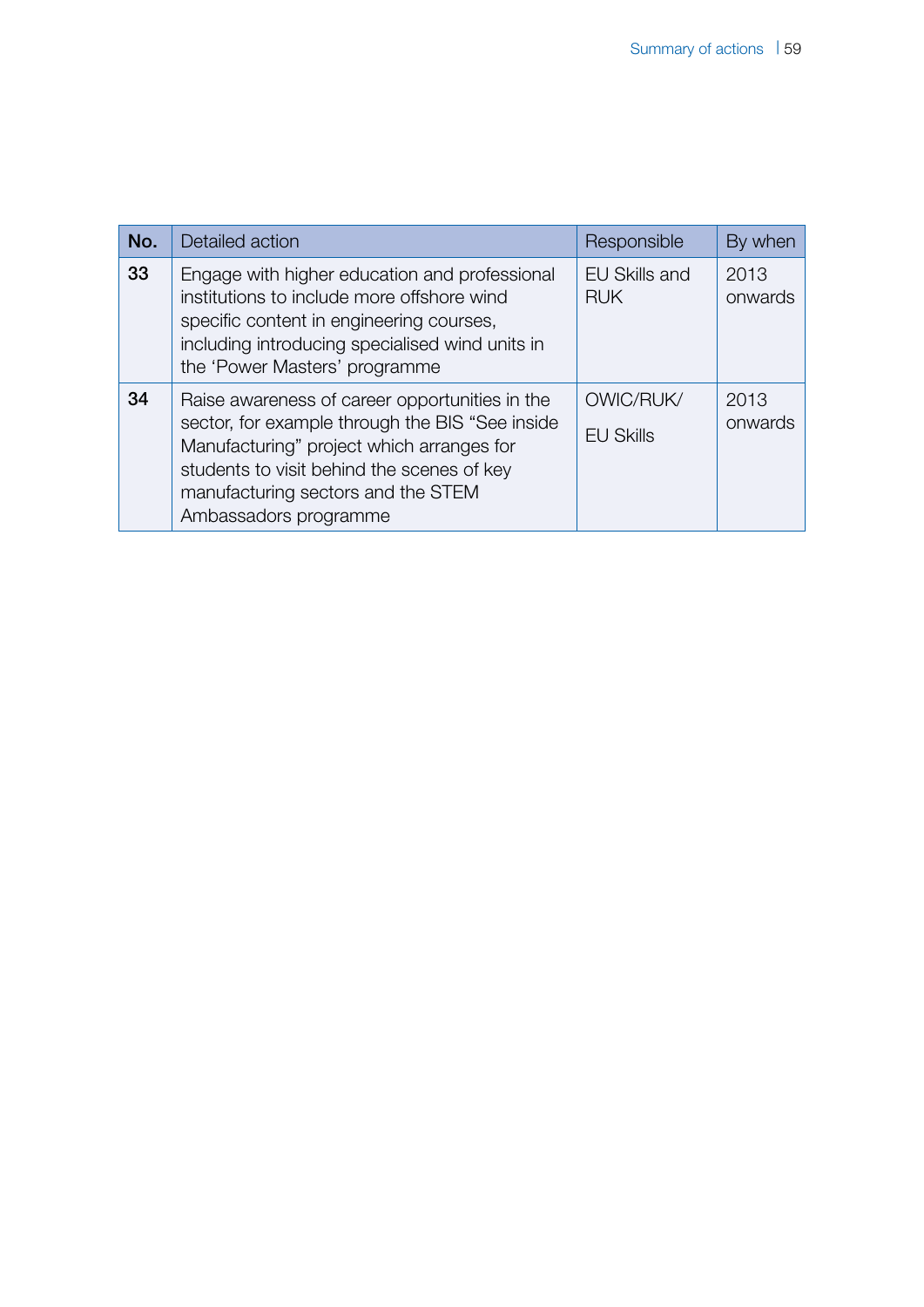| No. | Detailed action | Responsible | By when |
|---|---|---|---|
| 33 | Engage with higher education and professional institutions to include more offshore wind specific content in engineering courses, including introducing specialised wind units in the 'Power Masters' programme | EU Skills and RUK | 2013 onwards |
| 34 | Raise awareness of career opportunities in the sector, for example through the BIS "See inside Manufacturing" project which arranges for students to visit behind the scenes of key manufacturing sectors and the STEM Ambassadors programme | OWIC/RUK/ EU Skills | 2013 onwards |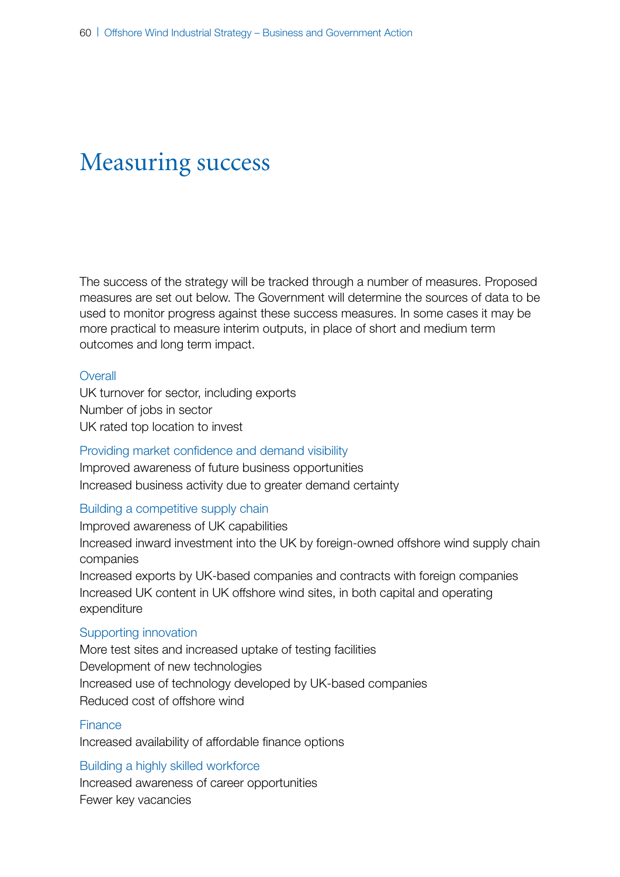# Measuring success

The success of the strategy will be tracked through a number of measures. Proposed measures are set out below. The Government will determine the sources of data to be used to monitor progress against these success measures. In some cases it may be more practical to measure interim outputs, in place of short and medium term outcomes and long term impact.

### Overall

UK turnover for sector, including exports
Number of jobs in sector
UK rated top location to invest

### Providing market confidence and demand visibility

Improved awareness of future business opportunities
Increased business activity due to greater demand certainty

### Building a competitive supply chain

Improved awareness of UK capabilities
Increased inward investment into the UK by foreign-owned offshore wind supply chain companies
Increased exports by UK-based companies and contracts with foreign companies
Increased UK content in UK offshore wind sites, in both capital and operating expenditure

### Supporting innovation

More test sites and increased uptake of testing facilities
Development of new technologies
Increased use of technology developed by UK-based companies
Reduced cost of offshore wind

### Finance

Increased availability of affordable finance options

### Building a highly skilled workforce

Increased awareness of career opportunities
Fewer key vacancies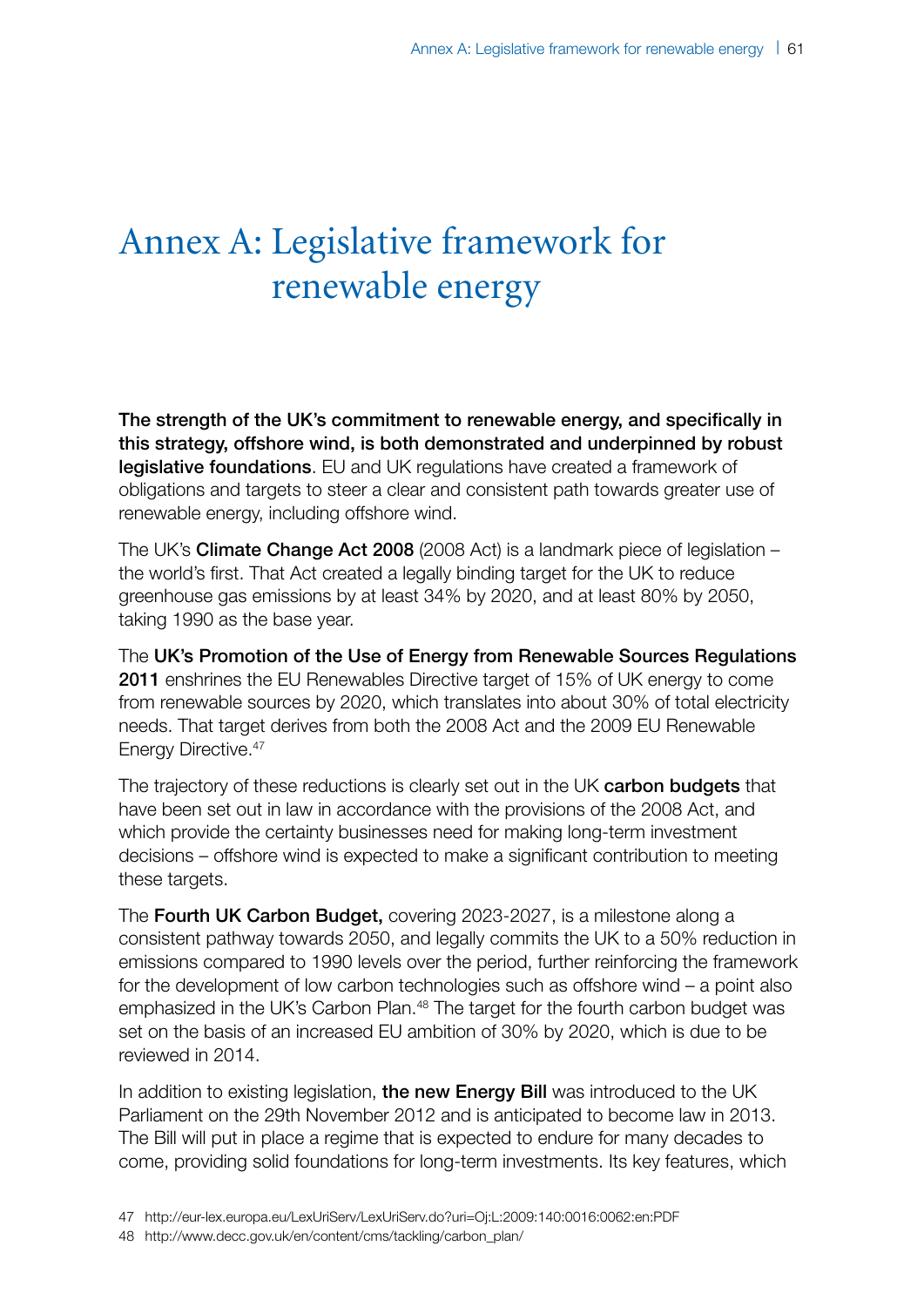# Annex A: Legislative framework for renewable energy

**The strength of the UK's commitment to renewable energy, and specifically in this strategy, offshore wind, is both demonstrated and underpinned by robust legislative foundations**. EU and UK regulations have created a framework of obligations and targets to steer a clear and consistent path towards greater use of renewable energy, including offshore wind.

The UK's **Climate Change Act 2008** (2008 Act) is a landmark piece of legislation – the world's first. That Act created a legally binding target for the UK to reduce greenhouse gas emissions by at least 34% by 2020, and at least 80% by 2050, taking 1990 as the base year.

The **UK's Promotion of the Use of Energy from Renewable Sources Regulations 2011** enshrines the EU Renewables Directive target of 15% of UK energy to come from renewable sources by 2020, which translates into about 30% of total electricity needs. That target derives from both the 2008 Act and the 2009 EU Renewable Energy Directive.[47]

The trajectory of these reductions is clearly set out in the UK **carbon budgets** that have been set out in law in accordance with the provisions of the 2008 Act, and which provide the certainty businesses need for making long-term investment decisions – offshore wind is expected to make a significant contribution to meeting these targets.

The **Fourth UK Carbon Budget,** covering 2023-2027, is a milestone along a consistent pathway towards 2050, and legally commits the UK to a 50% reduction in emissions compared to 1990 levels over the period, further reinforcing the framework for the development of low carbon technologies such as offshore wind – a point also emphasized in the UK's Carbon Plan.[48] The target for the fourth carbon budget was set on the basis of an increased EU ambition of 30% by 2020, which is due to be reviewed in 2014.

In addition to existing legislation, **the new Energy Bill** was introduced to the UK Parliament on the 29th November 2012 and is anticipated to become law in 2013. The Bill will put in place a regime that is expected to endure for many decades to come, providing solid foundations for long-term investments. Its key features, which

47 http://eur-lex.europa.eu/LexUriServ/LexUriServ.do?uri=Oj:L:2009:140:0016:0062:en:PDF

48 http://www.decc.gov.uk/en/content/cms/tackling/carbon_plan/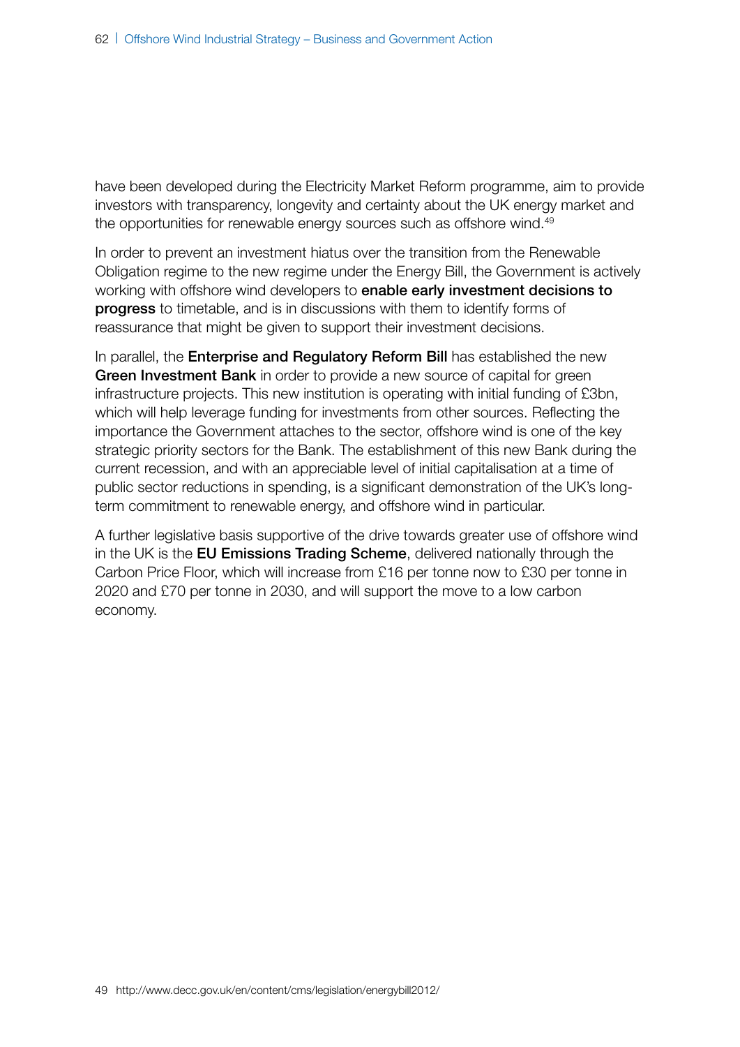have been developed during the Electricity Market Reform programme, aim to provide investors with transparency, longevity and certainty about the UK energy market and the opportunities for renewable energy sources such as offshore wind.[49]

In order to prevent an investment hiatus over the transition from the Renewable Obligation regime to the new regime under the Energy Bill, the Government is actively working with offshore wind developers to **enable early investment decisions to progress** to timetable, and is in discussions with them to identify forms of reassurance that might be given to support their investment decisions.

In parallel, the **Enterprise and Regulatory Reform Bill** has established the new **Green Investment Bank** in order to provide a new source of capital for green infrastructure projects. This new institution is operating with initial funding of £3bn, which will help leverage funding for investments from other sources. Reflecting the importance the Government attaches to the sector, offshore wind is one of the key strategic priority sectors for the Bank. The establishment of this new Bank during the current recession, and with an appreciable level of initial capitalisation at a time of public sector reductions in spending, is a significant demonstration of the UK's long-term commitment to renewable energy, and offshore wind in particular.

A further legislative basis supportive of the drive towards greater use of offshore wind in the UK is the **EU Emissions Trading Scheme**, delivered nationally through the Carbon Price Floor, which will increase from £16 per tonne now to £30 per tonne in 2020 and £70 per tonne in 2030, and will support the move to a low carbon economy.

49 http://www.decc.gov.uk/en/content/cms/legislation/energybill2012/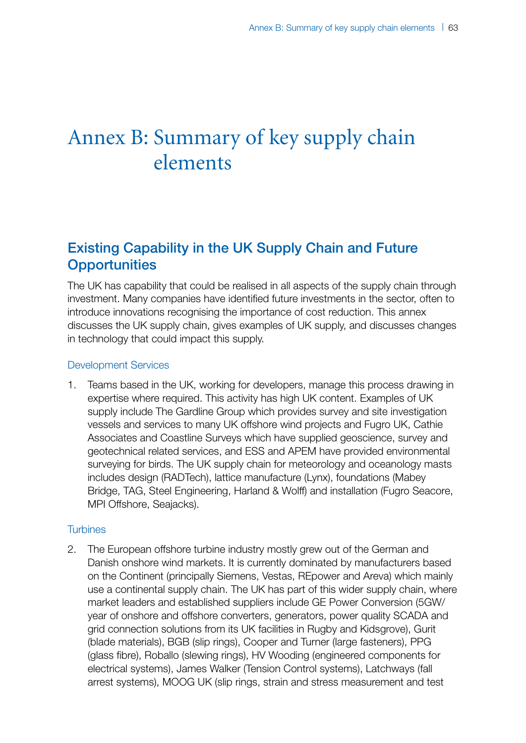# Annex B: Summary of key supply chain elements

## Existing Capability in the UK Supply Chain and Future Opportunities

The UK has capability that could be realised in all aspects of the supply chain through investment. Many companies have identified future investments in the sector, often to introduce innovations recognising the importance of cost reduction. This annex discusses the UK supply chain, gives examples of UK supply, and discusses changes in technology that could impact this supply.

### Development Services

1. Teams based in the UK, working for developers, manage this process drawing in expertise where required. This activity has high UK content. Examples of UK supply include The Gardline Group which provides survey and site investigation vessels and services to many UK offshore wind projects and Fugro UK, Cathie Associates and Coastline Surveys which have supplied geoscience, survey and geotechnical related services, and ESS and APEM have provided environmental surveying for birds. The UK supply chain for meteorology and oceanology masts includes design (RADTech), lattice manufacture (Lynx), foundations (Mabey Bridge, TAG, Steel Engineering, Harland & Wolff) and installation (Fugro Seacore, MPI Offshore, Seajacks).

### Turbines

2. The European offshore turbine industry mostly grew out of the German and Danish onshore wind markets. It is currently dominated by manufacturers based on the Continent (principally Siemens, Vestas, REpower and Areva) which mainly use a continental supply chain. The UK has part of this wider supply chain, where market leaders and established suppliers include GE Power Conversion (5GW/year of onshore and offshore converters, generators, power quality SCADA and grid connection solutions from its UK facilities in Rugby and Kidsgrove), Gurit (blade materials), BGB (slip rings), Cooper and Turner (large fasteners), PPG (glass fibre), Roballo (slewing rings), HV Wooding (engineered components for electrical systems), James Walker (Tension Control systems), Latchways (fall arrest systems), MOOG UK (slip rings, strain and stress measurement and test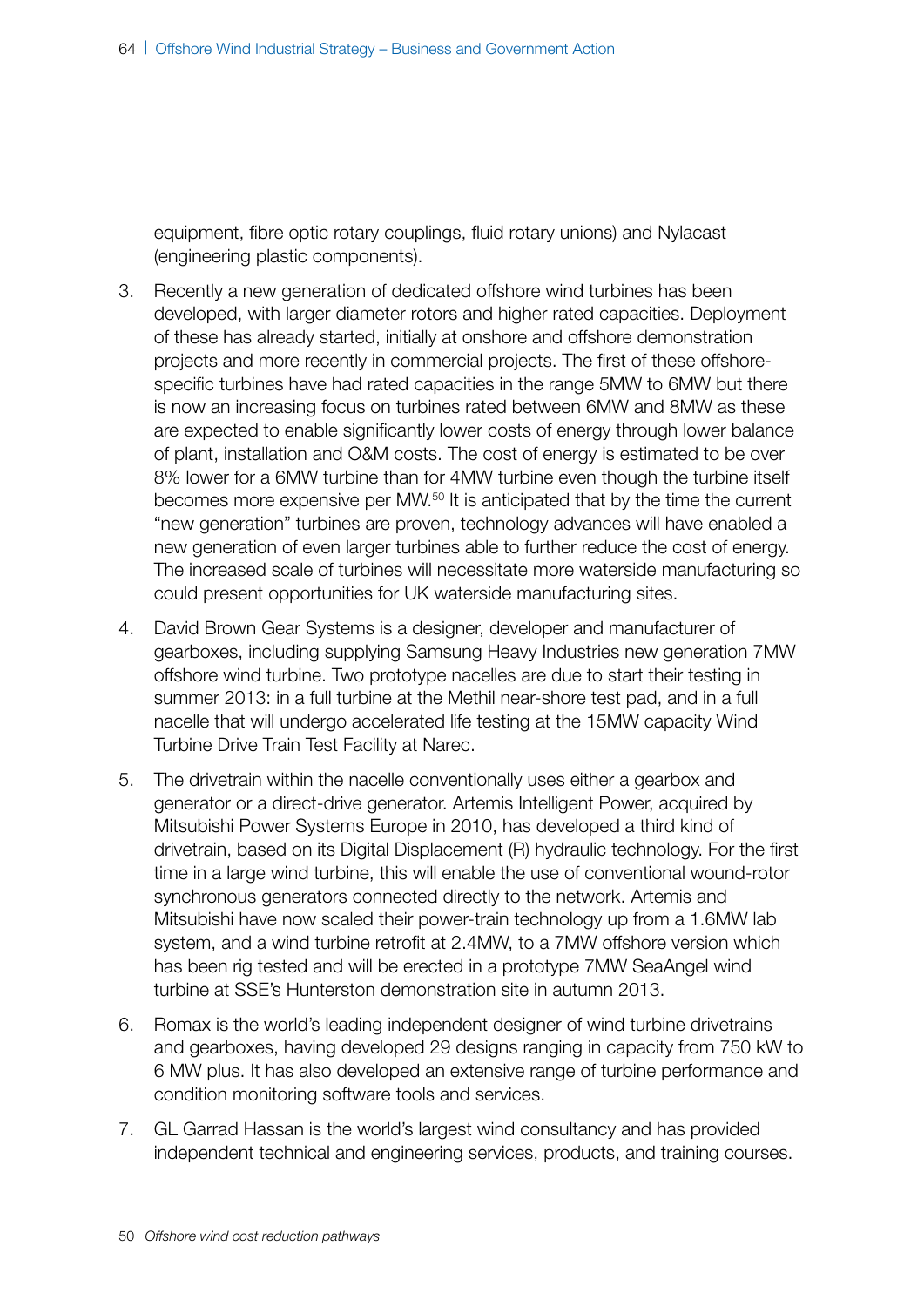equipment, fibre optic rotary couplings, fluid rotary unions) and Nylacast (engineering plastic components).

3. Recently a new generation of dedicated offshore wind turbines has been developed, with larger diameter rotors and higher rated capacities. Deployment of these has already started, initially at onshore and offshore demonstration projects and more recently in commercial projects. The first of these offshore-specific turbines have had rated capacities in the range 5MW to 6MW but there is now an increasing focus on turbines rated between 6MW and 8MW as these are expected to enable significantly lower costs of energy through lower balance of plant, installation and O&M costs. The cost of energy is estimated to be over 8% lower for a 6MW turbine than for 4MW turbine even though the turbine itself becomes more expensive per MW.[50] It is anticipated that by the time the current "new generation" turbines are proven, technology advances will have enabled a new generation of even larger turbines able to further reduce the cost of energy. The increased scale of turbines will necessitate more waterside manufacturing so could present opportunities for UK waterside manufacturing sites.

4. David Brown Gear Systems is a designer, developer and manufacturer of gearboxes, including supplying Samsung Heavy Industries new generation 7MW offshore wind turbine. Two prototype nacelles are due to start their testing in summer 2013: in a full turbine at the Methil near-shore test pad, and in a full nacelle that will undergo accelerated life testing at the 15MW capacity Wind Turbine Drive Train Test Facility at Narec.

5. The drivetrain within the nacelle conventionally uses either a gearbox and generator or a direct-drive generator. Artemis Intelligent Power, acquired by Mitsubishi Power Systems Europe in 2010, has developed a third kind of drivetrain, based on its Digital Displacement (R) hydraulic technology. For the first time in a large wind turbine, this will enable the use of conventional wound-rotor synchronous generators connected directly to the network. Artemis and Mitsubishi have now scaled their power-train technology up from a 1.6MW lab system, and a wind turbine retrofit at 2.4MW, to a 7MW offshore version which has been rig tested and will be erected in a prototype 7MW SeaAngel wind turbine at SSE's Hunterston demonstration site in autumn 2013.

6. Romax is the world's leading independent designer of wind turbine drivetrains and gearboxes, having developed 29 designs ranging in capacity from 750 kW to 6 MW plus. It has also developed an extensive range of turbine performance and condition monitoring software tools and services.

7. GL Garrad Hassan is the world's largest wind consultancy and has provided independent technical and engineering services, products, and training courses.

50 *Offshore wind cost reduction pathways*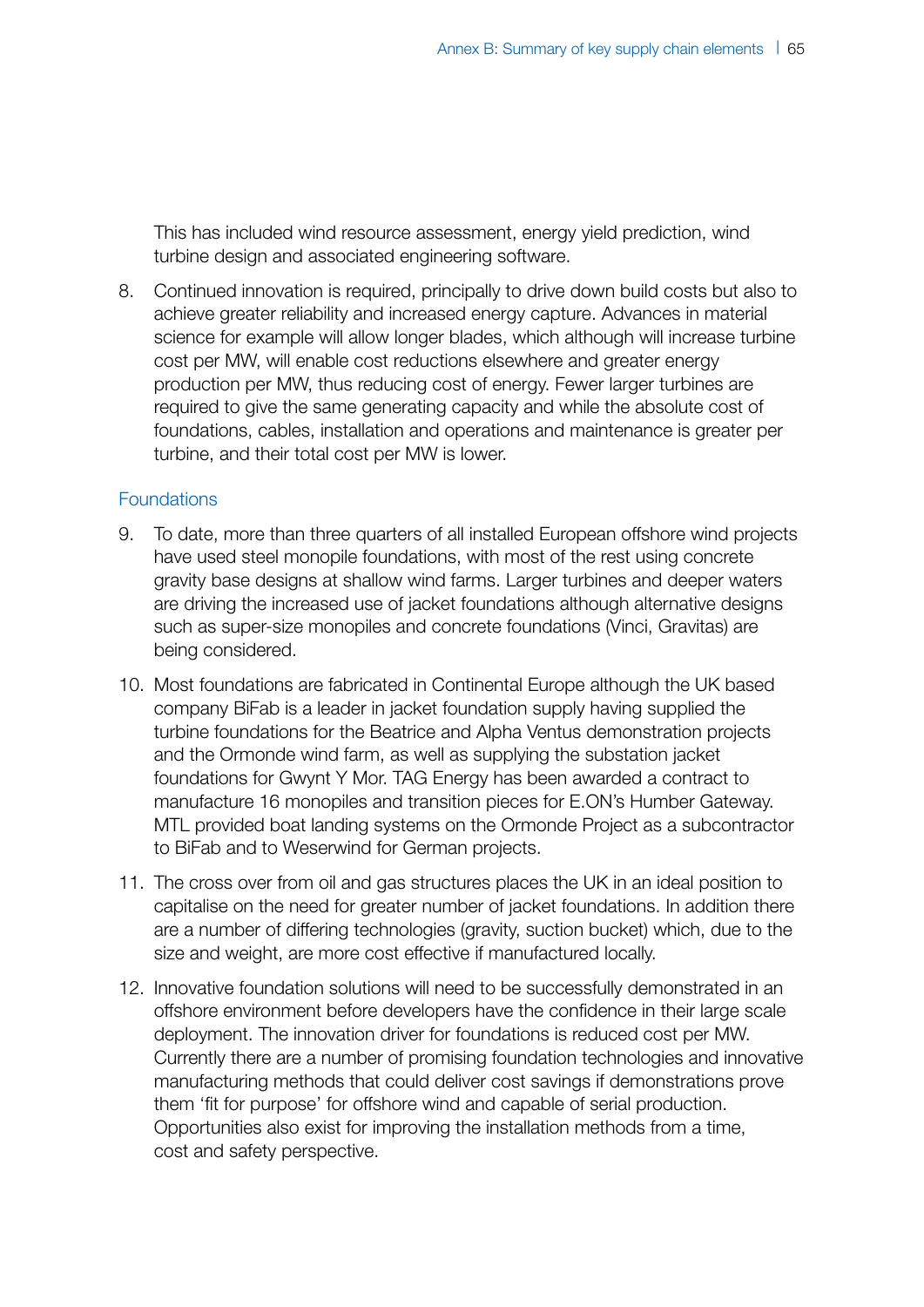This has included wind resource assessment, energy yield prediction, wind turbine design and associated engineering software.

8. Continued innovation is required, principally to drive down build costs but also to achieve greater reliability and increased energy capture. Advances in material science for example will allow longer blades, which although will increase turbine cost per MW, will enable cost reductions elsewhere and greater energy production per MW, thus reducing cost of energy. Fewer larger turbines are required to give the same generating capacity and while the absolute cost of foundations, cables, installation and operations and maintenance is greater per turbine, and their total cost per MW is lower.

### Foundations

9. To date, more than three quarters of all installed European offshore wind projects have used steel monopile foundations, with most of the rest using concrete gravity base designs at shallow wind farms. Larger turbines and deeper waters are driving the increased use of jacket foundations although alternative designs such as super-size monopiles and concrete foundations (Vinci, Gravitas) are being considered.

10. Most foundations are fabricated in Continental Europe although the UK based company BiFab is a leader in jacket foundation supply having supplied the turbine foundations for the Beatrice and Alpha Ventus demonstration projects and the Ormonde wind farm, as well as supplying the substation jacket foundations for Gwynt Y Mor. TAG Energy has been awarded a contract to manufacture 16 monopiles and transition pieces for E.ON's Humber Gateway. MTL provided boat landing systems on the Ormonde Project as a subcontractor to BiFab and to Weserwind for German projects.

11. The cross over from oil and gas structures places the UK in an ideal position to capitalise on the need for greater number of jacket foundations. In addition there are a number of differing technologies (gravity, suction bucket) which, due to the size and weight, are more cost effective if manufactured locally.

12. Innovative foundation solutions will need to be successfully demonstrated in an offshore environment before developers have the confidence in their large scale deployment. The innovation driver for foundations is reduced cost per MW. Currently there are a number of promising foundation technologies and innovative manufacturing methods that could deliver cost savings if demonstrations prove them 'fit for purpose' for offshore wind and capable of serial production. Opportunities also exist for improving the installation methods from a time, cost and safety perspective.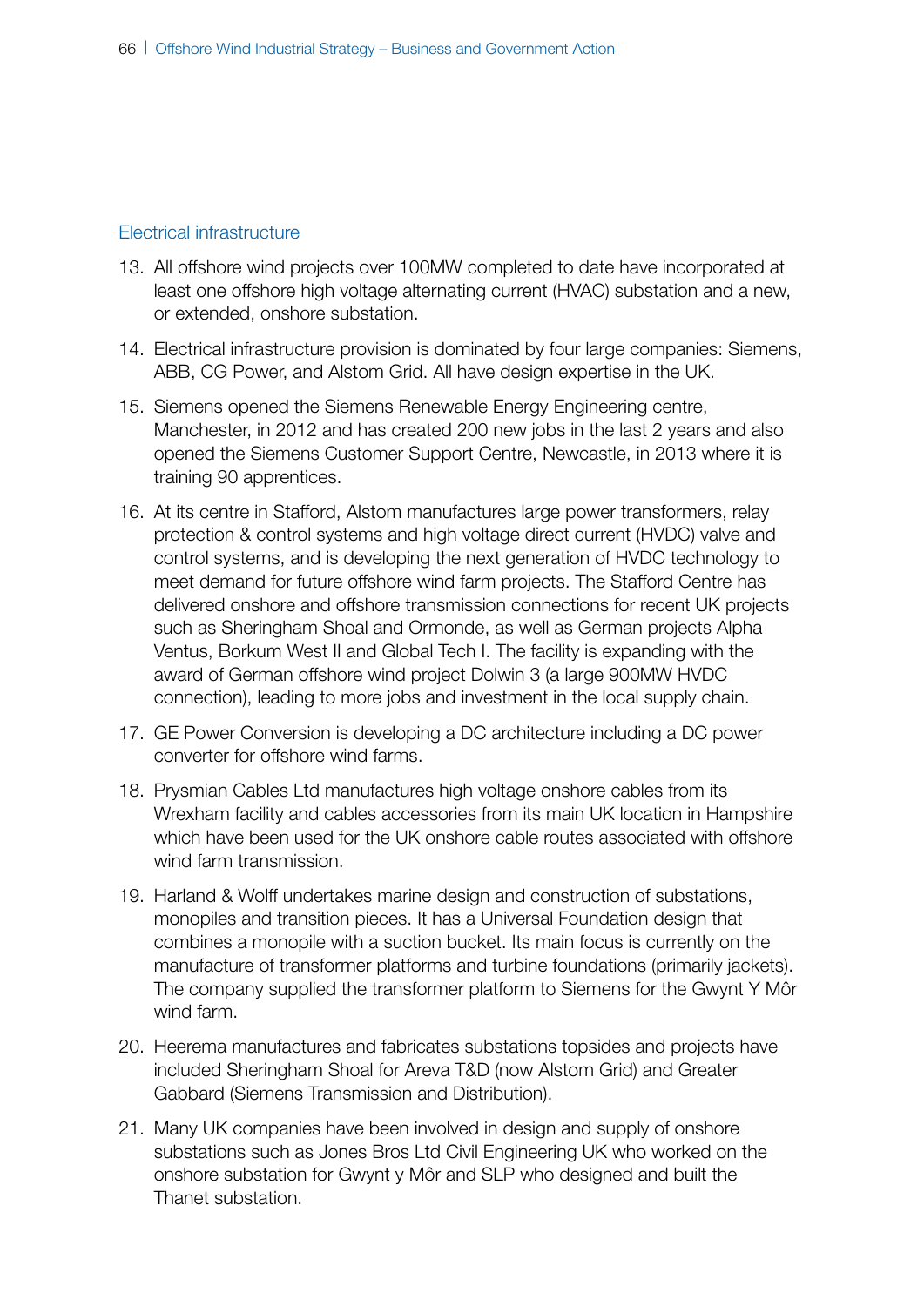## Electrical infrastructure

13. All offshore wind projects over 100MW completed to date have incorporated at least one offshore high voltage alternating current (HVAC) substation and a new, or extended, onshore substation.

14. Electrical infrastructure provision is dominated by four large companies: Siemens, ABB, CG Power, and Alstom Grid. All have design expertise in the UK.

15. Siemens opened the Siemens Renewable Energy Engineering centre, Manchester, in 2012 and has created 200 new jobs in the last 2 years and also opened the Siemens Customer Support Centre, Newcastle, in 2013 where it is training 90 apprentices.

16. At its centre in Stafford, Alstom manufactures large power transformers, relay protection & control systems and high voltage direct current (HVDC) valve and control systems, and is developing the next generation of HVDC technology to meet demand for future offshore wind farm projects. The Stafford Centre has delivered onshore and offshore transmission connections for recent UK projects such as Sheringham Shoal and Ormonde, as well as German projects Alpha Ventus, Borkum West II and Global Tech I. The facility is expanding with the award of German offshore wind project Dolwin 3 (a large 900MW HVDC connection), leading to more jobs and investment in the local supply chain.

17. GE Power Conversion is developing a DC architecture including a DC power converter for offshore wind farms.

18. Prysmian Cables Ltd manufactures high voltage onshore cables from its Wrexham facility and cables accessories from its main UK location in Hampshire which have been used for the UK onshore cable routes associated with offshore wind farm transmission.

19. Harland & Wolff undertakes marine design and construction of substations, monopiles and transition pieces. It has a Universal Foundation design that combines a monopile with a suction bucket. Its main focus is currently on the manufacture of transformer platforms and turbine foundations (primarily jackets). The company supplied the transformer platform to Siemens for the Gwynt Y Môr wind farm.

20. Heerema manufactures and fabricates substations topsides and projects have included Sheringham Shoal for Areva T&D (now Alstom Grid) and Greater Gabbard (Siemens Transmission and Distribution).

21. Many UK companies have been involved in design and supply of onshore substations such as Jones Bros Ltd Civil Engineering UK who worked on the onshore substation for Gwynt y Môr and SLP who designed and built the Thanet substation.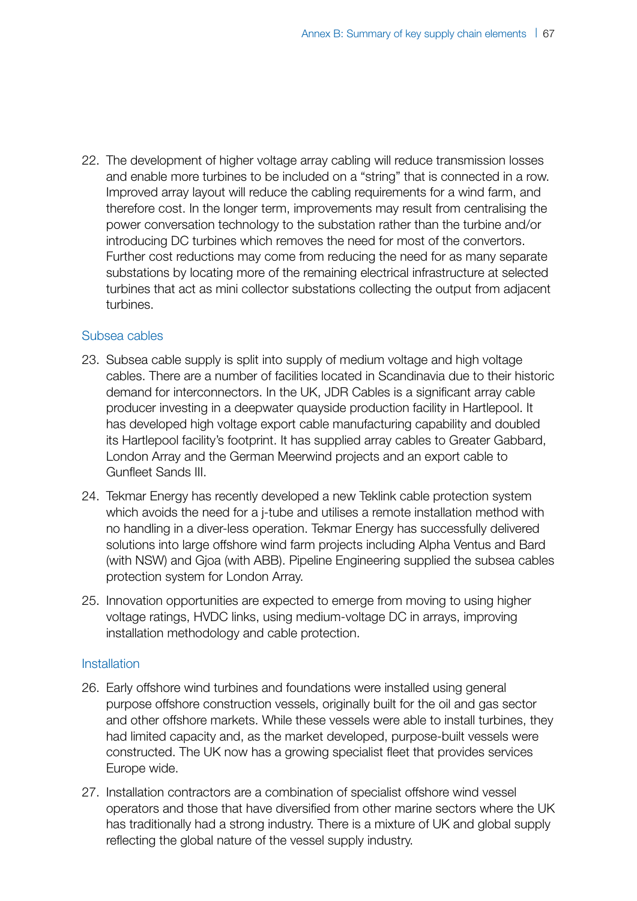22. The development of higher voltage array cabling will reduce transmission losses and enable more turbines to be included on a “string” that is connected in a row. Improved array layout will reduce the cabling requirements for a wind farm, and therefore cost. In the longer term, improvements may result from centralising the power conversation technology to the substation rather than the turbine and/or introducing DC turbines which removes the need for most of the convertors. Further cost reductions may come from reducing the need for as many separate substations by locating more of the remaining electrical infrastructure at selected turbines that act as mini collector substations collecting the output from adjacent turbines.

### Subsea cables

23. Subsea cable supply is split into supply of medium voltage and high voltage cables. There are a number of facilities located in Scandinavia due to their historic demand for interconnectors. In the UK, JDR Cables is a significant array cable producer investing in a deepwater quayside production facility in Hartlepool. It has developed high voltage export cable manufacturing capability and doubled its Hartlepool facility’s footprint. It has supplied array cables to Greater Gabbard, London Array and the German Meerwind projects and an export cable to Gunfleet Sands III.

24. Tekmar Energy has recently developed a new Teklink cable protection system which avoids the need for a j-tube and utilises a remote installation method with no handling in a diver-less operation. Tekmar Energy has successfully delivered solutions into large offshore wind farm projects including Alpha Ventus and Bard (with NSW) and Gjoa (with ABB). Pipeline Engineering supplied the subsea cables protection system for London Array.

25. Innovation opportunities are expected to emerge from moving to using higher voltage ratings, HVDC links, using medium-voltage DC in arrays, improving installation methodology and cable protection.

### Installation

26. Early offshore wind turbines and foundations were installed using general purpose offshore construction vessels, originally built for the oil and gas sector and other offshore markets. While these vessels were able to install turbines, they had limited capacity and, as the market developed, purpose-built vessels were constructed. The UK now has a growing specialist fleet that provides services Europe wide.

27. Installation contractors are a combination of specialist offshore wind vessel operators and those that have diversified from other marine sectors where the UK has traditionally had a strong industry. There is a mixture of UK and global supply reflecting the global nature of the vessel supply industry.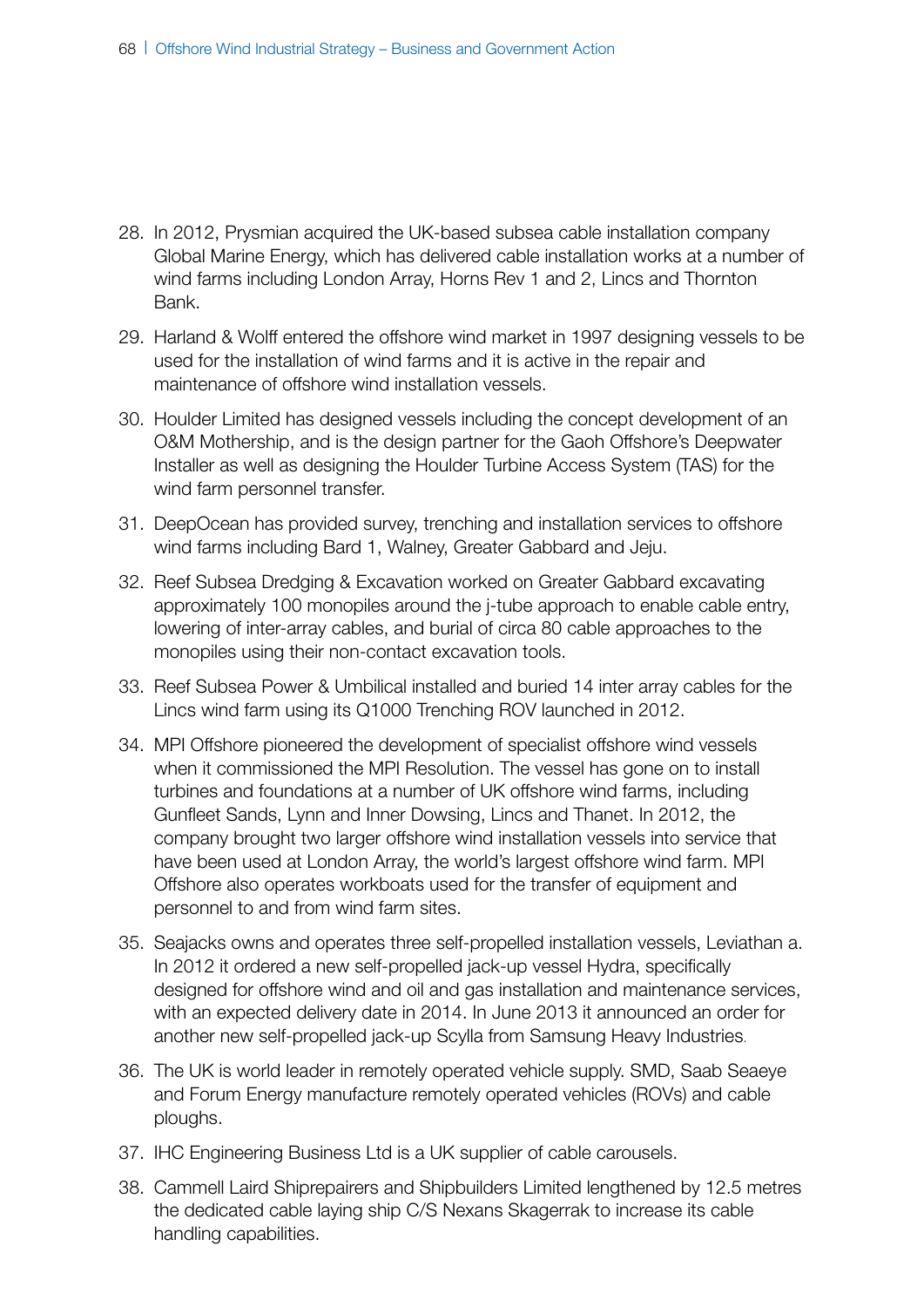28. In 2012, Prysmian acquired the UK-based subsea cable installation company Global Marine Energy, which has delivered cable installation works at a number of wind farms including London Array, Horns Rev 1 and 2, Lincs and Thornton Bank.

29. Harland & Wolff entered the offshore wind market in 1997 designing vessels to be used for the installation of wind farms and it is active in the repair and maintenance of offshore wind installation vessels.

30. Houlder Limited has designed vessels including the concept development of an O&M Mothership, and is the design partner for the Gaoh Offshore's Deepwater Installer as well as designing the Houlder Turbine Access System (TAS) for the wind farm personnel transfer.

31. DeepOcean has provided survey, trenching and installation services to offshore wind farms including Bard 1, Walney, Greater Gabbard and Jeju.

32. Reef Subsea Dredging & Excavation worked on Greater Gabbard excavating approximately 100 monopiles around the j-tube approach to enable cable entry, lowering of inter-array cables, and burial of circa 80 cable approaches to the monopiles using their non-contact excavation tools.

33. Reef Subsea Power & Umbilical installed and buried 14 inter array cables for the Lincs wind farm using its Q1000 Trenching ROV launched in 2012.

34. MPI Offshore pioneered the development of specialist offshore wind vessels when it commissioned the MPI Resolution. The vessel has gone on to install turbines and foundations at a number of UK offshore wind farms, including Gunfleet Sands, Lynn and Inner Dowsing, Lincs and Thanet. In 2012, the company brought two larger offshore wind installation vessels into service that have been used at London Array, the world's largest offshore wind farm. MPI Offshore also operates workboats used for the transfer of equipment and personnel to and from wind farm sites.

35. Seajacks owns and operates three self-propelled installation vessels, Leviathan a. In 2012 it ordered a new self-propelled jack-up vessel Hydra, specifically designed for offshore wind and oil and gas installation and maintenance services, with an expected delivery date in 2014. In June 2013 it announced an order for another new self-propelled jack-up Scylla from Samsung Heavy Industries.

36. The UK is world leader in remotely operated vehicle supply. SMD, Saab Seaeye and Forum Energy manufacture remotely operated vehicles (ROVs) and cable ploughs.

37. IHC Engineering Business Ltd is a UK supplier of cable carousels.

38. Cammell Laird Shiprepairers and Shipbuilders Limited lengthened by 12.5 metres the dedicated cable laying ship C/S Nexans Skagerrak to increase its cable handling capabilities.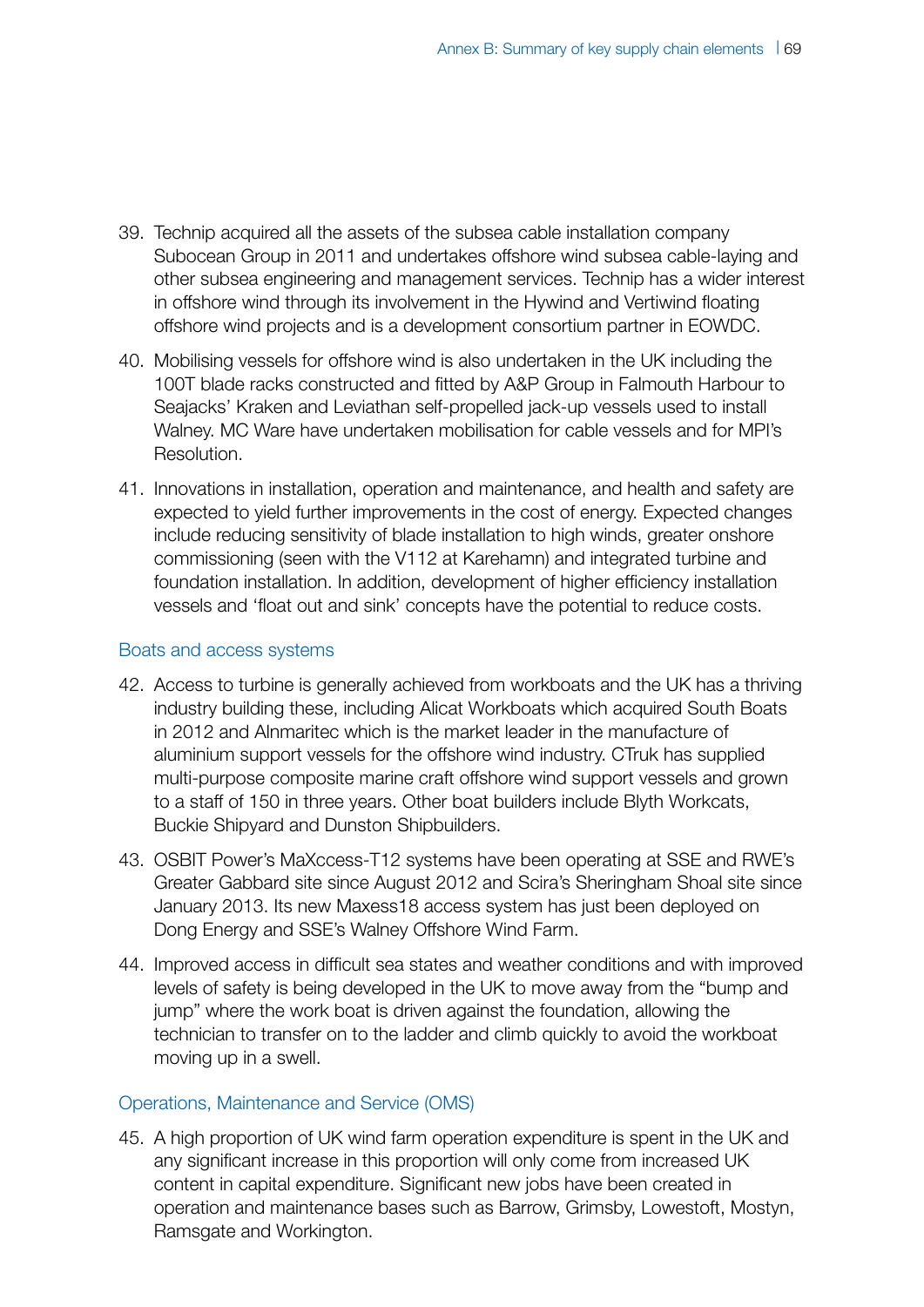39. Technip acquired all the assets of the subsea cable installation company Subocean Group in 2011 and undertakes offshore wind subsea cable-laying and other subsea engineering and management services. Technip has a wider interest in offshore wind through its involvement in the Hywind and Vertiwind floating offshore wind projects and is a development consortium partner in EOWDC.

40. Mobilising vessels for offshore wind is also undertaken in the UK including the 100T blade racks constructed and fitted by A&P Group in Falmouth Harbour to Seajacks' Kraken and Leviathan self-propelled jack-up vessels used to install Walney. MC Ware have undertaken mobilisation for cable vessels and for MPI's Resolution.

41. Innovations in installation, operation and maintenance, and health and safety are expected to yield further improvements in the cost of energy. Expected changes include reducing sensitivity of blade installation to high winds, greater onshore commissioning (seen with the V112 at Karehamn) and integrated turbine and foundation installation. In addition, development of higher efficiency installation vessels and 'float out and sink' concepts have the potential to reduce costs.

### Boats and access systems

42. Access to turbine is generally achieved from workboats and the UK has a thriving industry building these, including Alicat Workboats which acquired South Boats in 2012 and Alnmaritec which is the market leader in the manufacture of aluminium support vessels for the offshore wind industry. CTruk has supplied multi-purpose composite marine craft offshore wind support vessels and grown to a staff of 150 in three years. Other boat builders include Blyth Workcats, Buckie Shipyard and Dunston Shipbuilders.

43. OSBIT Power's MaXccess-T12 systems have been operating at SSE and RWE's Greater Gabbard site since August 2012 and Scira's Sheringham Shoal site since January 2013. Its new Maxess18 access system has just been deployed on Dong Energy and SSE's Walney Offshore Wind Farm.

44. Improved access in difficult sea states and weather conditions and with improved levels of safety is being developed in the UK to move away from the "bump and jump" where the work boat is driven against the foundation, allowing the technician to transfer on to the ladder and climb quickly to avoid the workboat moving up in a swell.

### Operations, Maintenance and Service (OMS)

45. A high proportion of UK wind farm operation expenditure is spent in the UK and any significant increase in this proportion will only come from increased UK content in capital expenditure. Significant new jobs have been created in operation and maintenance bases such as Barrow, Grimsby, Lowestoft, Mostyn, Ramsgate and Workington.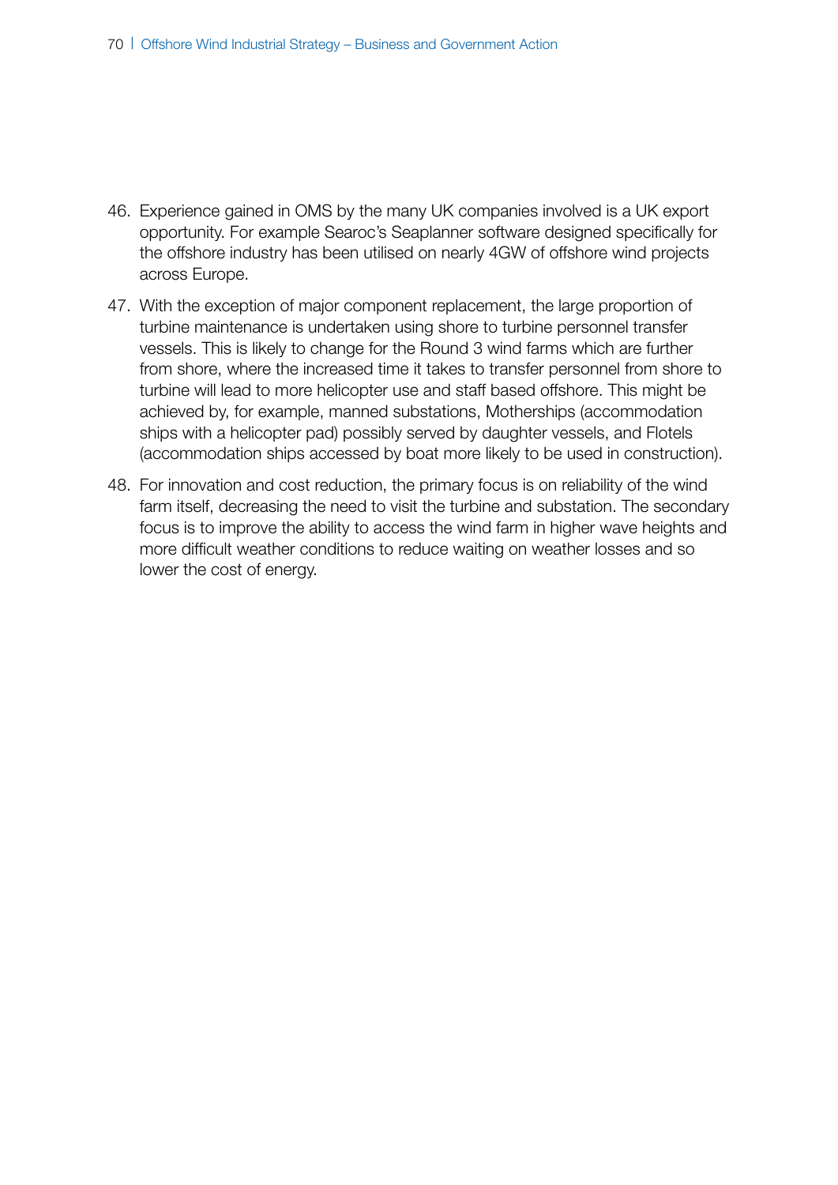46. Experience gained in OMS by the many UK companies involved is a UK export opportunity. For example Searoc's Seaplanner software designed specifically for the offshore industry has been utilised on nearly 4GW of offshore wind projects across Europe.

47. With the exception of major component replacement, the large proportion of turbine maintenance is undertaken using shore to turbine personnel transfer vessels. This is likely to change for the Round 3 wind farms which are further from shore, where the increased time it takes to transfer personnel from shore to turbine will lead to more helicopter use and staff based offshore. This might be achieved by, for example, manned substations, Motherships (accommodation ships with a helicopter pad) possibly served by daughter vessels, and Flotels (accommodation ships accessed by boat more likely to be used in construction).

48. For innovation and cost reduction, the primary focus is on reliability of the wind farm itself, decreasing the need to visit the turbine and substation. The secondary focus is to improve the ability to access the wind farm in higher wave heights and more difficult weather conditions to reduce waiting on weather losses and so lower the cost of energy.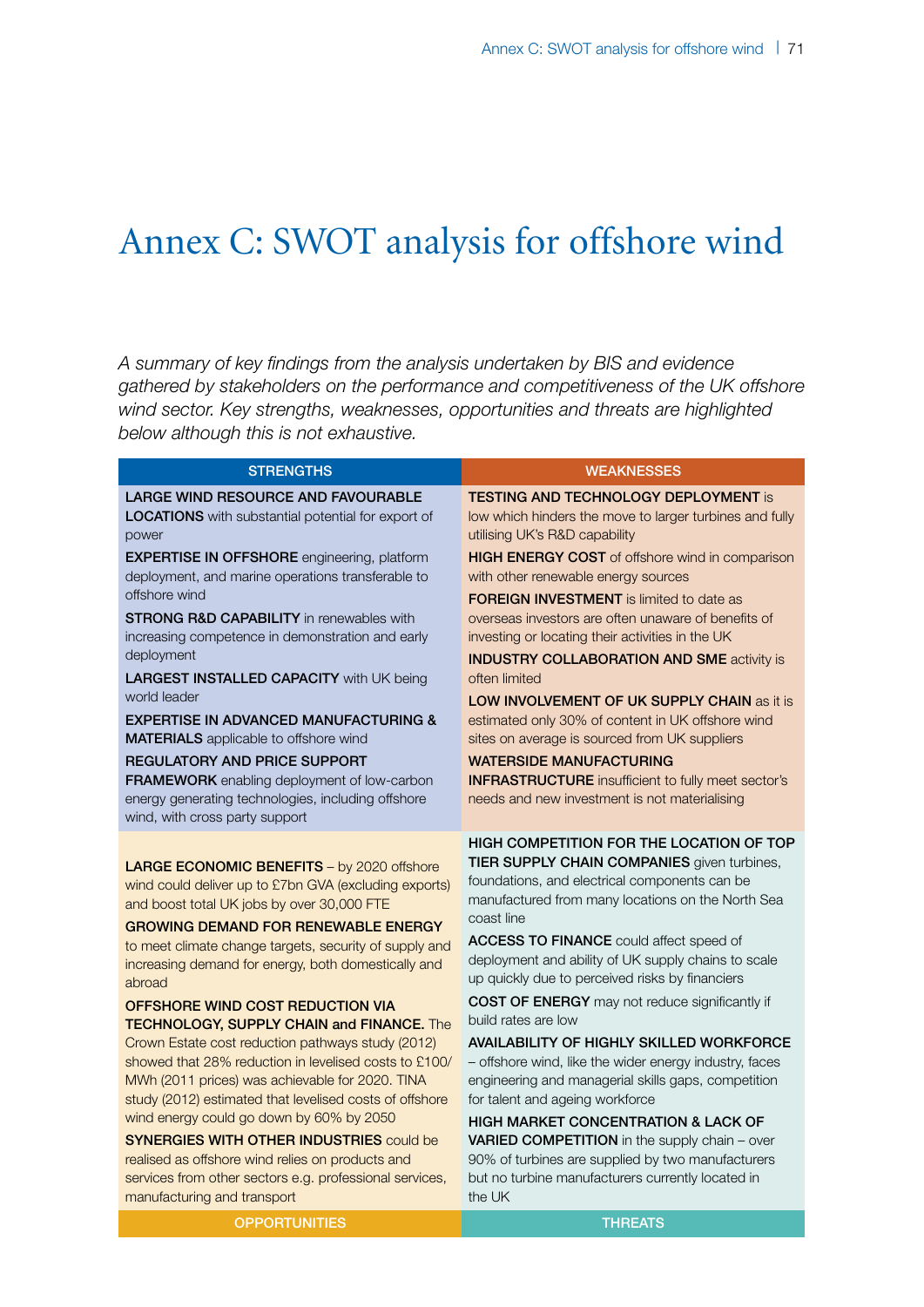# Annex C: SWOT analysis for offshore wind

*A summary of key findings from the analysis undertaken by BIS and evidence gathered by stakeholders on the performance and competitiveness of the UK offshore wind sector. Key strengths, weaknesses, opportunities and threats are highlighted below although this is not exhaustive.*

| STRENGTHS | WEAKNESSES |
| --- | --- |
| **LARGE WIND RESOURCE AND FAVOURABLE LOCATIONS** with substantial potential for export of power<br><br>**EXPERTISE IN OFFSHORE** engineering, platform deployment, and marine operations transferable to offshore wind<br><br>**STRONG R&D CAPABILITY** in renewables with increasing competence in demonstration and early deployment<br><br>**LARGEST INSTALLED CAPACITY** with UK being world leader<br><br>**EXPERTISE IN ADVANCED MANUFACTURING & MATERIALS** applicable to offshore wind<br><br>**REGULATORY AND PRICE SUPPORT FRAMEWORK** enabling deployment of low-carbon energy generating technologies, including offshore wind, with cross party support | **TESTING AND TECHNOLOGY DEPLOYMENT** is low which hinders the move to larger turbines and fully utilising UK's R&D capability<br><br>**HIGH ENERGY COST** of offshore wind in comparison with other renewable energy sources<br><br>**FOREIGN INVESTMENT** is limited to date as overseas investors are often unaware of benefits of investing or locating their activities in the UK<br><br>**INDUSTRY COLLABORATION AND SME** activity is often limited<br><br>**LOW INVOLVEMENT OF UK SUPPLY CHAIN** as it is estimated only 30% of content in UK offshore wind sites on average is sourced from UK suppliers<br><br>**WATERSIDE MANUFACTURING INFRASTRUCTURE** insufficient to fully meet sector's needs and new investment is not materialising |
| **OPPORTUNITIES** | **THREATS** |
| **LARGE ECONOMIC BENEFITS** – by 2020 offshore wind could deliver up to £7bn GVA (excluding exports) and boost total UK jobs by over 30,000 FTE<br><br>**GROWING DEMAND FOR RENEWABLE ENERGY** to meet climate change targets, security of supply and increasing demand for energy, both domestically and abroad<br><br>**OFFSHORE WIND COST REDUCTION VIA TECHNOLOGY, SUPPLY CHAIN and FINANCE.** The Crown Estate cost reduction pathways study (2012) showed that 28% reduction in levelised costs to £100/MWh (2011 prices) was achievable for 2020. TINA study (2012) estimated that levelised costs of offshore wind energy could go down by 60% by 2050<br><br>**SYNERGIES WITH OTHER INDUSTRIES** could be realised as offshore wind relies on products and services from other sectors e.g. professional services, manufacturing and transport | **HIGH COMPETITION FOR THE LOCATION OF TOP TIER SUPPLY CHAIN COMPANIES** given turbines, foundations, and electrical components can be manufactured from many locations on the North Sea coast line<br><br>**ACCESS TO FINANCE** could affect speed of deployment and ability of UK supply chains to scale up quickly due to perceived risks by financiers<br><br>**COST OF ENERGY** may not reduce significantly if build rates are low<br><br>**AVAILABILITY OF HIGHLY SKILLED WORKFORCE** – offshore wind, like the wider energy industry, faces engineering and managerial skills gaps, competition for talent and ageing workforce<br><br>**HIGH MARKET CONCENTRATION & LACK OF VARIED COMPETITION** in the supply chain – over 90% of turbines are supplied by two manufacturers but no turbine manufacturers currently located in the UK |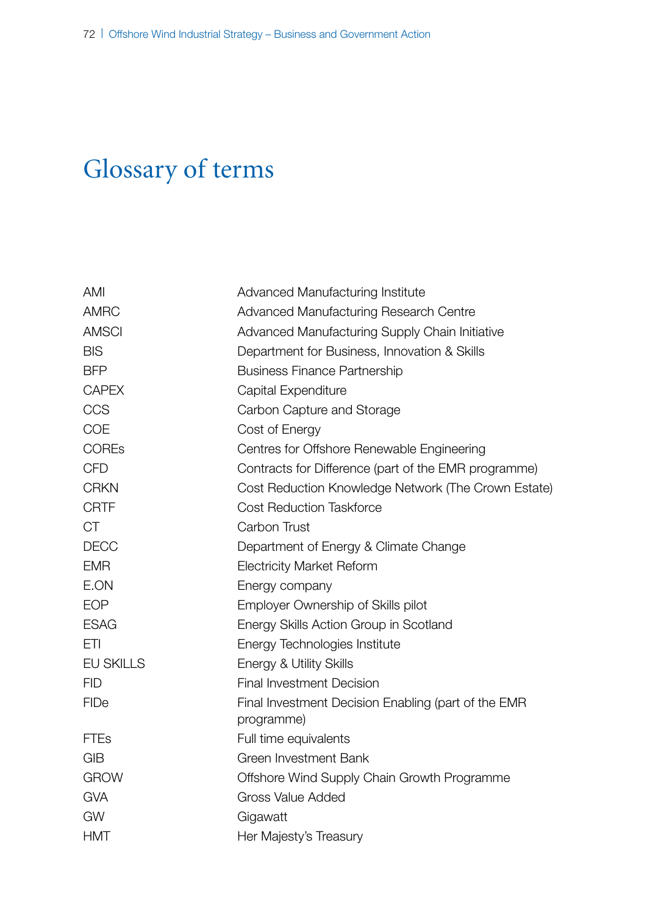# Glossary of terms

| | |
|---|---|
| AMI | Advanced Manufacturing Institute |
| AMRC | Advanced Manufacturing Research Centre |
| AMSCI | Advanced Manufacturing Supply Chain Initiative |
| BIS | Department for Business, Innovation & Skills |
| BFP | Business Finance Partnership |
| CAPEX | Capital Expenditure |
| CCS | Carbon Capture and Storage |
| COE | Cost of Energy |
| COREs | Centres for Offshore Renewable Engineering |
| CFD | Contracts for Difference (part of the EMR programme) |
| CRKN | Cost Reduction Knowledge Network (The Crown Estate) |
| CRTF | Cost Reduction Taskforce |
| CT | Carbon Trust |
| DECC | Department of Energy & Climate Change |
| EMR | Electricity Market Reform |
| E.ON | Energy company |
| EOP | Employer Ownership of Skills pilot |
| ESAG | Energy Skills Action Group in Scotland |
| ETI | Energy Technologies Institute |
| EU SKILLS | Energy & Utility Skills |
| FID | Final Investment Decision |
| FIDe | Final Investment Decision Enabling (part of the EMR programme) |
| FTEs | Full time equivalents |
| GIB | Green Investment Bank |
| GROW | Offshore Wind Supply Chain Growth Programme |
| GVA | Gross Value Added |
| GW | Gigawatt |
| HMT | Her Majesty's Treasury |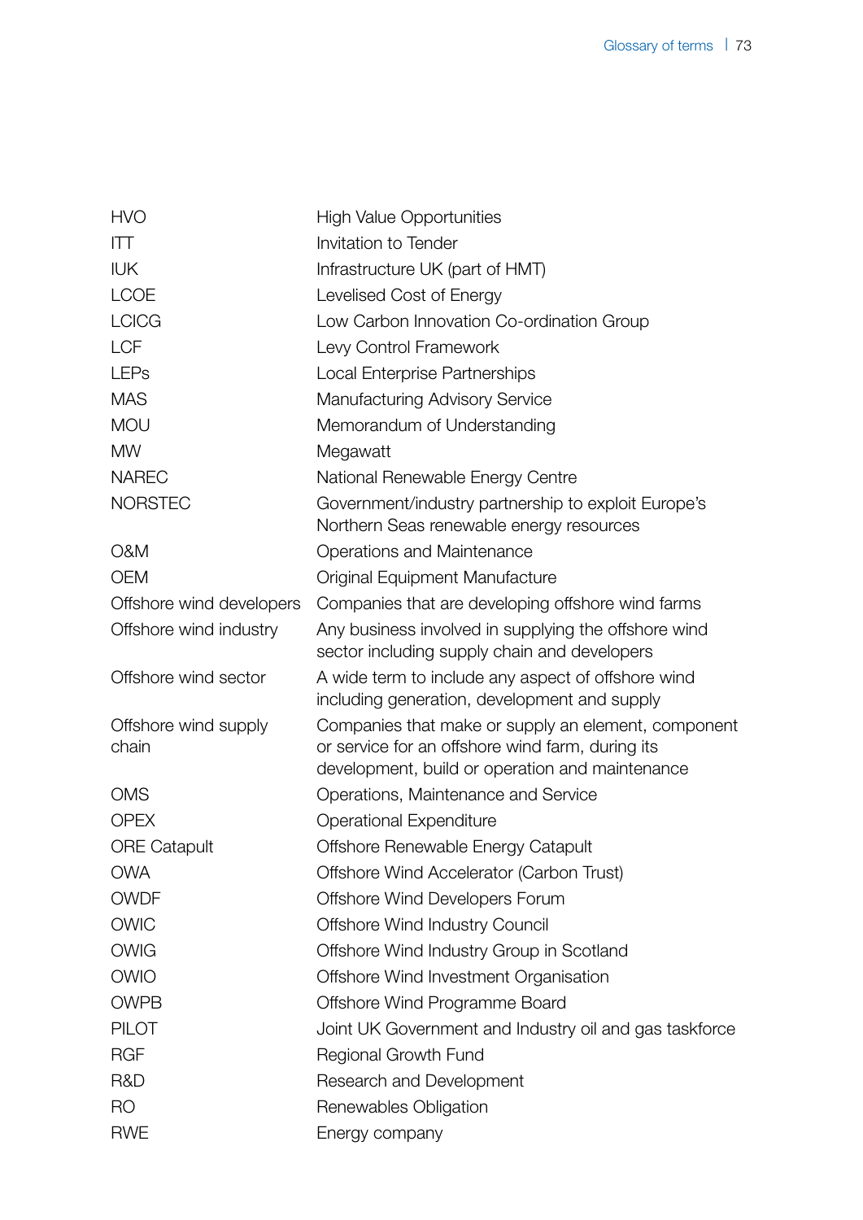| | |
|---|---|
| HVO | High Value Opportunities |
| ITT | Invitation to Tender |
| IUK | Infrastructure UK (part of HMT) |
| LCOE | Levelised Cost of Energy |
| LCICG | Low Carbon Innovation Co-ordination Group |
| LCF | Levy Control Framework |
| LEPs | Local Enterprise Partnerships |
| MAS | Manufacturing Advisory Service |
| MOU | Memorandum of Understanding |
| MW | Megawatt |
| NAREC | National Renewable Energy Centre |
| NORSTEC | Government/industry partnership to exploit Europe's Northern Seas renewable energy resources |
| O&M | Operations and Maintenance |
| OEM | Original Equipment Manufacture |
| Offshore wind developers | Companies that are developing offshore wind farms |
| Offshore wind industry | Any business involved in supplying the offshore wind sector including supply chain and developers |
| Offshore wind sector | A wide term to include any aspect of offshore wind including generation, development and supply |
| Offshore wind supply chain | Companies that make or supply an element, component or service for an offshore wind farm, during its development, build or operation and maintenance |
| OMS | Operations, Maintenance and Service |
| OPEX | Operational Expenditure |
| ORE Catapult | Offshore Renewable Energy Catapult |
| OWA | Offshore Wind Accelerator (Carbon Trust) |
| OWDF | Offshore Wind Developers Forum |
| OWIC | Offshore Wind Industry Council |
| OWIG | Offshore Wind Industry Group in Scotland |
| OWIO | Offshore Wind Investment Organisation |
| OWPB | Offshore Wind Programme Board |
| PILOT | Joint UK Government and Industry oil and gas taskforce |
| RGF | Regional Growth Fund |
| R&D | Research and Development |
| RO | Renewables Obligation |
| RWE | Energy company |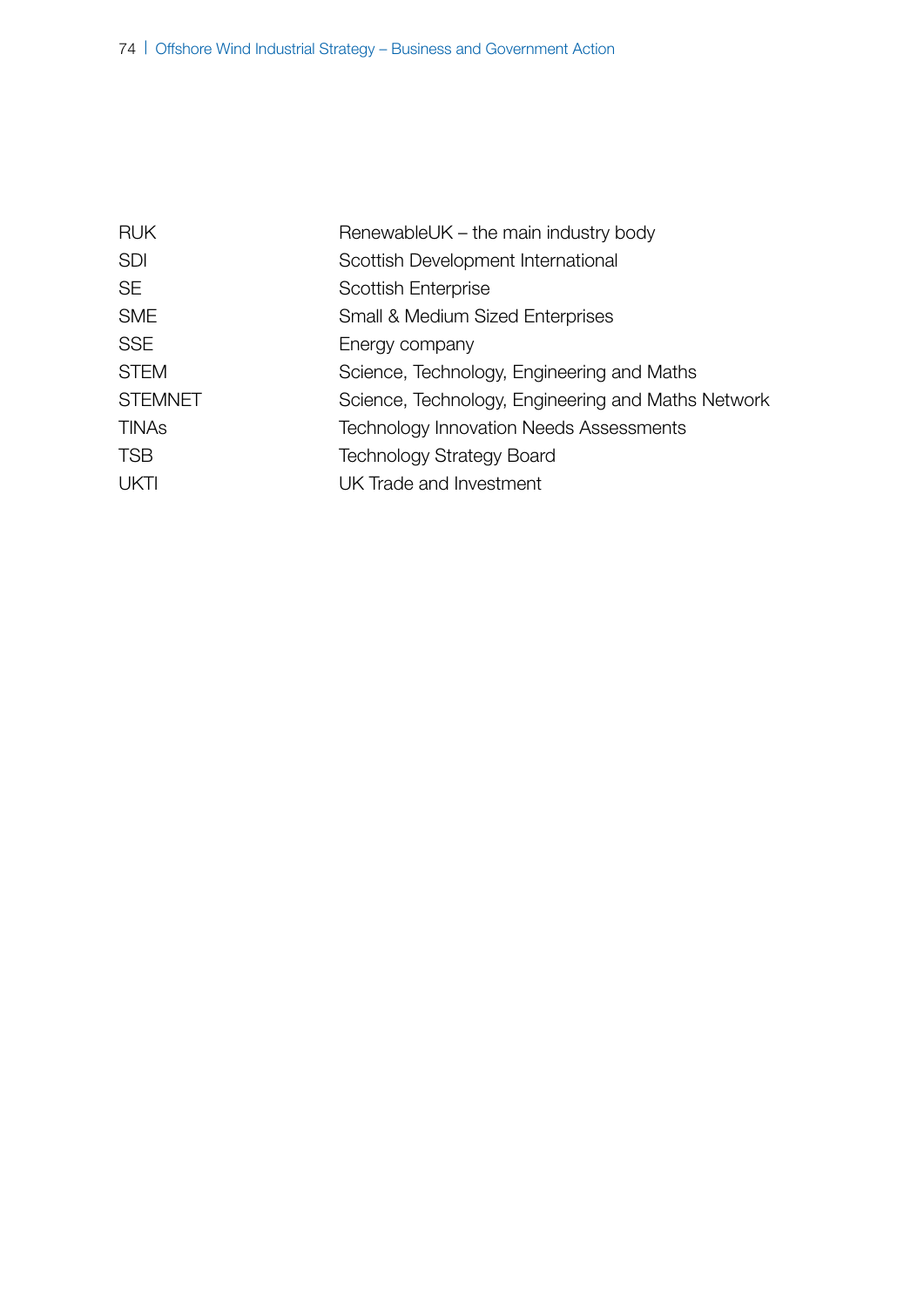| | |
|---|---|
| RUK | RenewableUK – the main industry body |
| SDI | Scottish Development International |
| SE | Scottish Enterprise |
| SME | Small & Medium Sized Enterprises |
| SSE | Energy company |
| STEM | Science, Technology, Engineering and Maths |
| STEMNET | Science, Technology, Engineering and Maths Network |
| TINAs | Technology Innovation Needs Assessments |
| TSB | Technology Strategy Board |
| UKTI | UK Trade and Investment |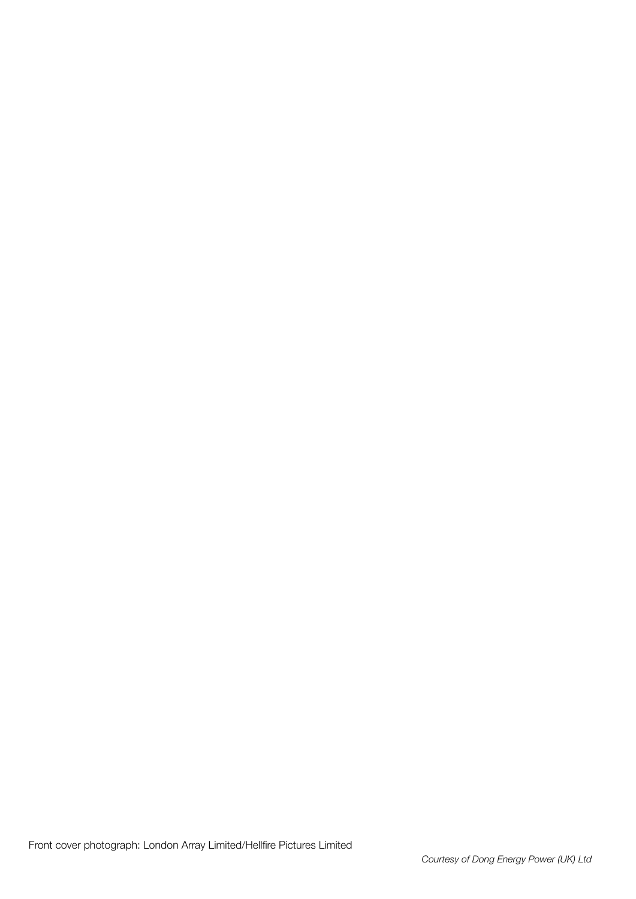Front cover photograph: London Array Limited/Hellfire Pictures Limited

*Courtesy of Dong Energy Power (UK) Ltd*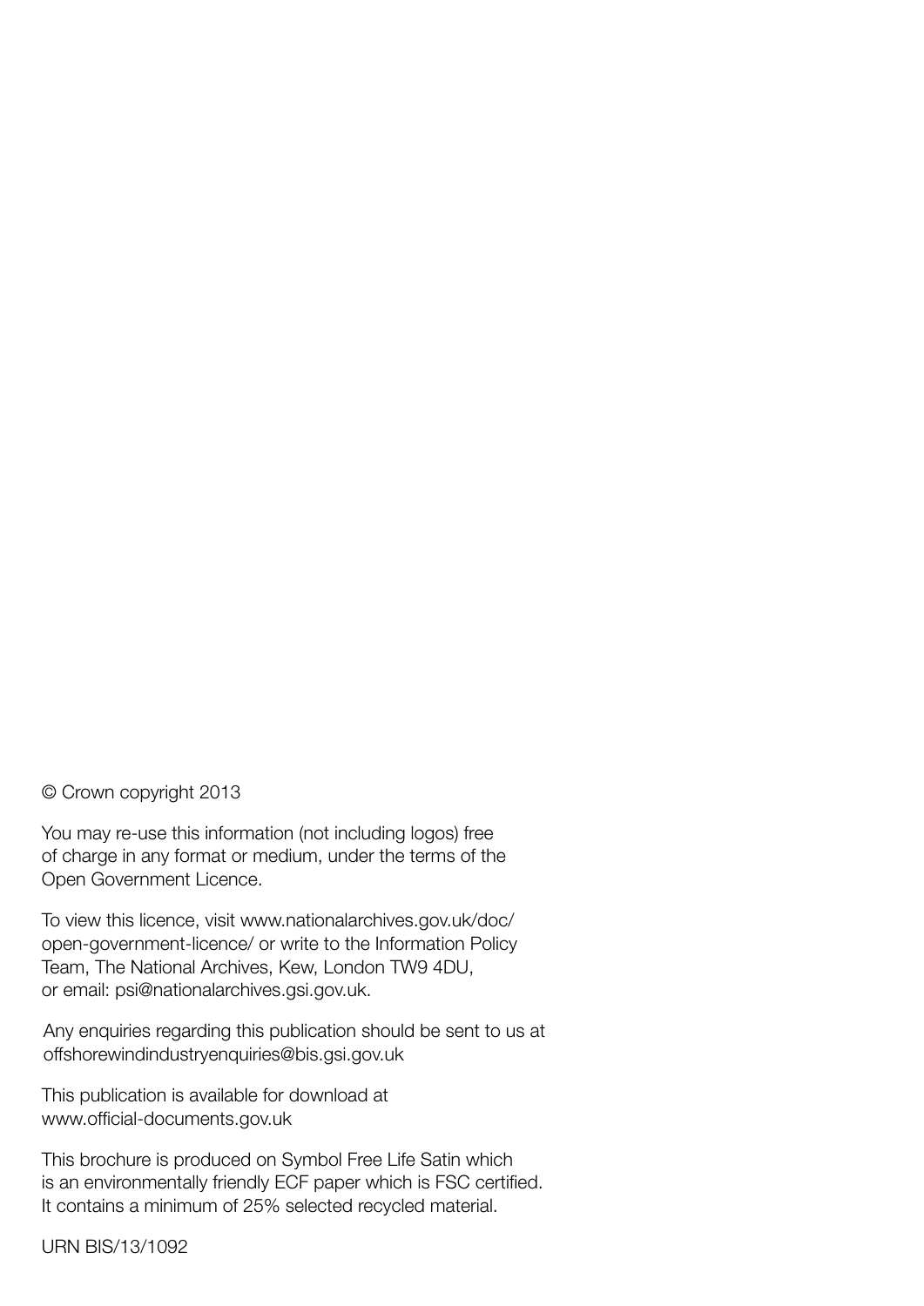© Crown copyright 2013

You may re-use this information (not including logos) free of charge in any format or medium, under the terms of the Open Government Licence.

To view this licence, visit www.nationalarchives.gov.uk/doc/open-government-licence/ or write to the Information Policy Team, The National Archives, Kew, London TW9 4DU, or email: psi@nationalarchives.gsi.gov.uk.

Any enquiries regarding this publication should be sent to us at offshorewindindustryenquiries@bis.gsi.gov.uk

This publication is available for download at www.official-documents.gov.uk

This brochure is produced on Symbol Free Life Satin which is an environmentally friendly ECF paper which is FSC certified. It contains a minimum of 25% selected recycled material.

URN BIS/13/1092